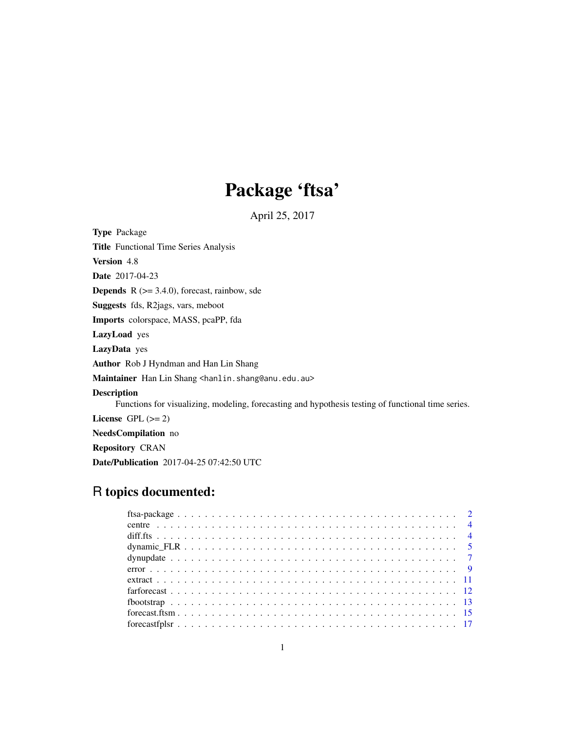# Package 'ftsa'

April 25, 2017

**Type** Package

**Title** Functional Time Series Analysis

**Version** 4.8

**Date** 2017-04-23

**Depends** R (>= 3.4.0), forecast, rainbow, sde

**Suggests** fds, R2jags, vars, meboot

**Imports** colorspace, MASS, pcaPP, fda

**LazyLoad** yes

**LazyData** yes

**Author** Rob J Hyndman and Han Lin Shang

**Maintainer** Han Lin Shang <hanlin.shang@anu.edu.au>

**Description**
Functions for visualizing, modeling, forecasting and hypothesis testing of functional time series.

**License** GPL (>= 2)

**NeedsCompilation** no

**Repository** CRAN

**Date/Publication** 2017-04-25 07:42:50 UTC

## R topics documented:

- ftsa-package . . . 2
- centre . . . 4
- diff.fts . . . 4
- dynamic_FLR . . . 5
- dynupdate . . . 7
- error . . . 9
- extract . . . 11
- farforecast . . . 12
- fbootstrap . . . 13
- forecast.ftsm . . . 15
- forecastfplsr . . . 17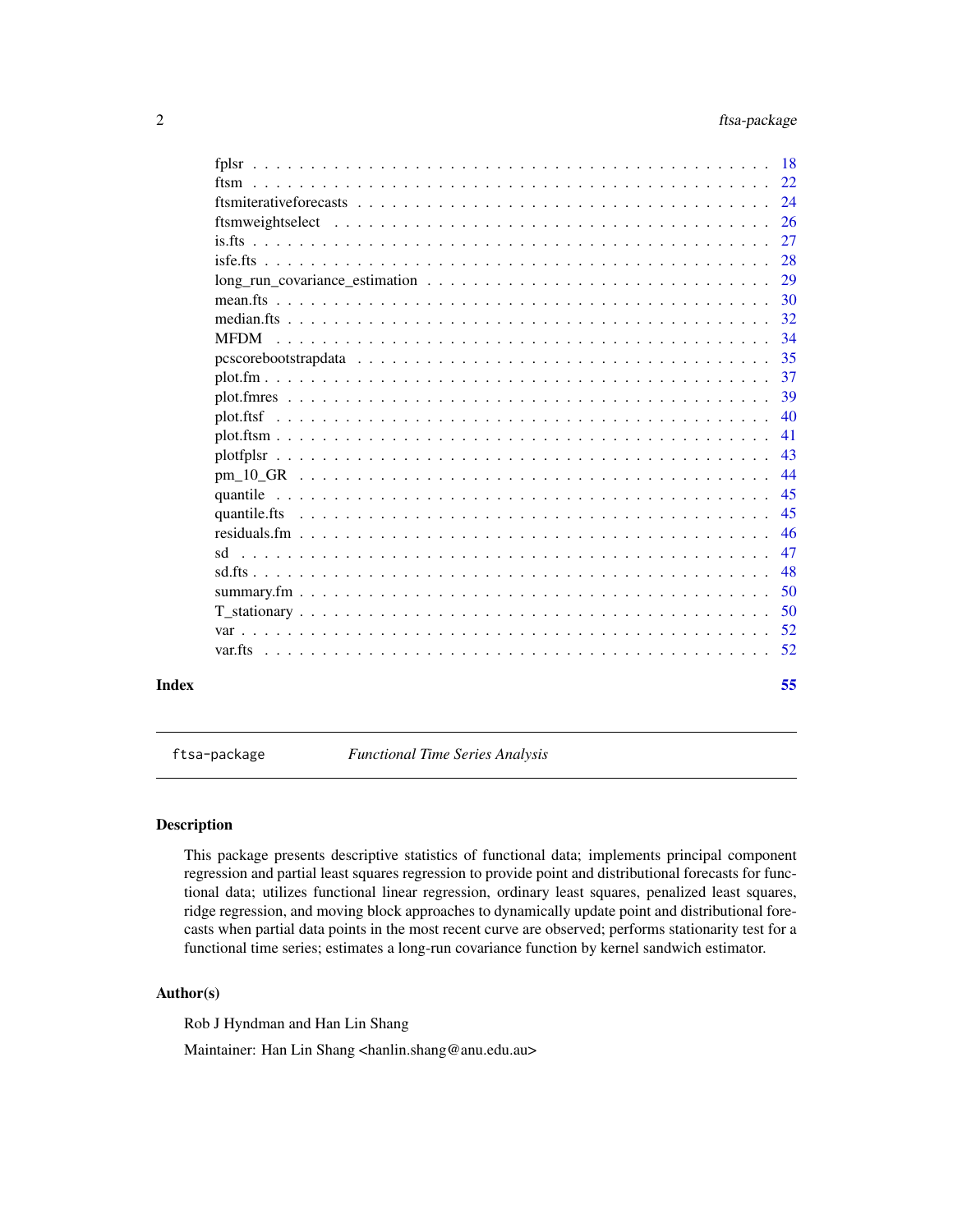fplsr . . . . . . . . . . . . . . . . . . . . . . . . . . . . . . . . . . . . . . . . . . . 18
ftsm . . . . . . . . . . . . . . . . . . . . . . . . . . . . . . . . . . . . . . . . . . . 22
ftsmiterativeforecasts . . . . . . . . . . . . . . . . . . . . . . . . . . . . . . . . . . 24
ftsmweightselect . . . . . . . . . . . . . . . . . . . . . . . . . . . . . . . . . . . . 26
is.fts . . . . . . . . . . . . . . . . . . . . . . . . . . . . . . . . . . . . . . . . . . 27
isfe.fts . . . . . . . . . . . . . . . . . . . . . . . . . . . . . . . . . . . . . . . . . 28
long_run_covariance_estimation . . . . . . . . . . . . . . . . . . . . . . . . . . . . . 29
mean.fts . . . . . . . . . . . . . . . . . . . . . . . . . . . . . . . . . . . . . . . . 30
median.fts . . . . . . . . . . . . . . . . . . . . . . . . . . . . . . . . . . . . . . . 32
MFDM . . . . . . . . . . . . . . . . . . . . . . . . . . . . . . . . . . . . . . . . . . 34
pcscorebootstrapdata . . . . . . . . . . . . . . . . . . . . . . . . . . . . . . . . . . 35
plot.fm . . . . . . . . . . . . . . . . . . . . . . . . . . . . . . . . . . . . . . . . . 37
plot.fmres . . . . . . . . . . . . . . . . . . . . . . . . . . . . . . . . . . . . . . . 39
plot.ftsf . . . . . . . . . . . . . . . . . . . . . . . . . . . . . . . . . . . . . . . . 40
plot.ftsm . . . . . . . . . . . . . . . . . . . . . . . . . . . . . . . . . . . . . . . . 41
plotfplsr . . . . . . . . . . . . . . . . . . . . . . . . . . . . . . . . . . . . . . . . 43
pm_10_GR . . . . . . . . . . . . . . . . . . . . . . . . . . . . . . . . . . . . . . . . 44
quantile . . . . . . . . . . . . . . . . . . . . . . . . . . . . . . . . . . . . . . . . . 45
quantile.fts . . . . . . . . . . . . . . . . . . . . . . . . . . . . . . . . . . . . . . 45
residuals.fm . . . . . . . . . . . . . . . . . . . . . . . . . . . . . . . . . . . . . . 46
sd . . . . . . . . . . . . . . . . . . . . . . . . . . . . . . . . . . . . . . . . . . . . 47
sd.fts . . . . . . . . . . . . . . . . . . . . . . . . . . . . . . . . . . . . . . . . . . 48
summary.fm . . . . . . . . . . . . . . . . . . . . . . . . . . . . . . . . . . . . . . . 50
T_stationary . . . . . . . . . . . . . . . . . . . . . . . . . . . . . . . . . . . . . . 50
var . . . . . . . . . . . . . . . . . . . . . . . . . . . . . . . . . . . . . . . . . . . 52
var.fts . . . . . . . . . . . . . . . . . . . . . . . . . . . . . . . . . . . . . . . . . 52

**Index** 55

---

`ftsa-package` *Functional Time Series Analysis*

---

## Description

This package presents descriptive statistics of functional data; implements principal component regression and partial least squares regression to provide point and distributional forecasts for functional data; utilizes functional linear regression, ordinary least squares, penalized least squares, ridge regression, and moving block approaches to dynamically update point and distributional forecasts when partial data points in the most recent curve are observed; performs stationarity test for a functional time series; estimates a long-run covariance function by kernel sandwich estimator.

## Author(s)

Rob J Hyndman and Han Lin Shang

Maintainer: Han Lin Shang <hanlin.shang@anu.edu.au>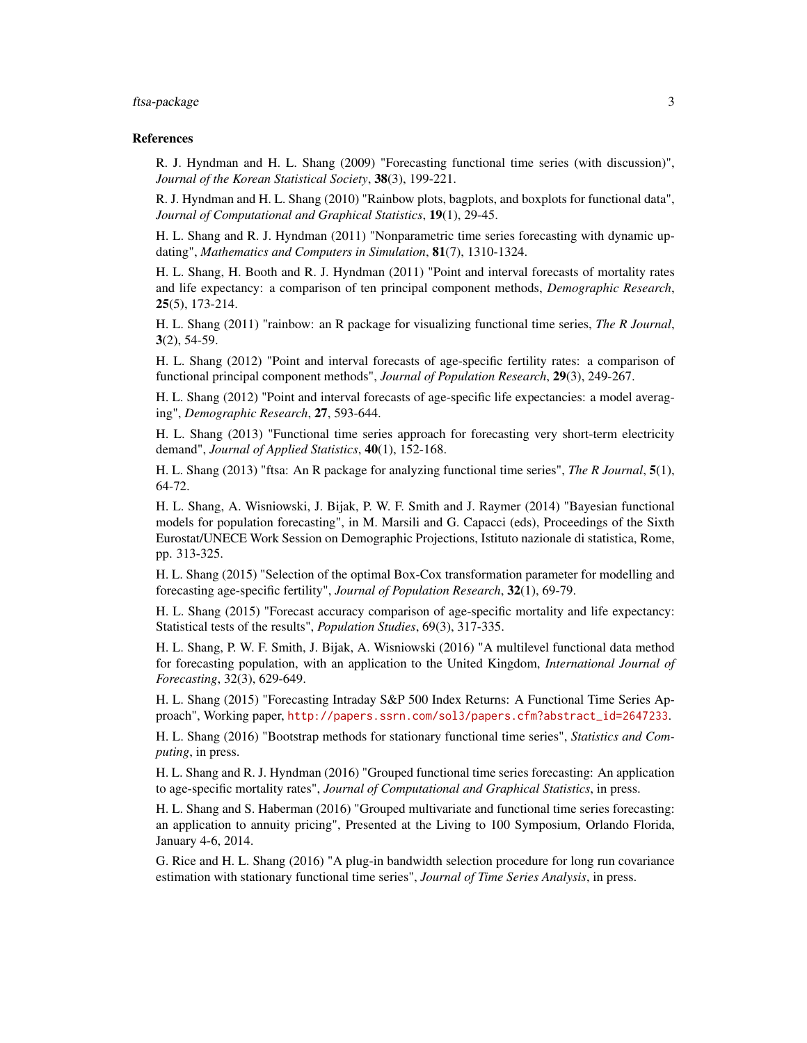### References

R. J. Hyndman and H. L. Shang (2009) "Forecasting functional time series (with discussion)", *Journal of the Korean Statistical Society*, **38**(3), 199-221.

R. J. Hyndman and H. L. Shang (2010) "Rainbow plots, bagplots, and boxplots for functional data", *Journal of Computational and Graphical Statistics*, **19**(1), 29-45.

H. L. Shang and R. J. Hyndman (2011) "Nonparametric time series forecasting with dynamic updating", *Mathematics and Computers in Simulation*, **81**(7), 1310-1324.

H. L. Shang, H. Booth and R. J. Hyndman (2011) "Point and interval forecasts of mortality rates and life expectancy: a comparison of ten principal component methods, *Demographic Research*, **25**(5), 173-214.

H. L. Shang (2011) "rainbow: an R package for visualizing functional time series, *The R Journal*, **3**(2), 54-59.

H. L. Shang (2012) "Point and interval forecasts of age-specific fertility rates: a comparison of functional principal component methods", *Journal of Population Research*, **29**(3), 249-267.

H. L. Shang (2012) "Point and interval forecasts of age-specific life expectancies: a model averaging", *Demographic Research*, **27**, 593-644.

H. L. Shang (2013) "Functional time series approach for forecasting very short-term electricity demand", *Journal of Applied Statistics*, **40**(1), 152-168.

H. L. Shang (2013) "ftsa: An R package for analyzing functional time series", *The R Journal*, **5**(1), 64-72.

H. L. Shang, A. Wisniowski, J. Bijak, P. W. F. Smith and J. Raymer (2014) "Bayesian functional models for population forecasting", in M. Marsili and G. Capacci (eds), Proceedings of the Sixth Eurostat/UNECE Work Session on Demographic Projections, Istituto nazionale di statistica, Rome, pp. 313-325.

H. L. Shang (2015) "Selection of the optimal Box-Cox transformation parameter for modelling and forecasting age-specific fertility", *Journal of Population Research*, **32**(1), 69-79.

H. L. Shang (2015) "Forecast accuracy comparison of age-specific mortality and life expectancy: Statistical tests of the results", *Population Studies*, 69(3), 317-335.

H. L. Shang, P. W. F. Smith, J. Bijak, A. Wisniowski (2016) "A multilevel functional data method for forecasting population, with an application to the United Kingdom, *International Journal of Forecasting*, 32(3), 629-649.

H. L. Shang (2015) "Forecasting Intraday S&P 500 Index Returns: A Functional Time Series Approach", Working paper, http://papers.ssrn.com/sol3/papers.cfm?abstract_id=2647233.

H. L. Shang (2016) "Bootstrap methods for stationary functional time series", *Statistics and Computing*, in press.

H. L. Shang and R. J. Hyndman (2016) "Grouped functional time series forecasting: An application to age-specific mortality rates", *Journal of Computational and Graphical Statistics*, in press.

H. L. Shang and S. Haberman (2016) "Grouped multivariate and functional time series forecasting: an application to annuity pricing", Presented at the Living to 100 Symposium, Orlando Florida, January 4-6, 2014.

G. Rice and H. L. Shang (2016) "A plug-in bandwidth selection procedure for long run covariance estimation with stationary functional time series", *Journal of Time Series Analysis*, in press.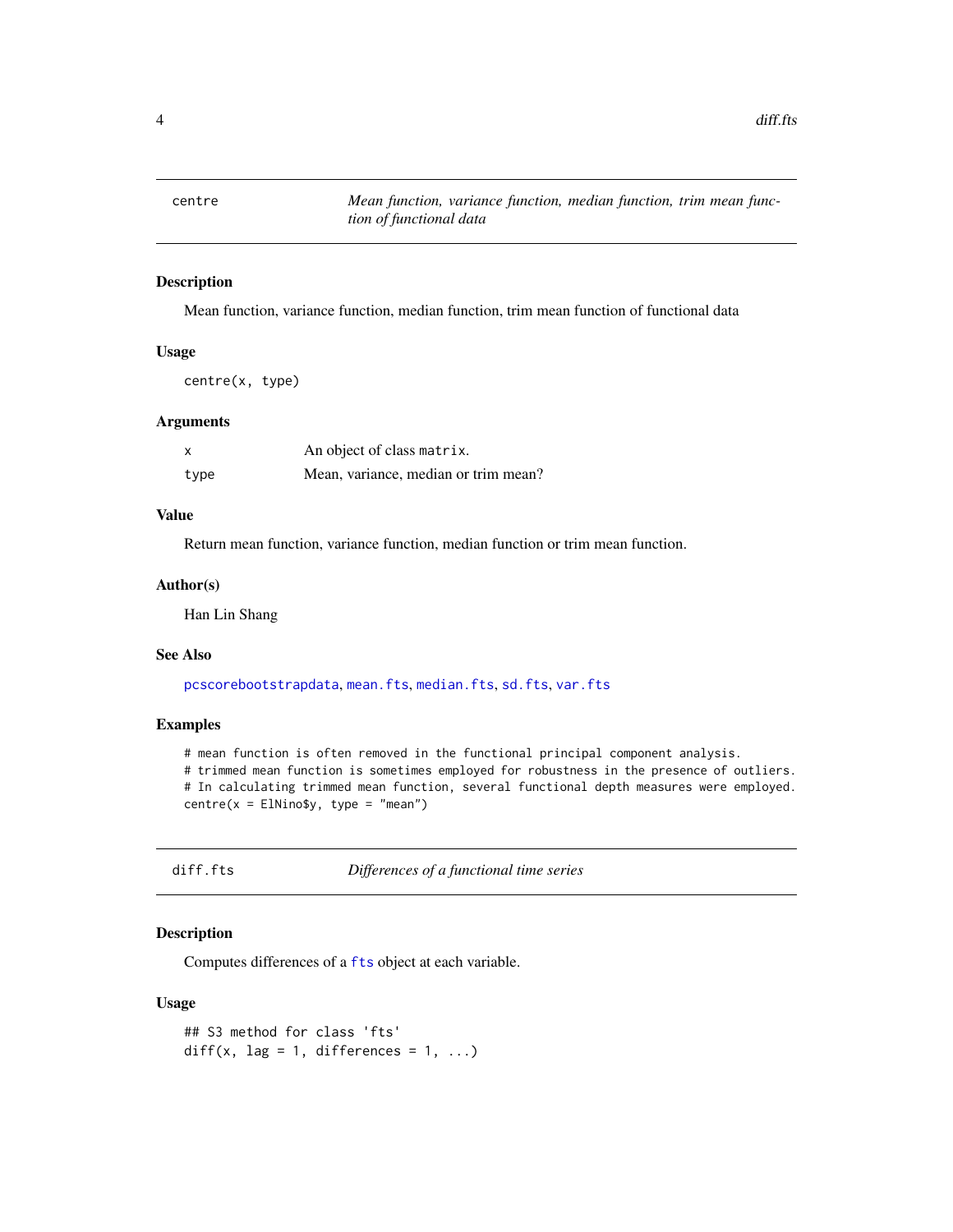## centre — *Mean function, variance function, median function, trim mean function of functional data*

### Description

Mean function, variance function, median function, trim mean function of functional data

### Usage

```
centre(x, type)
```

### Arguments

| | |
|---|---|
| x | An object of class matrix. |
| type | Mean, variance, median or trim mean? |

### Value

Return mean function, variance function, median function or trim mean function.

### Author(s)

Han Lin Shang

### See Also

pcscorebootstrapdata, mean.fts, median.fts, sd.fts, var.fts

### Examples

```
# mean function is often removed in the functional principal component analysis.
# trimmed mean function is sometimes employed for robustness in the presence of outliers.
# In calculating trimmed mean function, several functional depth measures were employed.
centre(x = ElNino$y, type = "mean")
```

## diff.fts — *Differences of a functional time series*

### Description

Computes differences of a fts object at each variable.

### Usage

```
## S3 method for class 'fts'
diff(x, lag = 1, differences = 1, ...)
```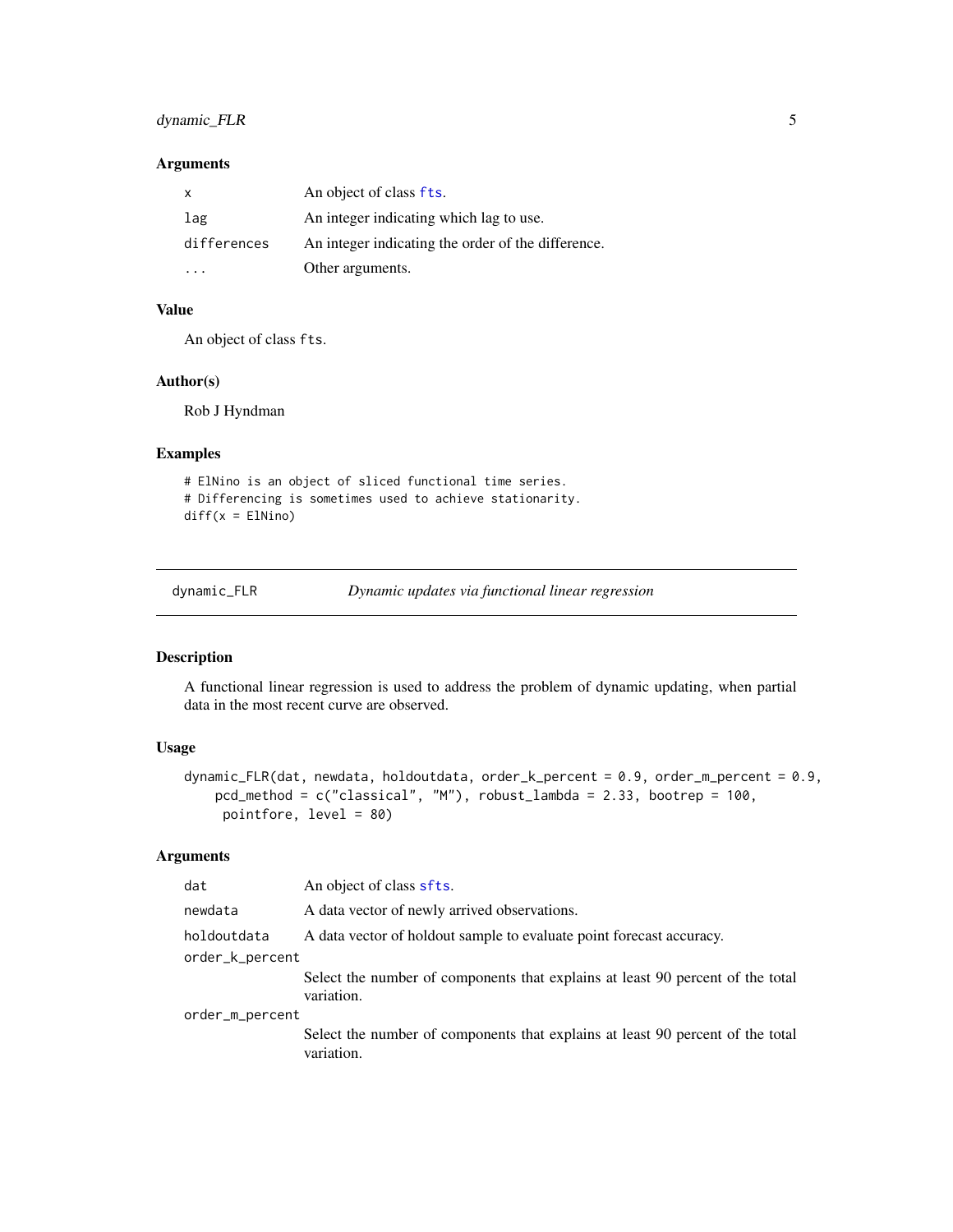### Arguments

| | |
|---|---|
| `x` | An object of class `fts`. |
| `lag` | An integer indicating which lag to use. |
| `differences` | An integer indicating the order of the difference. |
| `...` | Other arguments. |

### Value

An object of class `fts`.

### Author(s)

Rob J Hyndman

### Examples

```
# ElNino is an object of sliced functional time series.
# Differencing is sometimes used to achieve stationarity.
diff(x = ElNino)
```

---

## dynamic_FLR — *Dynamic updates via functional linear regression*

### Description

A functional linear regression is used to address the problem of dynamic updating, when partial data in the most recent curve are observed.

### Usage

```
dynamic_FLR(dat, newdata, holdoutdata, order_k_percent = 0.9, order_m_percent = 0.9,
    pcd_method = c("classical", "M"), robust_lambda = 2.33, bootrep = 100,
     pointfore, level = 80)
```

### Arguments

| | |
|---|---|
| `dat` | An object of class `sfts`. |
| `newdata` | A data vector of newly arrived observations. |
| `holdoutdata` | A data vector of holdout sample to evaluate point forecast accuracy. |
| `order_k_percent` | Select the number of components that explains at least 90 percent of the total variation. |
| `order_m_percent` | Select the number of components that explains at least 90 percent of the total variation. |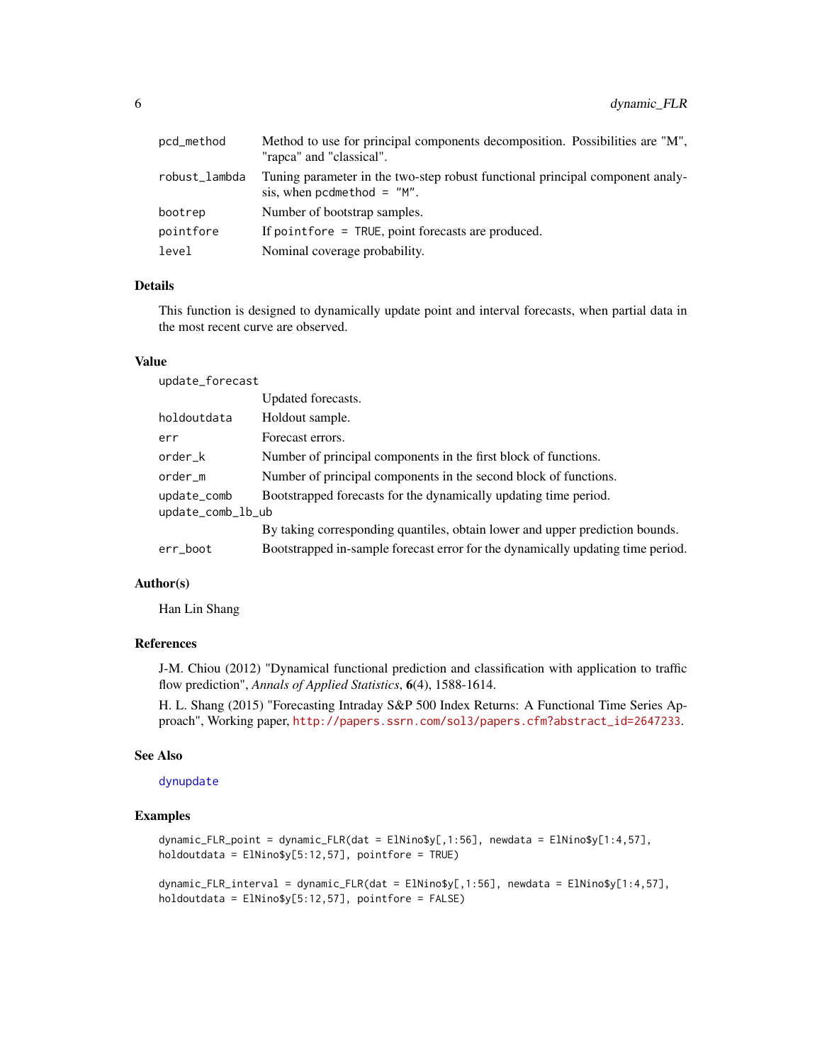| | |
|---|---|
| `pcd_method` | Method to use for principal components decomposition. Possibilities are "M", "rapca" and "classical". |
| `robust_lambda` | Tuning parameter in the two-step robust functional principal component analysis, when `pcdmethod = "M"`. |
| `bootrep` | Number of bootstrap samples. |
| `pointfore` | If `pointfore = TRUE`, point forecasts are produced. |
| `level` | Nominal coverage probability. |

### Details

This function is designed to dynamically update point and interval forecasts, when partial data in the most recent curve are observed.

### Value

| | |
|---|---|
| `update_forecast` | Updated forecasts. |
| `holdoutdata` | Holdout sample. |
| `err` | Forecast errors. |
| `order_k` | Number of principal components in the first block of functions. |
| `order_m` | Number of principal components in the second block of functions. |
| `update_comb` | Bootstrapped forecasts for the dynamically updating time period. |
| `update_comb_lb_ub` | By taking corresponding quantiles, obtain lower and upper prediction bounds. |
| `err_boot` | Bootstrapped in-sample forecast error for the dynamically updating time period. |

### Author(s)

Han Lin Shang

### References

J-M. Chiou (2012) "Dynamical functional prediction and classification with application to traffic flow prediction", *Annals of Applied Statistics*, **6**(4), 1588-1614.

H. L. Shang (2015) "Forecasting Intraday S&P 500 Index Returns: A Functional Time Series Approach", Working paper, http://papers.ssrn.com/sol3/papers.cfm?abstract_id=2647233.

### See Also

dynupdate

### Examples

```
dynamic_FLR_point = dynamic_FLR(dat = ElNino$y[,1:56], newdata = ElNino$y[1:4,57],
holdoutdata = ElNino$y[5:12,57], pointfore = TRUE)

dynamic_FLR_interval = dynamic_FLR(dat = ElNino$y[,1:56], newdata = ElNino$y[1:4,57],
holdoutdata = ElNino$y[5:12,57], pointfore = FALSE)
```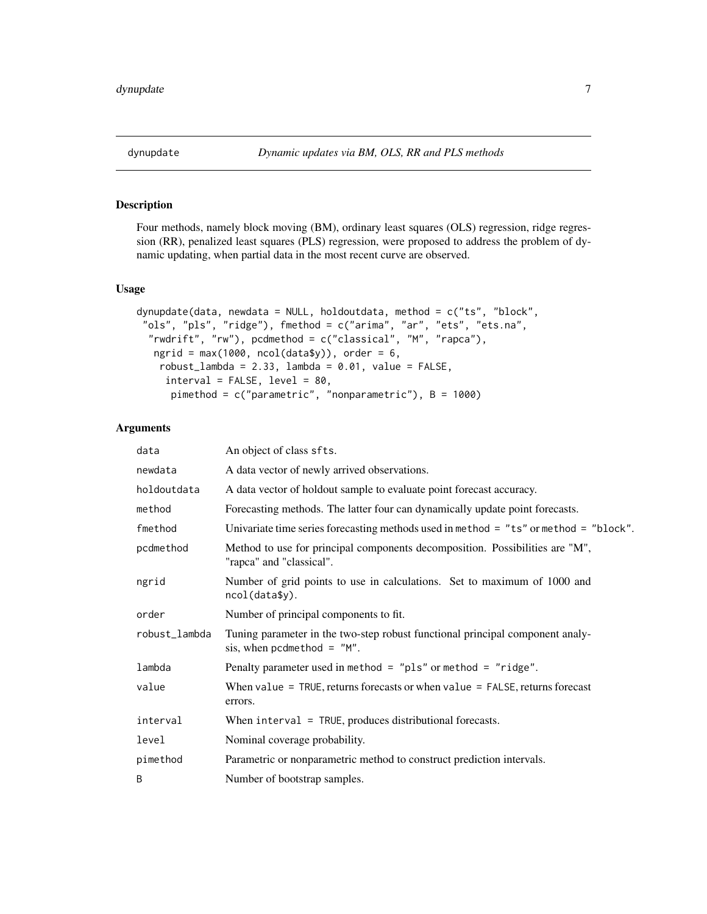dynupdate *Dynamic updates via BM, OLS, RR and PLS methods*

## Description

Four methods, namely block moving (BM), ordinary least squares (OLS) regression, ridge regression (RR), penalized least squares (PLS) regression, were proposed to address the problem of dynamic updating, when partial data in the most recent curve are observed.

## Usage

```
dynupdate(data, newdata = NULL, holdoutdata, method = c("ts", "block",
 "ols", "pls", "ridge"), fmethod = c("arima", "ar", "ets", "ets.na",
  "rwdrift", "rw"), pcdmethod = c("classical", "M", "rapca"),
   ngrid = max(1000, ncol(data$y)), order = 6,
    robust_lambda = 2.33, lambda = 0.01, value = FALSE,
     interval = FALSE, level = 80,
      pimethod = c("parametric", "nonparametric"), B = 1000)
```

## Arguments

| | |
|---|---|
| `data` | An object of class `sfts`. |
| `newdata` | A data vector of newly arrived observations. |
| `holdoutdata` | A data vector of holdout sample to evaluate point forecast accuracy. |
| `method` | Forecasting methods. The latter four can dynamically update point forecasts. |
| `fmethod` | Univariate time series forecasting methods used in `method = "ts"` or `method = "block"`. |
| `pcdmethod` | Method to use for principal components decomposition. Possibilities are "M", "rapca" and "classical". |
| `ngrid` | Number of grid points to use in calculations. Set to maximum of 1000 and `ncol(data$y)`. |
| `order` | Number of principal components to fit. |
| `robust_lambda` | Tuning parameter in the two-step robust functional principal component analysis, when `pcdmethod = "M"`. |
| `lambda` | Penalty parameter used in `method = "pls"` or `method = "ridge"`. |
| `value` | When `value = TRUE`, returns forecasts or when `value = FALSE`, returns forecast errors. |
| `interval` | When `interval = TRUE`, produces distributional forecasts. |
| `level` | Nominal coverage probability. |
| `pimethod` | Parametric or nonparametric method to construct prediction intervals. |
| `B` | Number of bootstrap samples. |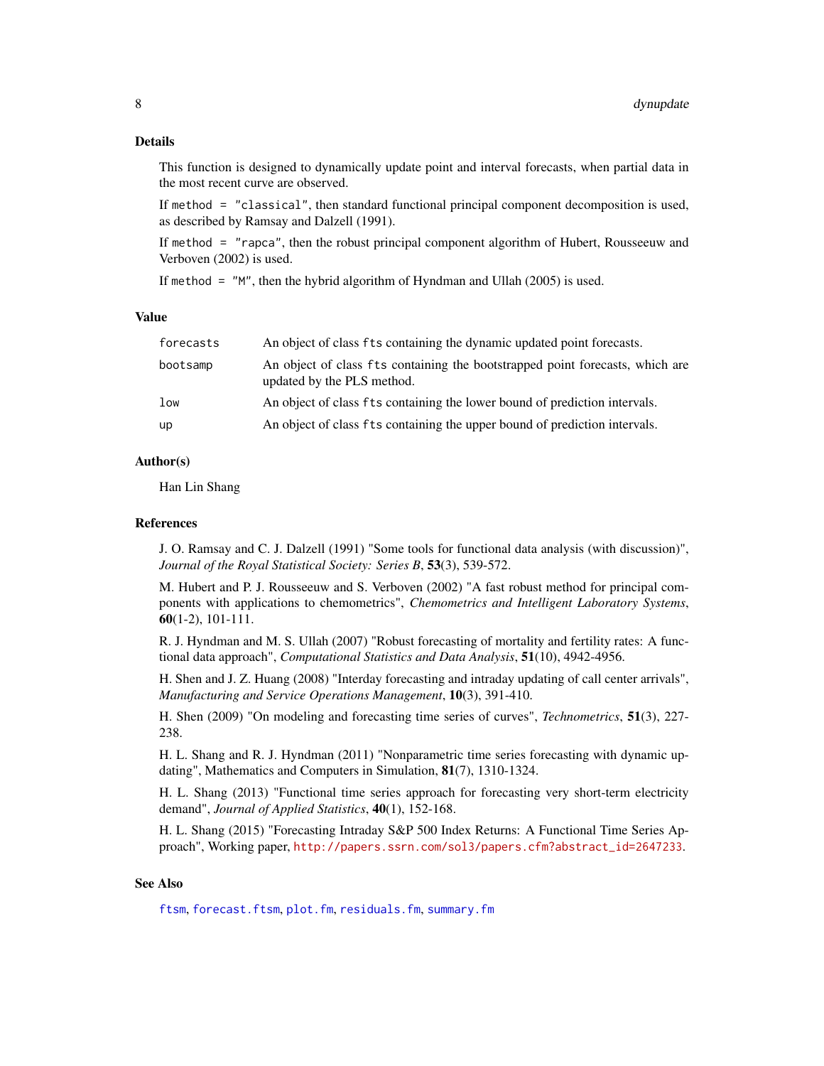## Details

This function is designed to dynamically update point and interval forecasts, when partial data in the most recent curve are observed.

If `method = "classical"`, then standard functional principal component decomposition is used, as described by Ramsay and Dalzell (1991).

If `method = "rapca"`, then the robust principal component algorithm of Hubert, Rousseeuw and Verboven (2002) is used.

If `method = "M"`, then the hybrid algorithm of Hyndman and Ullah (2005) is used.

## Value

| | |
|---|---|
| `forecasts` | An object of class `fts` containing the dynamic updated point forecasts. |
| `bootsamp` | An object of class `fts` containing the bootstrapped point forecasts, which are updated by the PLS method. |
| `low` | An object of class `fts` containing the lower bound of prediction intervals. |
| `up` | An object of class `fts` containing the upper bound of prediction intervals. |

## Author(s)

Han Lin Shang

## References

J. O. Ramsay and C. J. Dalzell (1991) "Some tools for functional data analysis (with discussion)", *Journal of the Royal Statistical Society: Series B*, **53**(3), 539-572.

M. Hubert and P. J. Rousseeuw and S. Verboven (2002) "A fast robust method for principal components with applications to chemometrics", *Chemometrics and Intelligent Laboratory Systems*, **60**(1-2), 101-111.

R. J. Hyndman and M. S. Ullah (2007) "Robust forecasting of mortality and fertility rates: A functional data approach", *Computational Statistics and Data Analysis*, **51**(10), 4942-4956.

H. Shen and J. Z. Huang (2008) "Interday forecasting and intraday updating of call center arrivals", *Manufacturing and Service Operations Management*, **10**(3), 391-410.

H. Shen (2009) "On modeling and forecasting time series of curves", *Technometrics*, **51**(3), 227-238.

H. L. Shang and R. J. Hyndman (2011) "Nonparametric time series forecasting with dynamic updating", Mathematics and Computers in Simulation, **81**(7), 1310-1324.

H. L. Shang (2013) "Functional time series approach for forecasting very short-term electricity demand", *Journal of Applied Statistics*, **40**(1), 152-168.

H. L. Shang (2015) "Forecasting Intraday S&P 500 Index Returns: A Functional Time Series Approach", Working paper, http://papers.ssrn.com/sol3/papers.cfm?abstract_id=2647233.

## See Also

`ftsm`, `forecast.ftsm`, `plot.fm`, `residuals.fm`, `summary.fm`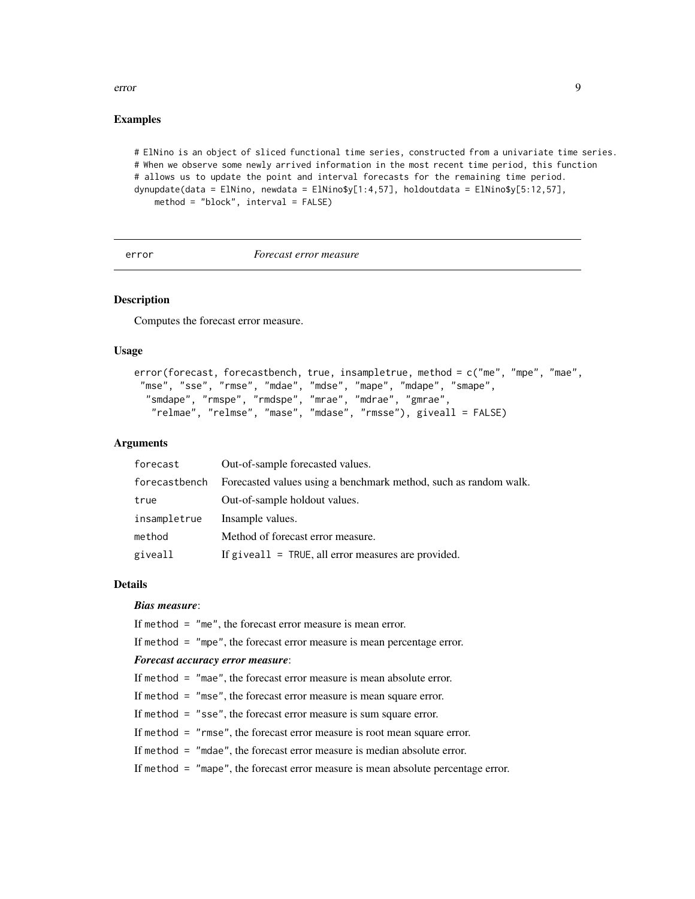### Examples

```
# ElNino is an object of sliced functional time series, constructed from a univariate time series.
# When we observe some newly arrived information in the most recent time period, this function
# allows us to update the point and interval forecasts for the remaining time period.
dynupdate(data = ElNino, newdata = ElNino$y[1:4,57], holdoutdata = ElNino$y[5:12,57],
    method = "block", interval = FALSE)
```

---

## error *Forecast error measure*

---

### Description

Computes the forecast error measure.

### Usage

```
error(forecast, forecastbench, true, insampletrue, method = c("me", "mpe", "mae",
 "mse", "sse", "rmse", "mdae", "mdse", "mape", "mdape", "smape",
  "smdape", "rmspe", "rmdspe", "mrae", "mdrae", "gmrae",
   "relmae", "relmse", "mase", "mdase", "rmsse"), giveall = FALSE)
```

### Arguments

| | |
|---|---|
| forecast | Out-of-sample forecasted values. |
| forecastbench | Forecasted values using a benchmark method, such as random walk. |
| true | Out-of-sample holdout values. |
| insampletrue | Insample values. |
| method | Method of forecast error measure. |
| giveall | If giveall = TRUE, all error measures are provided. |

### Details

***Bias measure***:

If method = "me", the forecast error measure is mean error.

If method = "mpe", the forecast error measure is mean percentage error.

***Forecast accuracy error measure***:

If method = "mae", the forecast error measure is mean absolute error.

If method = "mse", the forecast error measure is mean square error.

If method = "sse", the forecast error measure is sum square error.

If method = "rmse", the forecast error measure is root mean square error.

If method = "mdae", the forecast error measure is median absolute error.

If method = "mape", the forecast error measure is mean absolute percentage error.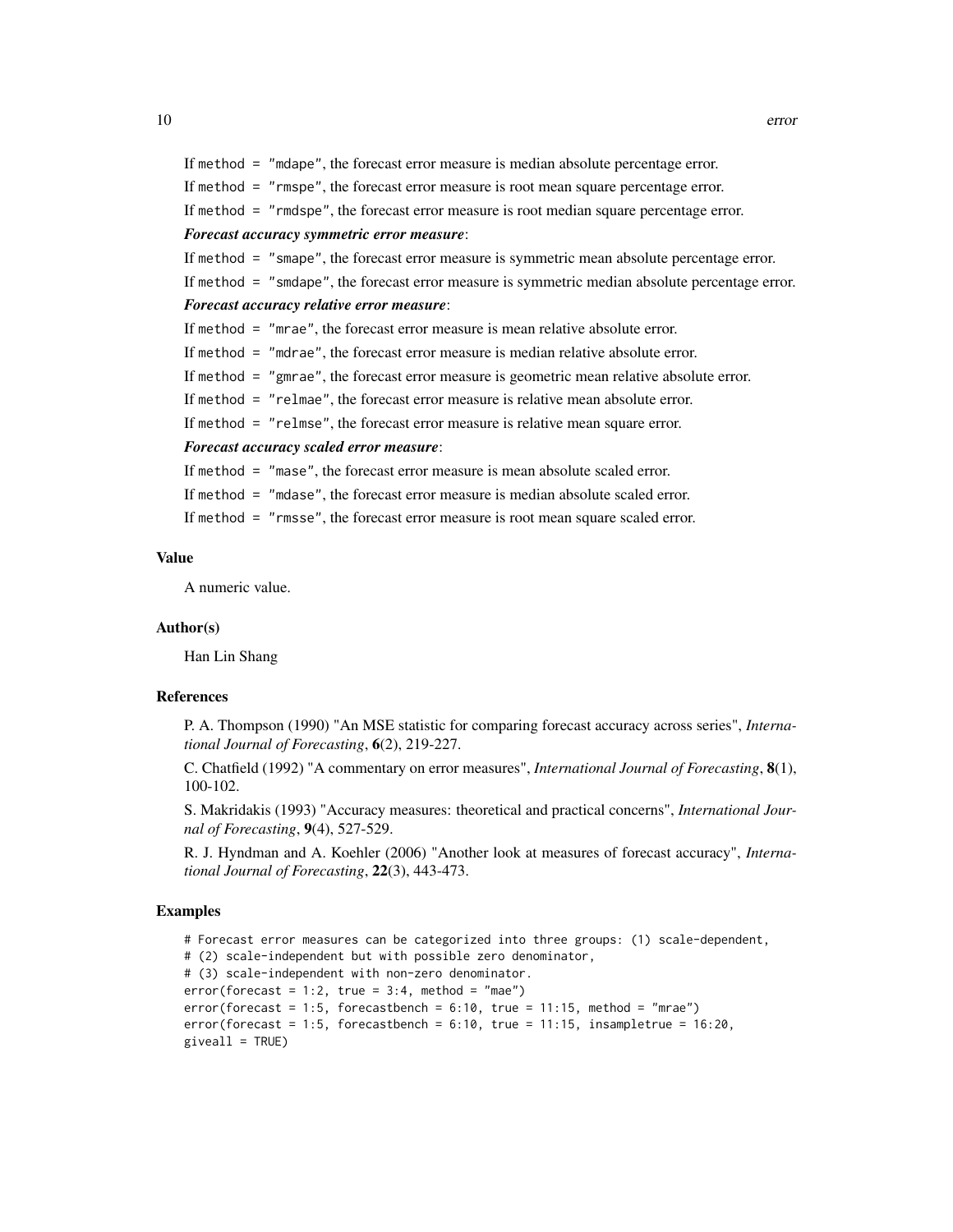If `method = "mdape"`, the forecast error measure is median absolute percentage error.

If `method = "rmspe"`, the forecast error measure is root mean square percentage error.

If `method = "rmdspe"`, the forecast error measure is root median square percentage error.

***Forecast accuracy symmetric error measure***:

If `method = "smape"`, the forecast error measure is symmetric mean absolute percentage error.

If `method = "smdape"`, the forecast error measure is symmetric median absolute percentage error.

***Forecast accuracy relative error measure***:

If `method = "mrae"`, the forecast error measure is mean relative absolute error.

If `method = "mdrae"`, the forecast error measure is median relative absolute error.

If `method = "gmrae"`, the forecast error measure is geometric mean relative absolute error.

If `method = "relmae"`, the forecast error measure is relative mean absolute error.

If `method = "relmse"`, the forecast error measure is relative mean square error.

***Forecast accuracy scaled error measure***:

If `method = "mase"`, the forecast error measure is mean absolute scaled error.

If `method = "mdase"`, the forecast error measure is median absolute scaled error.

If `method = "rmsse"`, the forecast error measure is root mean square scaled error.

## Value

A numeric value.

## Author(s)

Han Lin Shang

## References

P. A. Thompson (1990) "An MSE statistic for comparing forecast accuracy across series", *International Journal of Forecasting*, **6**(2), 219-227.

C. Chatfield (1992) "A commentary on error measures", *International Journal of Forecasting*, **8**(1), 100-102.

S. Makridakis (1993) "Accuracy measures: theoretical and practical concerns", *International Journal of Forecasting*, **9**(4), 527-529.

R. J. Hyndman and A. Koehler (2006) "Another look at measures of forecast accuracy", *International Journal of Forecasting*, **22**(3), 443-473.

## Examples

```
# Forecast error measures can be categorized into three groups: (1) scale-dependent,
# (2) scale-independent but with possible zero denominator,
# (3) scale-independent with non-zero denominator.
error(forecast = 1:2, true = 3:4, method = "mae")
error(forecast = 1:5, forecastbench = 6:10, true = 11:15, method = "mrae")
error(forecast = 1:5, forecastbench = 6:10, true = 11:15, insampletrue = 16:20,
giveall = TRUE)
```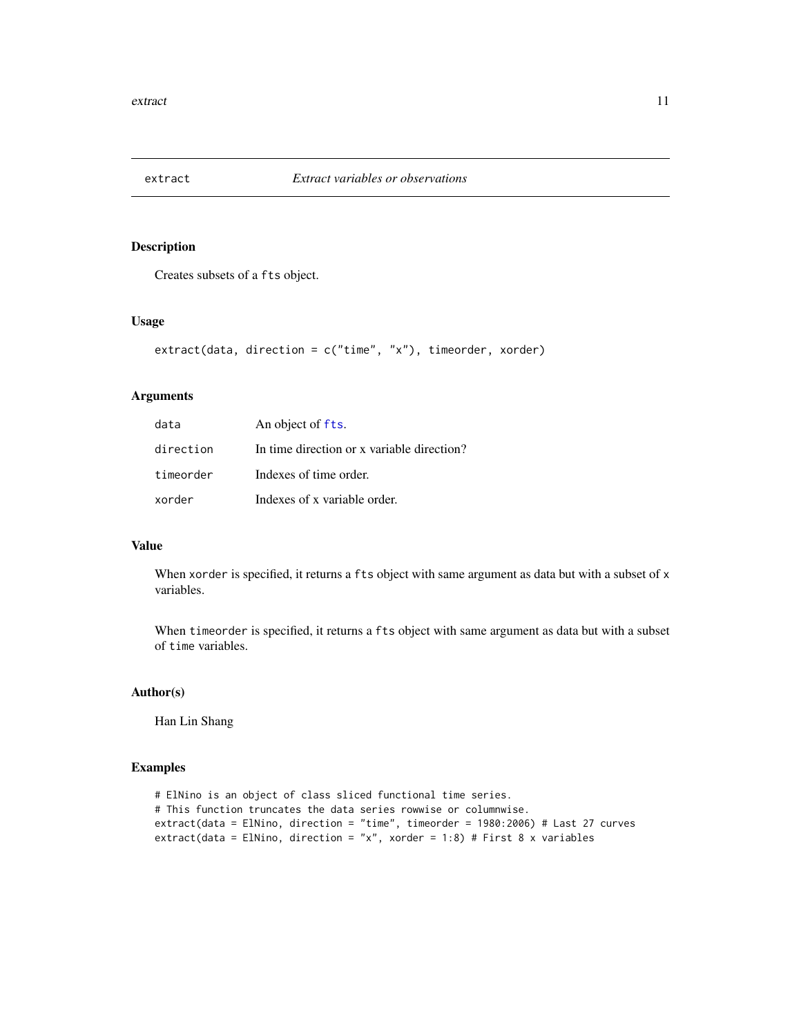## extract *Extract variables or observations*

### Description

Creates subsets of a `fts` object.

### Usage

```
extract(data, direction = c("time", "x"), timeorder, xorder)
```

### Arguments

| | |
|---|---|
| `data` | An object of `fts`. |
| `direction` | In time direction or x variable direction? |
| `timeorder` | Indexes of time order. |
| `xorder` | Indexes of x variable order. |

### Value

When `xorder` is specified, it returns a `fts` object with same argument as data but with a subset of `x` variables.

When `timeorder` is specified, it returns a `fts` object with same argument as data but with a subset of `time` variables.

### Author(s)

Han Lin Shang

### Examples

```
# ElNino is an object of class sliced functional time series.
# This function truncates the data series rowwise or columnwise.
extract(data = ElNino, direction = "time", timeorder = 1980:2006) # Last 27 curves
extract(data = ElNino, direction = "x", xorder = 1:8) # First 8 x variables
```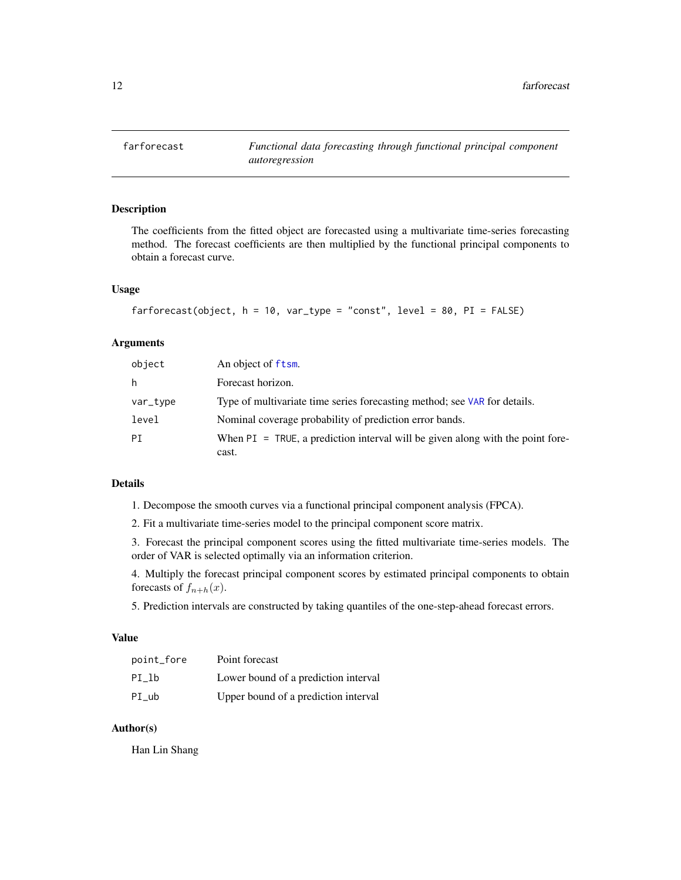# farforecast — *Functional data forecasting through functional principal component autoregression*

## Description

The coefficients from the fitted object are forecasted using a multivariate time-series forecasting method. The forecast coefficients are then multiplied by the functional principal components to obtain a forecast curve.

## Usage

```
farforecast(object, h = 10, var_type = "const", level = 80, PI = FALSE)
```

## Arguments

| | |
|---|---|
| `object` | An object of `ftsm`. |
| `h` | Forecast horizon. |
| `var_type` | Type of multivariate time series forecasting method; see `VAR` for details. |
| `level` | Nominal coverage probability of prediction error bands. |
| `PI` | When `PI = TRUE`, a prediction interval will be given along with the point forecast. |

## Details

1. Decompose the smooth curves via a functional principal component analysis (FPCA).

2. Fit a multivariate time-series model to the principal component score matrix.

3. Forecast the principal component scores using the fitted multivariate time-series models. The order of VAR is selected optimally via an information criterion.

4. Multiply the forecast principal component scores by estimated principal components to obtain forecasts of $f_{n+h}(x)$.

5. Prediction intervals are constructed by taking quantiles of the one-step-ahead forecast errors.

## Value

| | |
|---|---|
| `point_fore` | Point forecast |
| `PI_lb` | Lower bound of a prediction interval |
| `PI_ub` | Upper bound of a prediction interval |

## Author(s)

Han Lin Shang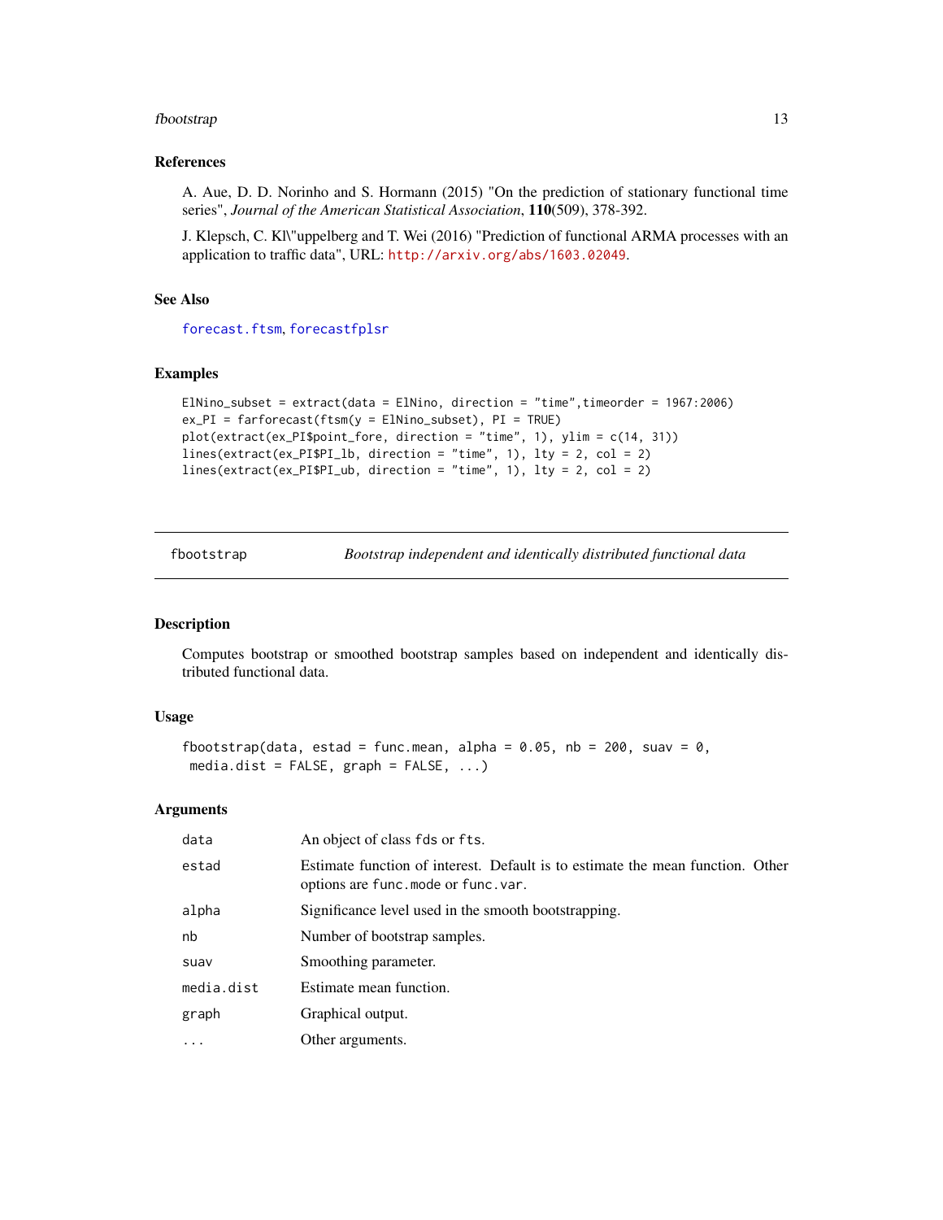### References

A. Aue, D. D. Norinho and S. Hormann (2015) "On the prediction of stationary functional time series", *Journal of the American Statistical Association*, **110**(509), 378-392.

J. Klepsch, C. Kl\"uppelberg and T. Wei (2016) "Prediction of functional ARMA processes with an application to traffic data", URL: http://arxiv.org/abs/1603.02049.

### See Also

forecast.ftsm, forecastfplsr

### Examples

```
ElNino_subset = extract(data = ElNino, direction = "time",timeorder = 1967:2006)
ex_PI = farforecast(ftsm(y = ElNino_subset), PI = TRUE)
plot(extract(ex_PI$point_fore, direction = "time", 1), ylim = c(14, 31))
lines(extract(ex_PI$PI_lb, direction = "time", 1), lty = 2, col = 2)
lines(extract(ex_PI$PI_ub, direction = "time", 1), lty = 2, col = 2)
```

---

## fbootstrap — *Bootstrap independent and identically distributed functional data*

### Description

Computes bootstrap or smoothed bootstrap samples based on independent and identically distributed functional data.

### Usage

```
fbootstrap(data, estad = func.mean, alpha = 0.05, nb = 200, suav = 0,
 media.dist = FALSE, graph = FALSE, ...)
```

### Arguments

| | |
|---|---|
| data | An object of class fds or fts. |
| estad | Estimate function of interest. Default is to estimate the mean function. Other options are func.mode or func.var. |
| alpha | Significance level used in the smooth bootstrapping. |
| nb | Number of bootstrap samples. |
| suav | Smoothing parameter. |
| media.dist | Estimate mean function. |
| graph | Graphical output. |
| ... | Other arguments. |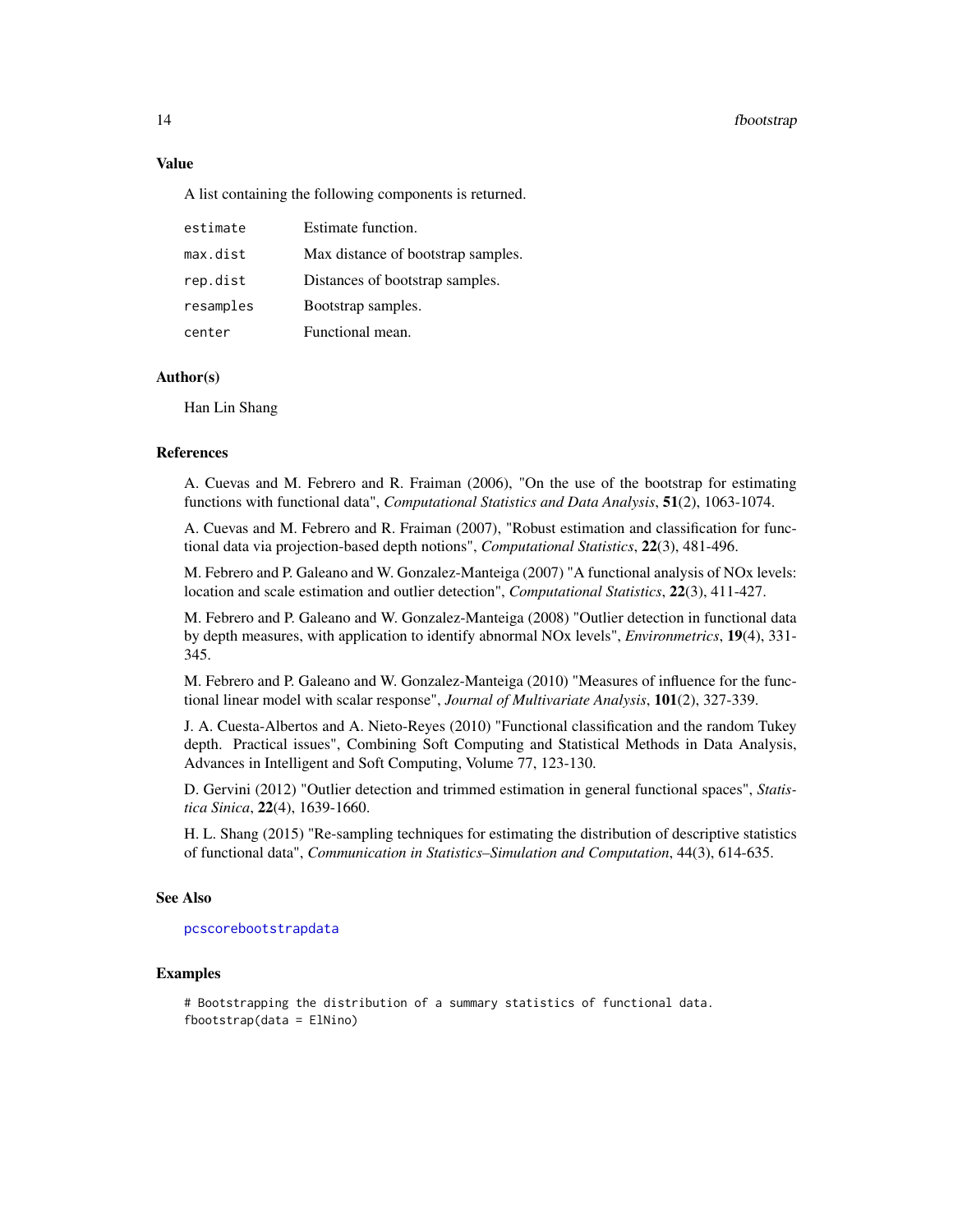### Value

A list containing the following components is returned.

| | |
|---|---|
| `estimate` | Estimate function. |
| `max.dist` | Max distance of bootstrap samples. |
| `rep.dist` | Distances of bootstrap samples. |
| `resamples` | Bootstrap samples. |
| `center` | Functional mean. |

### Author(s)

Han Lin Shang

### References

A. Cuevas and M. Febrero and R. Fraiman (2006), "On the use of the bootstrap for estimating functions with functional data", *Computational Statistics and Data Analysis*, **51**(2), 1063-1074.

A. Cuevas and M. Febrero and R. Fraiman (2007), "Robust estimation and classification for functional data via projection-based depth notions", *Computational Statistics*, **22**(3), 481-496.

M. Febrero and P. Galeano and W. Gonzalez-Manteiga (2007) "A functional analysis of NOx levels: location and scale estimation and outlier detection", *Computational Statistics*, **22**(3), 411-427.

M. Febrero and P. Galeano and W. Gonzalez-Manteiga (2008) "Outlier detection in functional data by depth measures, with application to identify abnormal NOx levels", *Environmetrics*, **19**(4), 331-345.

M. Febrero and P. Galeano and W. Gonzalez-Manteiga (2010) "Measures of influence for the functional linear model with scalar response", *Journal of Multivariate Analysis*, **101**(2), 327-339.

J. A. Cuesta-Albertos and A. Nieto-Reyes (2010) "Functional classification and the random Tukey depth. Practical issues", Combining Soft Computing and Statistical Methods in Data Analysis, Advances in Intelligent and Soft Computing, Volume 77, 123-130.

D. Gervini (2012) "Outlier detection and trimmed estimation in general functional spaces", *Statistica Sinica*, **22**(4), 1639-1660.

H. L. Shang (2015) "Re-sampling techniques for estimating the distribution of descriptive statistics of functional data", *Communication in Statistics–Simulation and Computation*, 44(3), 614-635.

### See Also

`pcscorebootstrapdata`

### Examples

```
# Bootstrapping the distribution of a summary statistics of functional data.
fbootstrap(data = ElNino)
```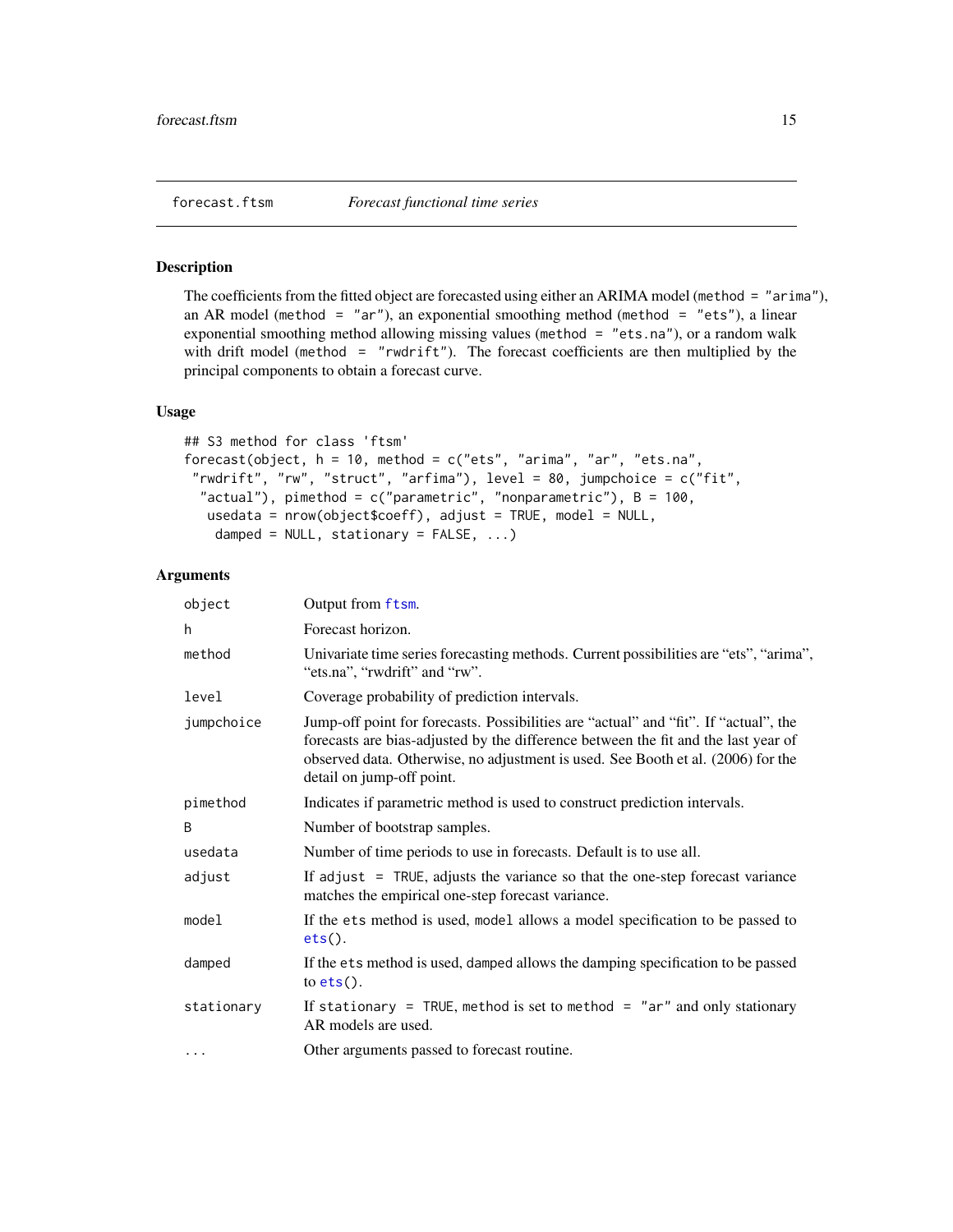## forecast.ftsm — *Forecast functional time series*

### Description

The coefficients from the fitted object are forecasted using either an ARIMA model (`method = "arima"`), an AR model (`method = "ar"`), an exponential smoothing method (`method = "ets"`), a linear exponential smoothing method allowing missing values (`method = "ets.na"`), or a random walk with drift model (`method = "rwdrift"`). The forecast coefficients are then multiplied by the principal components to obtain a forecast curve.

### Usage

```
## S3 method for class 'ftsm'
forecast(object, h = 10, method = c("ets", "arima", "ar", "ets.na",
 "rwdrift", "rw", "struct", "arfima"), level = 80, jumpchoice = c("fit",
  "actual"), pimethod = c("parametric", "nonparametric"), B = 100,
   usedata = nrow(object$coeff), adjust = TRUE, model = NULL,
    damped = NULL, stationary = FALSE, ...)
```

### Arguments

| | |
|---|---|
| `object` | Output from `ftsm`. |
| `h` | Forecast horizon. |
| `method` | Univariate time series forecasting methods. Current possibilities are "ets", "arima", "ets.na", "rwdrift" and "rw". |
| `level` | Coverage probability of prediction intervals. |
| `jumpchoice` | Jump-off point for forecasts. Possibilities are "actual" and "fit". If "actual", the forecasts are bias-adjusted by the difference between the fit and the last year of observed data. Otherwise, no adjustment is used. See Booth et al. (2006) for the detail on jump-off point. |
| `pimethod` | Indicates if parametric method is used to construct prediction intervals. |
| `B` | Number of bootstrap samples. |
| `usedata` | Number of time periods to use in forecasts. Default is to use all. |
| `adjust` | If `adjust = TRUE`, adjusts the variance so that the one-step forecast variance matches the empirical one-step forecast variance. |
| `model` | If the `ets` method is used, `model` allows a model specification to be passed to `ets()`. |
| `damped` | If the `ets` method is used, `damped` allows the damping specification to be passed to `ets()`. |
| `stationary` | If `stationary = TRUE`, `method` is set to `method = "ar"` and only stationary AR models are used. |
| `...` | Other arguments passed to forecast routine. |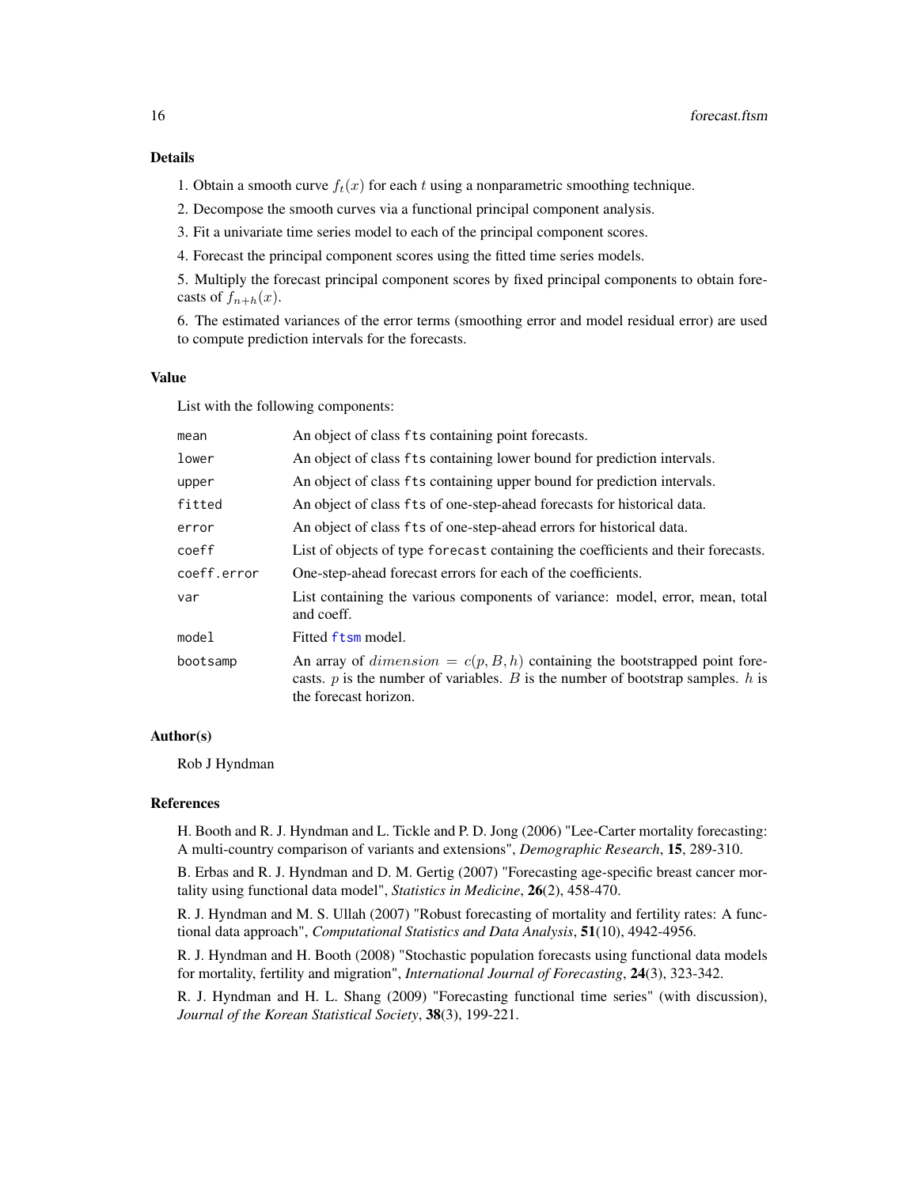## Details

1. Obtain a smooth curve $f_t(x)$ for each $t$ using a nonparametric smoothing technique.

2. Decompose the smooth curves via a functional principal component analysis.

3. Fit a univariate time series model to each of the principal component scores.

4. Forecast the principal component scores using the fitted time series models.

5. Multiply the forecast principal component scores by fixed principal components to obtain forecasts of $f_{n+h}(x)$.

6. The estimated variances of the error terms (smoothing error and model residual error) are used to compute prediction intervals for the forecasts.

## Value

List with the following components:

| | |
|---|---|
| `mean` | An object of class `fts` containing point forecasts. |
| `lower` | An object of class `fts` containing lower bound for prediction intervals. |
| `upper` | An object of class `fts` containing upper bound for prediction intervals. |
| `fitted` | An object of class `fts` of one-step-ahead forecasts for historical data. |
| `error` | An object of class `fts` of one-step-ahead errors for historical data. |
| `coeff` | List of objects of type `forecast` containing the coefficients and their forecasts. |
| `coeff.error` | One-step-ahead forecast errors for each of the coefficients. |
| `var` | List containing the various components of variance: model, error, mean, total and coeff. |
| `model` | Fitted `ftsm` model. |
| `bootsamp` | An array of $dimension = c(p, B, h)$ containing the bootstrapped point forecasts. $p$ is the number of variables. $B$ is the number of bootstrap samples. $h$ is the forecast horizon. |

## Author(s)

Rob J Hyndman

## References

H. Booth and R. J. Hyndman and L. Tickle and P. D. Jong (2006) "Lee-Carter mortality forecasting: A multi-country comparison of variants and extensions", *Demographic Research*, **15**, 289-310.

B. Erbas and R. J. Hyndman and D. M. Gertig (2007) "Forecasting age-specific breast cancer mortality using functional data model", *Statistics in Medicine*, **26**(2), 458-470.

R. J. Hyndman and M. S. Ullah (2007) "Robust forecasting of mortality and fertility rates: A functional data approach", *Computational Statistics and Data Analysis*, **51**(10), 4942-4956.

R. J. Hyndman and H. Booth (2008) "Stochastic population forecasts using functional data models for mortality, fertility and migration", *International Journal of Forecasting*, **24**(3), 323-342.

R. J. Hyndman and H. L. Shang (2009) "Forecasting functional time series" (with discussion), *Journal of the Korean Statistical Society*, **38**(3), 199-221.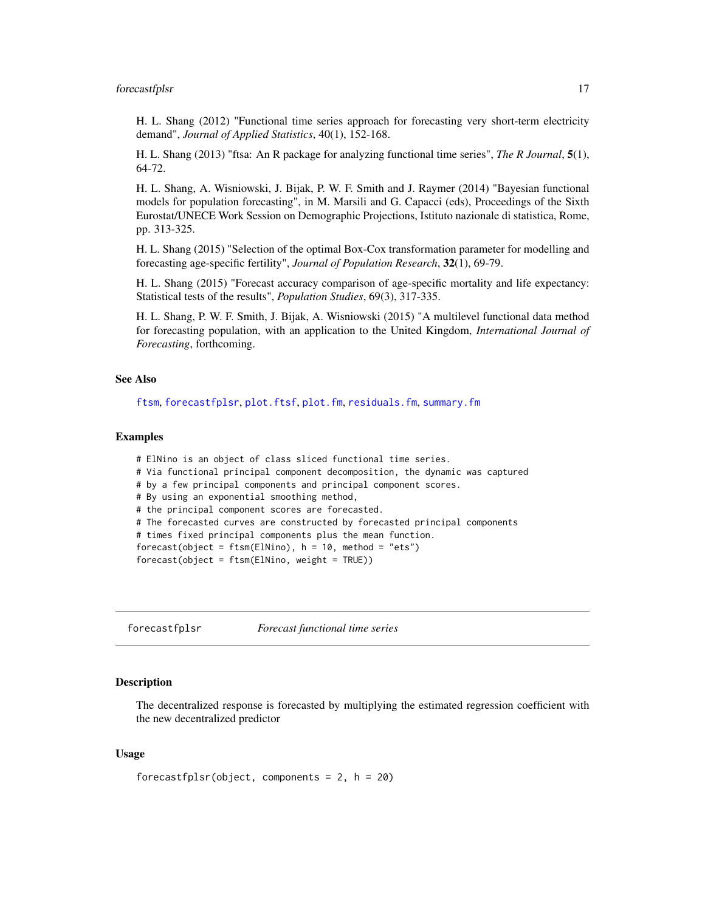H. L. Shang (2012) "Functional time series approach for forecasting very short-term electricity demand", *Journal of Applied Statistics*, 40(1), 152-168.

H. L. Shang (2013) "ftsa: An R package for analyzing functional time series", *The R Journal*, **5**(1), 64-72.

H. L. Shang, A. Wisniowski, J. Bijak, P. W. F. Smith and J. Raymer (2014) "Bayesian functional models for population forecasting", in M. Marsili and G. Capacci (eds), Proceedings of the Sixth Eurostat/UNECE Work Session on Demographic Projections, Istituto nazionale di statistica, Rome, pp. 313-325.

H. L. Shang (2015) "Selection of the optimal Box-Cox transformation parameter for modelling and forecasting age-specific fertility", *Journal of Population Research*, **32**(1), 69-79.

H. L. Shang (2015) "Forecast accuracy comparison of age-specific mortality and life expectancy: Statistical tests of the results", *Population Studies*, 69(3), 317-335.

H. L. Shang, P. W. F. Smith, J. Bijak, A. Wisniowski (2015) "A multilevel functional data method for forecasting population, with an application to the United Kingdom, *International Journal of Forecasting*, forthcoming.

### See Also

`ftsm`, `forecastfplsr`, `plot.ftsf`, `plot.fm`, `residuals.fm`, `summary.fm`

### Examples

```
# ElNino is an object of class sliced functional time series.
# Via functional principal component decomposition, the dynamic was captured
# by a few principal components and principal component scores.
# By using an exponential smoothing method,
# the principal component scores are forecasted.
# The forecasted curves are constructed by forecasted principal components
# times fixed principal components plus the mean function.
forecast(object = ftsm(ElNino), h = 10, method = "ets")
forecast(object = ftsm(ElNino, weight = TRUE))
```

---

## forecastfplsr — *Forecast functional time series*

### Description

The decentralized response is forecasted by multiplying the estimated regression coefficient with the new decentralized predictor

### Usage

```
forecastfplsr(object, components = 2, h = 20)
```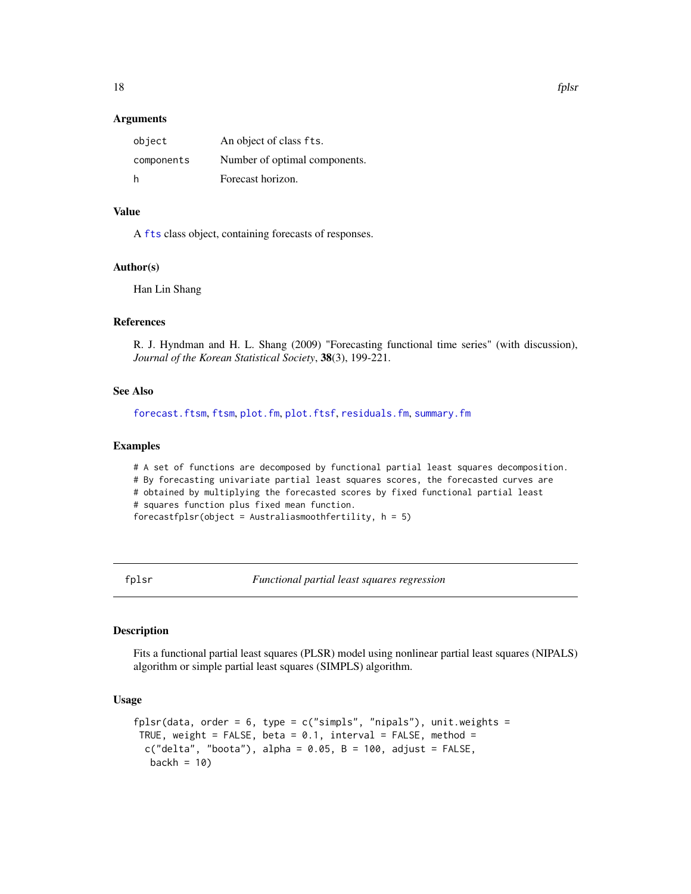### Arguments

| | |
|---|---|
| `object` | An object of class `fts`. |
| `components` | Number of optimal components. |
| `h` | Forecast horizon. |

### Value

A `fts` class object, containing forecasts of responses.

### Author(s)

Han Lin Shang

### References

R. J. Hyndman and H. L. Shang (2009) "Forecasting functional time series" (with discussion), *Journal of the Korean Statistical Society*, **38**(3), 199-221.

### See Also

`forecast.ftsm`, `ftsm`, `plot.fm`, `plot.ftsf`, `residuals.fm`, `summary.fm`

### Examples

```
# A set of functions are decomposed by functional partial least squares decomposition.
# By forecasting univariate partial least squares scores, the forecasted curves are
# obtained by multiplying the forecasted scores by fixed functional partial least
# squares function plus fixed mean function.
forecastfplsr(object = Australiasmoothfertility, h = 5)
```

---

## fplsr — *Functional partial least squares regression*

### Description

Fits a functional partial least squares (PLSR) model using nonlinear partial least squares (NIPALS) algorithm or simple partial least squares (SIMPLS) algorithm.

### Usage

```
fplsr(data, order = 6, type = c("simpls", "nipals"), unit.weights =
 TRUE, weight = FALSE, beta = 0.1, interval = FALSE, method =
  c("delta", "boota"), alpha = 0.05, B = 100, adjust = FALSE,
   backh = 10)
```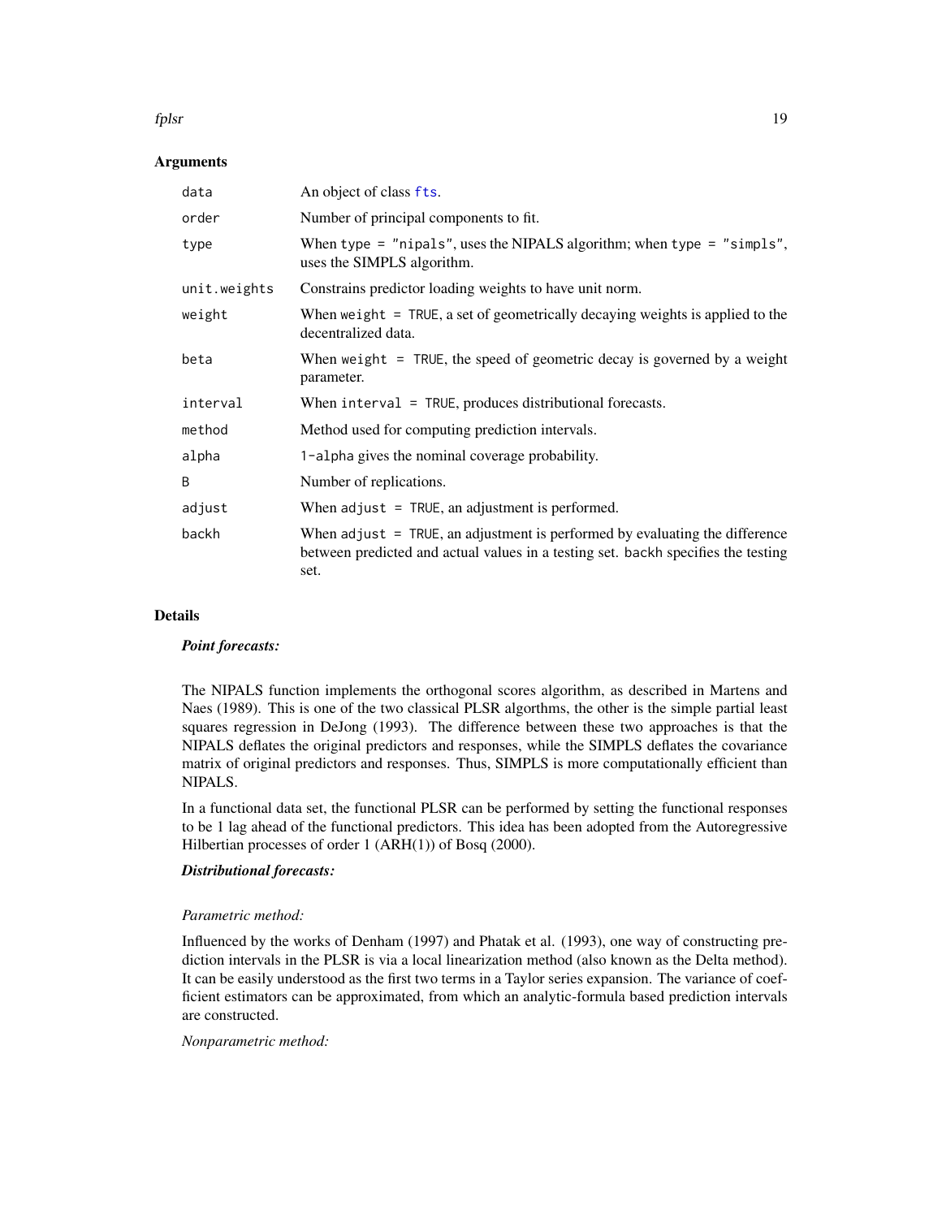### Arguments

| | |
|---|---|
| `data` | An object of class `fts`. |
| `order` | Number of principal components to fit. |
| `type` | When `type = "nipals"`, uses the NIPALS algorithm; when `type = "simpls"`, uses the SIMPLS algorithm. |
| `unit.weights` | Constrains predictor loading weights to have unit norm. |
| `weight` | When `weight = TRUE`, a set of geometrically decaying weights is applied to the decentralized data. |
| `beta` | When `weight = TRUE`, the speed of geometric decay is governed by a weight parameter. |
| `interval` | When `interval = TRUE`, produces distributional forecasts. |
| `method` | Method used for computing prediction intervals. |
| `alpha` | `1-alpha` gives the nominal coverage probability. |
| `B` | Number of replications. |
| `adjust` | When `adjust = TRUE`, an adjustment is performed. |
| `backh` | When `adjust = TRUE`, an adjustment is performed by evaluating the difference between predicted and actual values in a testing set. `backh` specifies the testing set. |

### Details

***Point forecasts:***

The NIPALS function implements the orthogonal scores algorithm, as described in Martens and Naes (1989). This is one of the two classical PLSR algorithms, the other is the simple partial least squares regression in DeJong (1993). The difference between these two approaches is that the NIPALS deflates the original predictors and responses, while the SIMPLS deflates the covariance matrix of original predictors and responses. Thus, SIMPLS is more computationally efficient than NIPALS.

In a functional data set, the functional PLSR can be performed by setting the functional responses to be 1 lag ahead of the functional predictors. This idea has been adopted from the Autoregressive Hilbertian processes of order 1 (ARH(1)) of Bosq (2000).

***Distributional forecasts:***

*Parametric method:*

Influenced by the works of Denham (1997) and Phatak et al. (1993), one way of constructing prediction intervals in the PLSR is via a local linearization method (also known as the Delta method). It can be easily understood as the first two terms in a Taylor series expansion. The variance of coefficient estimators can be approximated, from which an analytic-formula based prediction intervals are constructed.

*Nonparametric method:*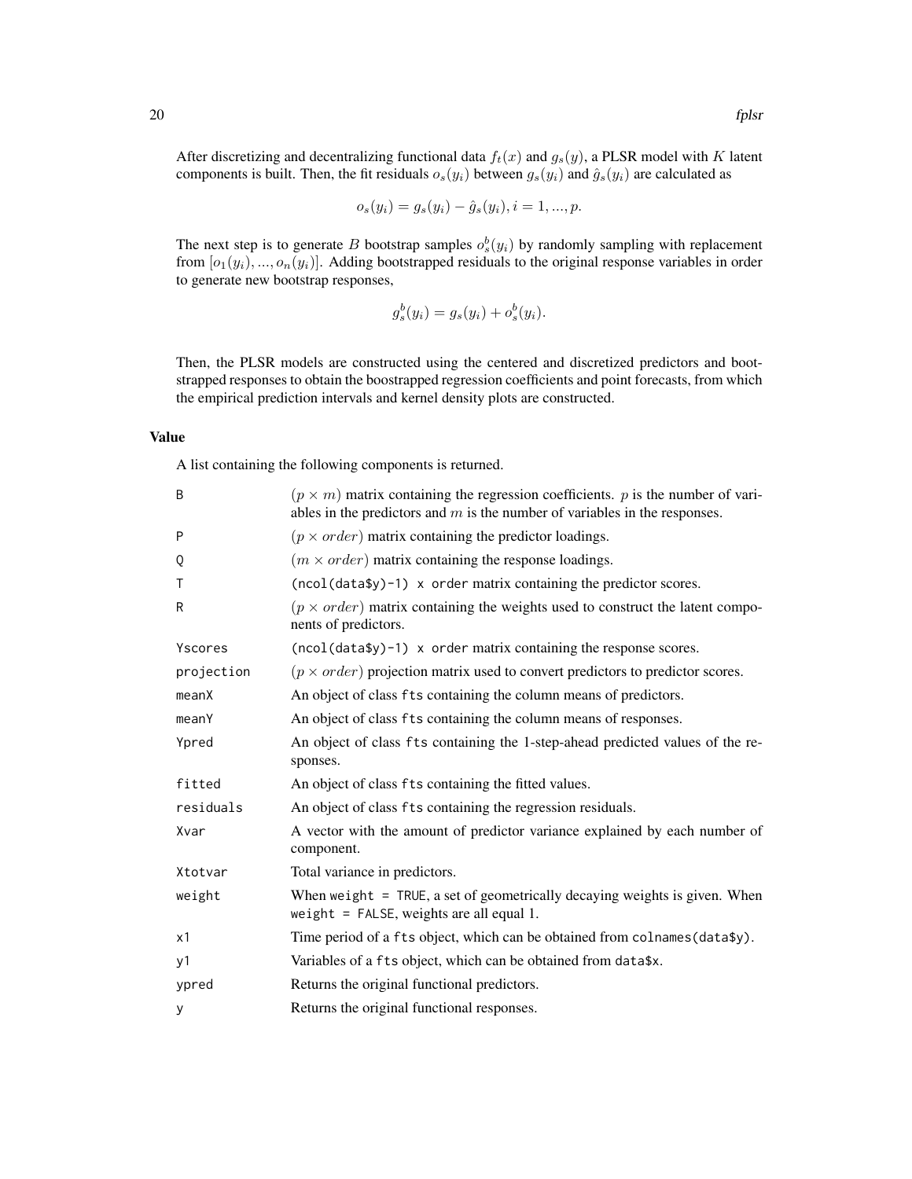After discretizing and decentralizing functional data $f_t(x)$ and $g_s(y)$, a PLSR model with $K$ latent components is built. Then, the fit residuals $o_s(y_i)$ between $g_s(y_i)$ and $\hat{g}_s(y_i)$ are calculated as

$$o_s(y_i) = g_s(y_i) - \hat{g}_s(y_i), i = 1, ..., p.$$

The next step is to generate $B$ bootstrap samples $o_s^b(y_i)$ by randomly sampling with replacement from $[o_1(y_i), ..., o_n(y_i)]$. Adding bootstrapped residuals to the original response variables in order to generate new bootstrap responses,

$$g_s^b(y_i) = g_s(y_i) + o_s^b(y_i).$$

Then, the PLSR models are constructed using the centered and discretized predictors and bootstrapped responses to obtain the boostrapped regression coefficients and point forecasts, from which the empirical prediction intervals and kernel density plots are constructed.

## Value

A list containing the following components is returned.

| | |
|---|---|
| `B` | $(p \times m)$ matrix containing the regression coefficients. $p$ is the number of variables in the predictors and $m$ is the number of variables in the responses. |
| `P` | $(p \times order)$ matrix containing the predictor loadings. |
| `Q` | $(m \times order)$ matrix containing the response loadings. |
| `T` | `(ncol(data$y)-1) x order` matrix containing the predictor scores. |
| `R` | $(p \times order)$ matrix containing the weights used to construct the latent components of predictors. |
| `Yscores` | `(ncol(data$y)-1) x order` matrix containing the response scores. |
| `projection` | $(p \times order)$ projection matrix used to convert predictors to predictor scores. |
| `meanX` | An object of class `fts` containing the column means of predictors. |
| `meanY` | An object of class `fts` containing the column means of responses. |
| `Ypred` | An object of class `fts` containing the 1-step-ahead predicted values of the responses. |
| `fitted` | An object of class `fts` containing the fitted values. |
| `residuals` | An object of class `fts` containing the regression residuals. |
| `Xvar` | A vector with the amount of predictor variance explained by each number of component. |
| `Xtotvar` | Total variance in predictors. |
| `weight` | When `weight = TRUE`, a set of geometrically decaying weights is given. When `weight = FALSE`, weights are all equal 1. |
| `x1` | Time period of a `fts` object, which can be obtained from `colnames(data$y)`. |
| `y1` | Variables of a `fts` object, which can be obtained from `data$x`. |
| `ypred` | Returns the original functional predictors. |
| `y` | Returns the original functional responses. |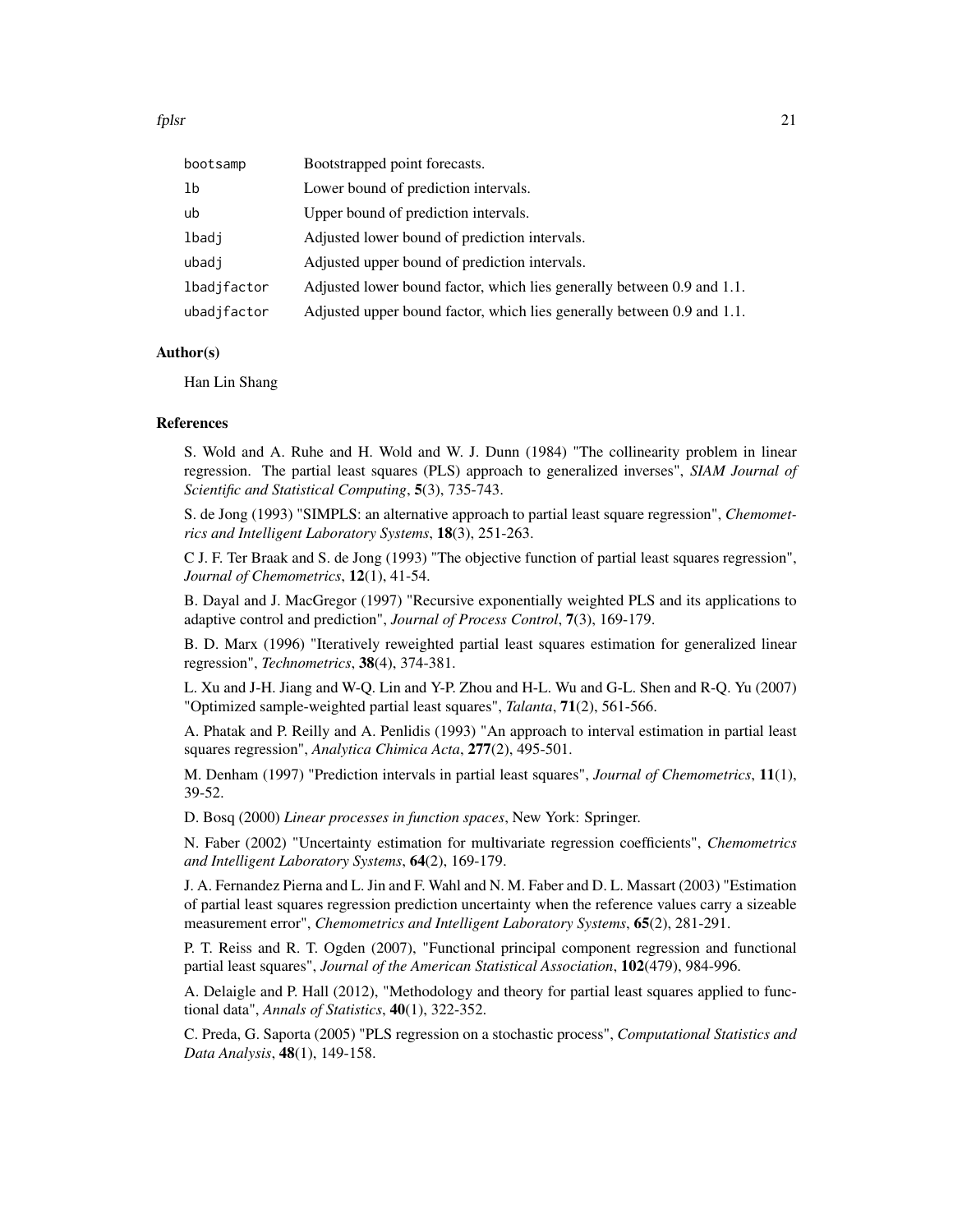| | |
|---|---|
| bootsamp | Bootstrapped point forecasts. |
| lb | Lower bound of prediction intervals. |
| ub | Upper bound of prediction intervals. |
| lbadj | Adjusted lower bound of prediction intervals. |
| ubadj | Adjusted upper bound of prediction intervals. |
| lbadjfactor | Adjusted lower bound factor, which lies generally between 0.9 and 1.1. |
| ubadjfactor | Adjusted upper bound factor, which lies generally between 0.9 and 1.1. |

### Author(s)

Han Lin Shang

### References

S. Wold and A. Ruhe and H. Wold and W. J. Dunn (1984) "The collinearity problem in linear regression. The partial least squares (PLS) approach to generalized inverses", *SIAM Journal of Scientific and Statistical Computing*, **5**(3), 735-743.

S. de Jong (1993) "SIMPLS: an alternative approach to partial least square regression", *Chemometrics and Intelligent Laboratory Systems*, **18**(3), 251-263.

C J. F. Ter Braak and S. de Jong (1993) "The objective function of partial least squares regression", *Journal of Chemometrics*, **12**(1), 41-54.

B. Dayal and J. MacGregor (1997) "Recursive exponentially weighted PLS and its applications to adaptive control and prediction", *Journal of Process Control*, **7**(3), 169-179.

B. D. Marx (1996) "Iteratively reweighted partial least squares estimation for generalized linear regression", *Technometrics*, **38**(4), 374-381.

L. Xu and J-H. Jiang and W-Q. Lin and Y-P. Zhou and H-L. Wu and G-L. Shen and R-Q. Yu (2007) "Optimized sample-weighted partial least squares", *Talanta*, **71**(2), 561-566.

A. Phatak and P. Reilly and A. Penlidis (1993) "An approach to interval estimation in partial least squares regression", *Analytica Chimica Acta*, **277**(2), 495-501.

M. Denham (1997) "Prediction intervals in partial least squares", *Journal of Chemometrics*, **11**(1), 39-52.

D. Bosq (2000) *Linear processes in function spaces*, New York: Springer.

N. Faber (2002) "Uncertainty estimation for multivariate regression coefficients", *Chemometrics and Intelligent Laboratory Systems*, **64**(2), 169-179.

J. A. Fernandez Pierna and L. Jin and F. Wahl and N. M. Faber and D. L. Massart (2003) "Estimation of partial least squares regression prediction uncertainty when the reference values carry a sizeable measurement error", *Chemometrics and Intelligent Laboratory Systems*, **65**(2), 281-291.

P. T. Reiss and R. T. Ogden (2007), "Functional principal component regression and functional partial least squares", *Journal of the American Statistical Association*, **102**(479), 984-996.

A. Delaigle and P. Hall (2012), "Methodology and theory for partial least squares applied to functional data", *Annals of Statistics*, **40**(1), 322-352.

C. Preda, G. Saporta (2005) "PLS regression on a stochastic process", *Computational Statistics and Data Analysis*, **48**(1), 149-158.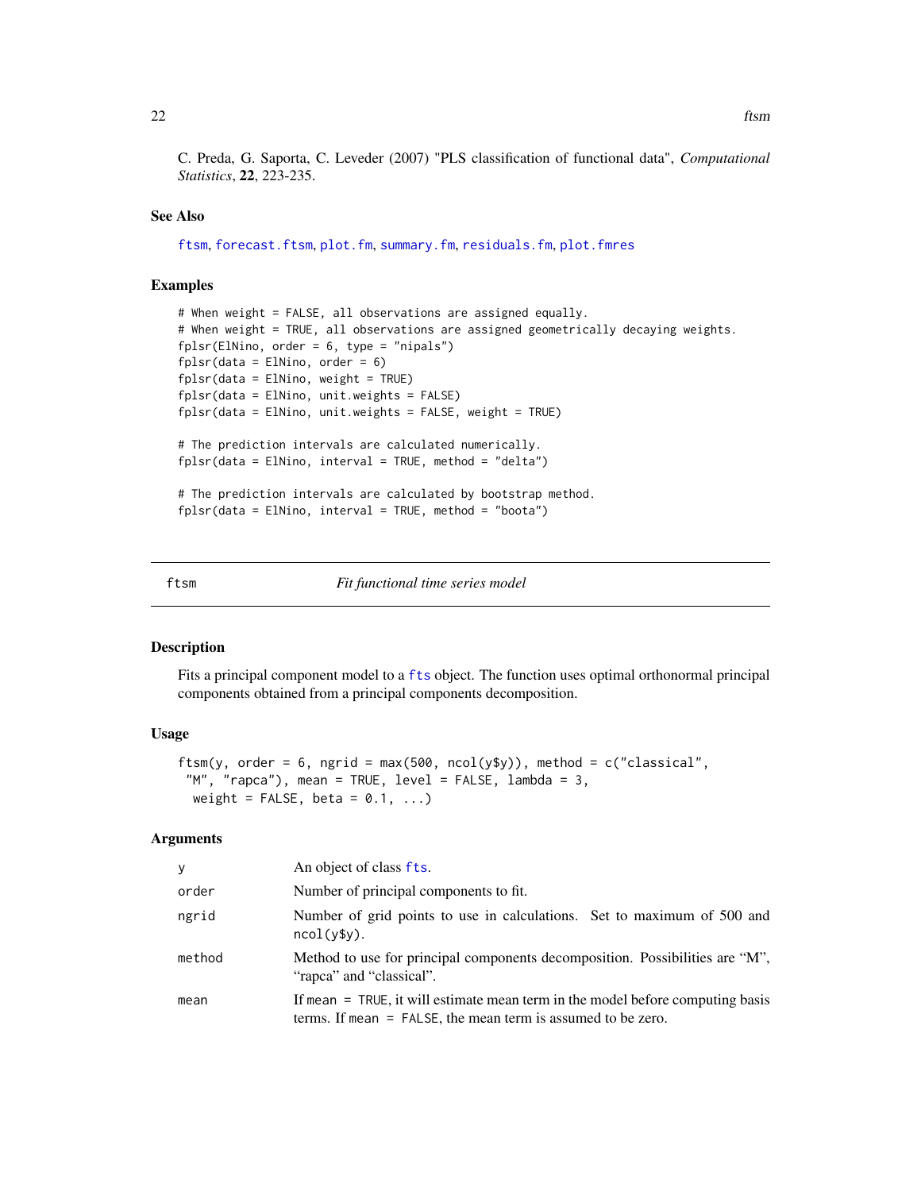C. Preda, G. Saporta, C. Leveder (2007) "PLS classification of functional data", *Computational Statistics*, **22**, 223-235.

### See Also

ftsm, forecast.ftsm, plot.fm, summary.fm, residuals.fm, plot.fmres

### Examples

```
# When weight = FALSE, all observations are assigned equally.
# When weight = TRUE, all observations are assigned geometrically decaying weights.
fplsr(ElNino, order = 6, type = "nipals")
fplsr(data = ElNino, order = 6)
fplsr(data = ElNino, weight = TRUE)
fplsr(data = ElNino, unit.weights = FALSE)
fplsr(data = ElNino, unit.weights = FALSE, weight = TRUE)

# The prediction intervals are calculated numerically.
fplsr(data = ElNino, interval = TRUE, method = "delta")

# The prediction intervals are calculated by bootstrap method.
fplsr(data = ElNino, interval = TRUE, method = "boota")
```

---

## ftsm — *Fit functional time series model*

### Description

Fits a principal component model to a fts object. The function uses optimal orthonormal principal components obtained from a principal components decomposition.

### Usage

```
ftsm(y, order = 6, ngrid = max(500, ncol(y$y)), method = c("classical",
 "M", "rapca"), mean = TRUE, level = FALSE, lambda = 3,
  weight = FALSE, beta = 0.1, ...)
```

### Arguments

| | |
|---|---|
| y | An object of class fts. |
| order | Number of principal components to fit. |
| ngrid | Number of grid points to use in calculations. Set to maximum of 500 and ncol(y$y). |
| method | Method to use for principal components decomposition. Possibilities are "M", "rapca" and "classical". |
| mean | If mean = TRUE, it will estimate mean term in the model before computing basis terms. If mean = FALSE, the mean term is assumed to be zero. |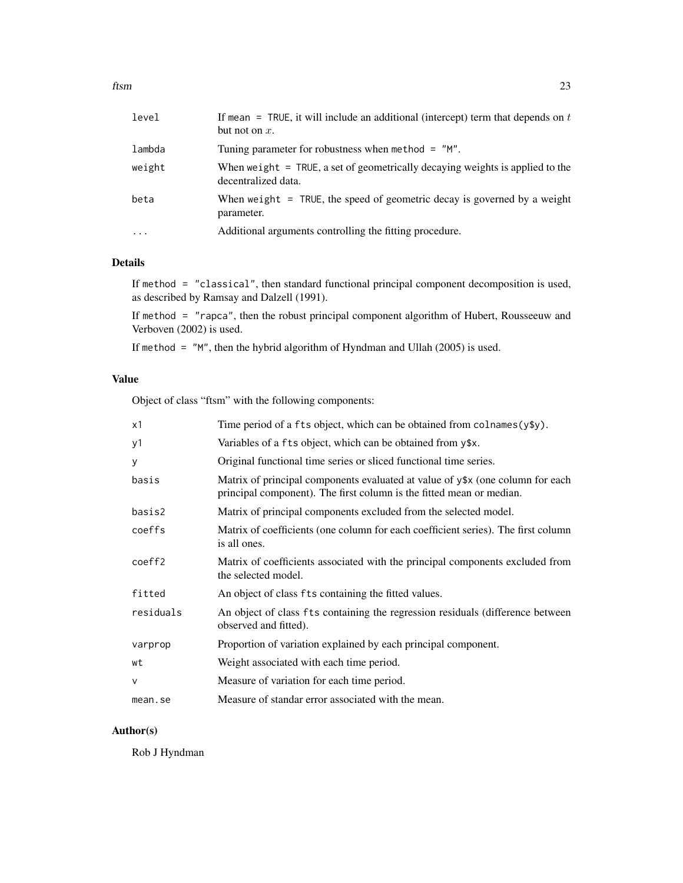| | |
|---|---|
| level | If mean = TRUE, it will include an additional (intercept) term that depends on $t$ but not on $x$. |
| lambda | Tuning parameter for robustness when method = "M". |
| weight | When weight = TRUE, a set of geometrically decaying weights is applied to the decentralized data. |
| beta | When weight = TRUE, the speed of geometric decay is governed by a weight parameter. |
| ... | Additional arguments controlling the fitting procedure. |

## Details

If method = "classical", then standard functional principal component decomposition is used, as described by Ramsay and Dalzell (1991).

If method = "rapca", then the robust principal component algorithm of Hubert, Rousseeuw and Verboven (2002) is used.

If method = "M", then the hybrid algorithm of Hyndman and Ullah (2005) is used.

## Value

Object of class "ftsm" with the following components:

| | |
|---|---|
| x1 | Time period of a fts object, which can be obtained from colnames(y$y). |
| y1 | Variables of a fts object, which can be obtained from y$x. |
| y | Original functional time series or sliced functional time series. |
| basis | Matrix of principal components evaluated at value of y$x (one column for each principal component). The first column is the fitted mean or median. |
| basis2 | Matrix of principal components excluded from the selected model. |
| coeffs | Matrix of coefficients (one column for each coefficient series). The first column is all ones. |
| coeff2 | Matrix of coefficients associated with the principal components excluded from the selected model. |
| fitted | An object of class fts containing the fitted values. |
| residuals | An object of class fts containing the regression residuals (difference between observed and fitted). |
| varprop | Proportion of variation explained by each principal component. |
| wt | Weight associated with each time period. |
| v | Measure of variation for each time period. |
| mean.se | Measure of standar error associated with the mean. |

## Author(s)

Rob J Hyndman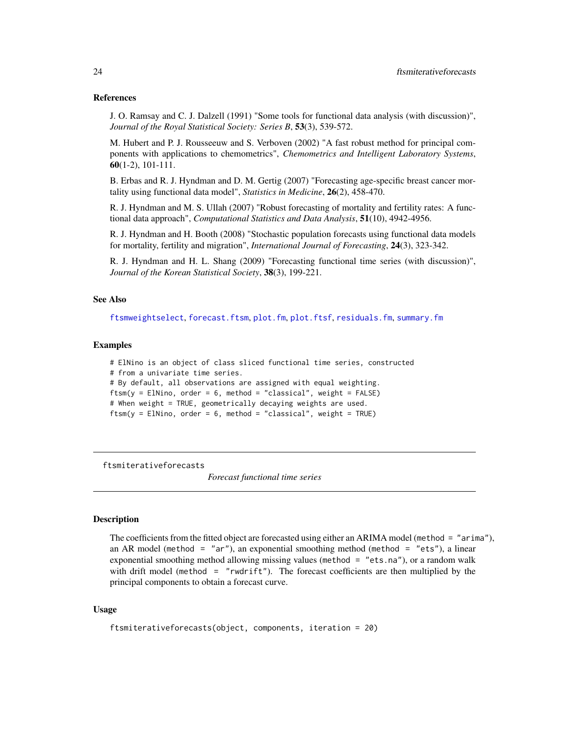### References

J. O. Ramsay and C. J. Dalzell (1991) "Some tools for functional data analysis (with discussion)", *Journal of the Royal Statistical Society: Series B*, **53**(3), 539-572.

M. Hubert and P. J. Rousseeuw and S. Verboven (2002) "A fast robust method for principal components with applications to chemometrics", *Chemometrics and Intelligent Laboratory Systems*, **60**(1-2), 101-111.

B. Erbas and R. J. Hyndman and D. M. Gertig (2007) "Forecasting age-specific breast cancer mortality using functional data model", *Statistics in Medicine*, **26**(2), 458-470.

R. J. Hyndman and M. S. Ullah (2007) "Robust forecasting of mortality and fertility rates: A functional data approach", *Computational Statistics and Data Analysis*, **51**(10), 4942-4956.

R. J. Hyndman and H. Booth (2008) "Stochastic population forecasts using functional data models for mortality, fertility and migration", *International Journal of Forecasting*, **24**(3), 323-342.

R. J. Hyndman and H. L. Shang (2009) "Forecasting functional time series (with discussion)", *Journal of the Korean Statistical Society*, **38**(3), 199-221.

### See Also

`ftsmweightselect`, `forecast.ftsm`, `plot.fm`, `plot.ftsf`, `residuals.fm`, `summary.fm`

### Examples

```
# ElNino is an object of class sliced functional time series, constructed
# from a univariate time series.
# By default, all observations are assigned with equal weighting.
ftsm(y = ElNino, order = 6, method = "classical", weight = FALSE)
# When weight = TRUE, geometrically decaying weights are used.
ftsm(y = ElNino, order = 6, method = "classical", weight = TRUE)
```

---

## ftsmiterativeforecasts

*Forecast functional time series*

### Description

The coefficients from the fitted object are forecasted using either an ARIMA model (`method = "arima"`), an AR model (`method = "ar"`), an exponential smoothing method (`method = "ets"`), a linear exponential smoothing method allowing missing values (`method = "ets.na"`), or a random walk with drift model (`method = "rwdrift"`). The forecast coefficients are then multiplied by the principal components to obtain a forecast curve.

### Usage

```
ftsmiterativeforecasts(object, components, iteration = 20)
```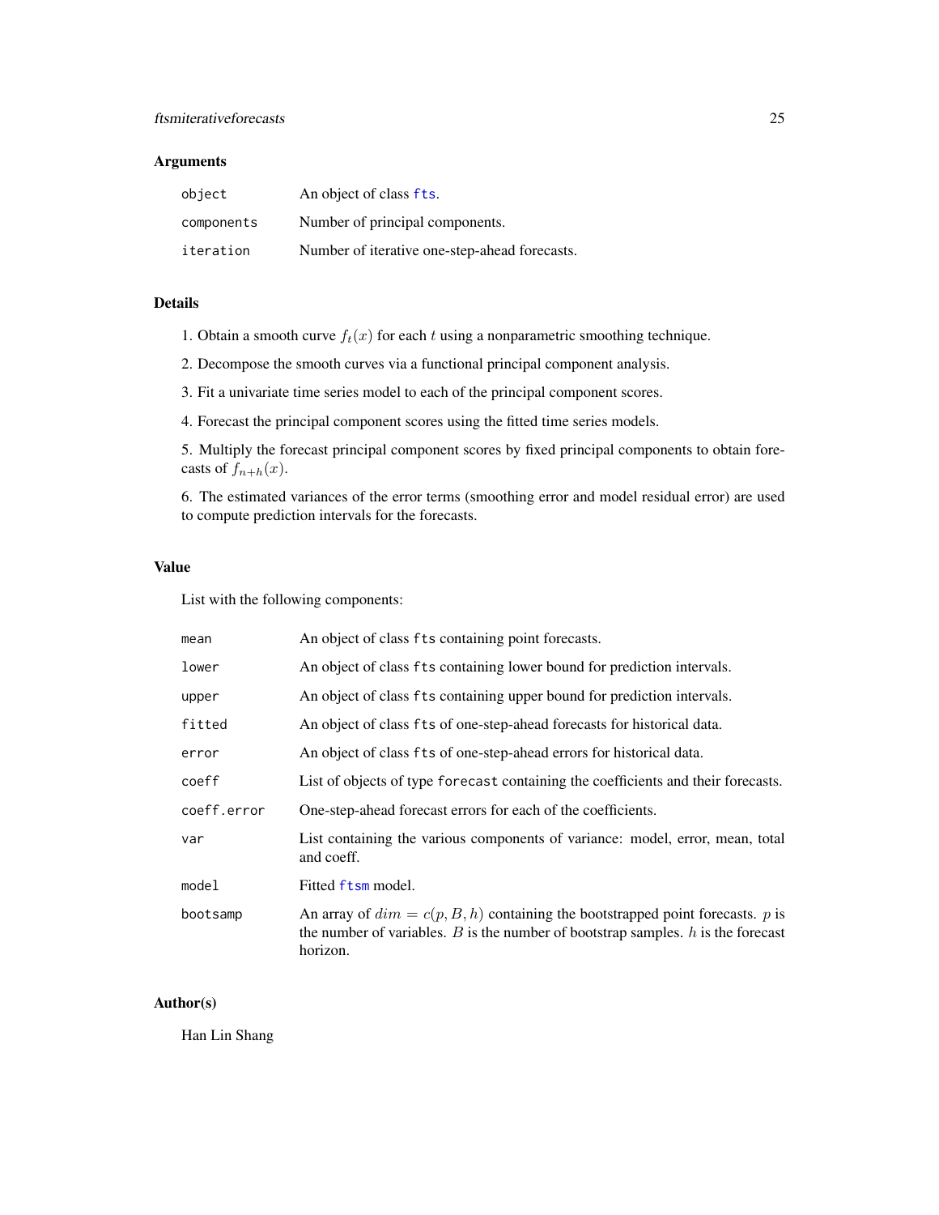## Arguments

| | |
|---|---|
| `object` | An object of class `fts`. |
| `components` | Number of principal components. |
| `iteration` | Number of iterative one-step-ahead forecasts. |

## Details

1. Obtain a smooth curve $f_t(x)$ for each $t$ using a nonparametric smoothing technique.

2. Decompose the smooth curves via a functional principal component analysis.

3. Fit a univariate time series model to each of the principal component scores.

4. Forecast the principal component scores using the fitted time series models.

5. Multiply the forecast principal component scores by fixed principal components to obtain forecasts of $f_{n+h}(x)$.

6. The estimated variances of the error terms (smoothing error and model residual error) are used to compute prediction intervals for the forecasts.

## Value

List with the following components:

| | |
|---|---|
| `mean` | An object of class `fts` containing point forecasts. |
| `lower` | An object of class `fts` containing lower bound for prediction intervals. |
| `upper` | An object of class `fts` containing upper bound for prediction intervals. |
| `fitted` | An object of class `fts` of one-step-ahead forecasts for historical data. |
| `error` | An object of class `fts` of one-step-ahead errors for historical data. |
| `coeff` | List of objects of type `forecast` containing the coefficients and their forecasts. |
| `coeff.error` | One-step-ahead forecast errors for each of the coefficients. |
| `var` | List containing the various components of variance: model, error, mean, total and coeff. |
| `model` | Fitted `ftsm` model. |
| `bootsamp` | An array of $dim = c(p, B, h)$ containing the bootstrapped point forecasts. $p$ is the number of variables. $B$ is the number of bootstrap samples. $h$ is the forecast horizon. |

## Author(s)

Han Lin Shang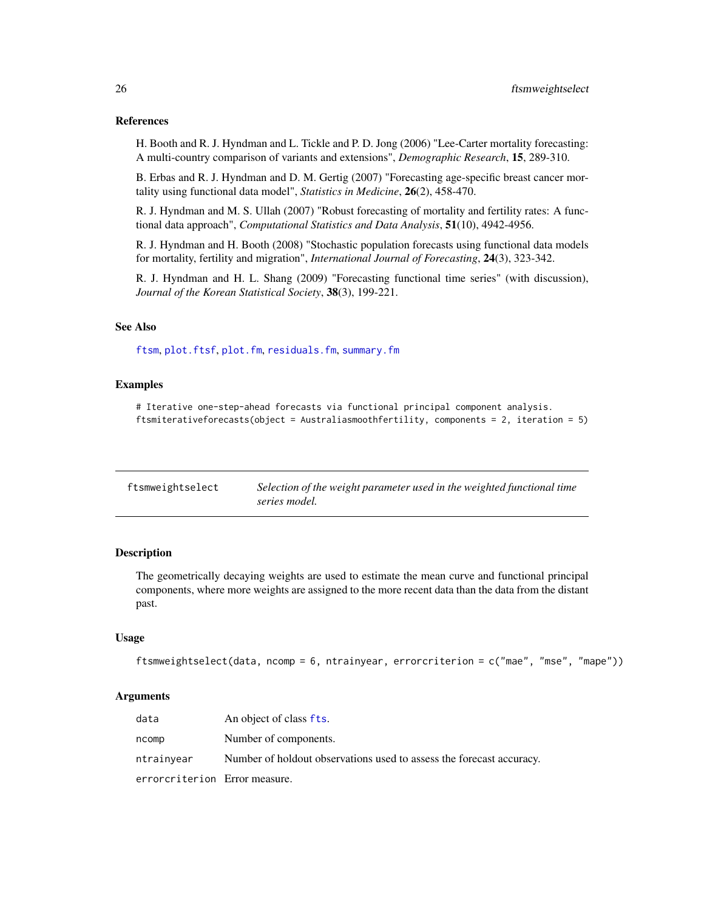### References

H. Booth and R. J. Hyndman and L. Tickle and P. D. Jong (2006) "Lee-Carter mortality forecasting: A multi-country comparison of variants and extensions", *Demographic Research*, **15**, 289-310.

B. Erbas and R. J. Hyndman and D. M. Gertig (2007) "Forecasting age-specific breast cancer mortality using functional data model", *Statistics in Medicine*, **26**(2), 458-470.

R. J. Hyndman and M. S. Ullah (2007) "Robust forecasting of mortality and fertility rates: A functional data approach", *Computational Statistics and Data Analysis*, **51**(10), 4942-4956.

R. J. Hyndman and H. Booth (2008) "Stochastic population forecasts using functional data models for mortality, fertility and migration", *International Journal of Forecasting*, **24**(3), 323-342.

R. J. Hyndman and H. L. Shang (2009) "Forecasting functional time series" (with discussion), *Journal of the Korean Statistical Society*, **38**(3), 199-221.

### See Also

`ftsm`, `plot.ftsf`, `plot.fm`, `residuals.fm`, `summary.fm`

### Examples

```
# Iterative one-step-ahead forecasts via functional principal component analysis.
ftsmiterativeforecasts(object = Australiasmoothfertility, components = 2, iteration = 5)
```

---

## ftsmweightselect — *Selection of the weight parameter used in the weighted functional time series model.*

---

### Description

The geometrically decaying weights are used to estimate the mean curve and functional principal components, where more weights are assigned to the more recent data than the data from the distant past.

### Usage

```
ftsmweightselect(data, ncomp = 6, ntrainyear, errorcriterion = c("mae", "mse", "mape"))
```

### Arguments

| | |
|---|---|
| `data` | An object of class `fts`. |
| `ncomp` | Number of components. |
| `ntrainyear` | Number of holdout observations used to assess the forecast accuracy. |
| `errorcriterion` | Error measure. |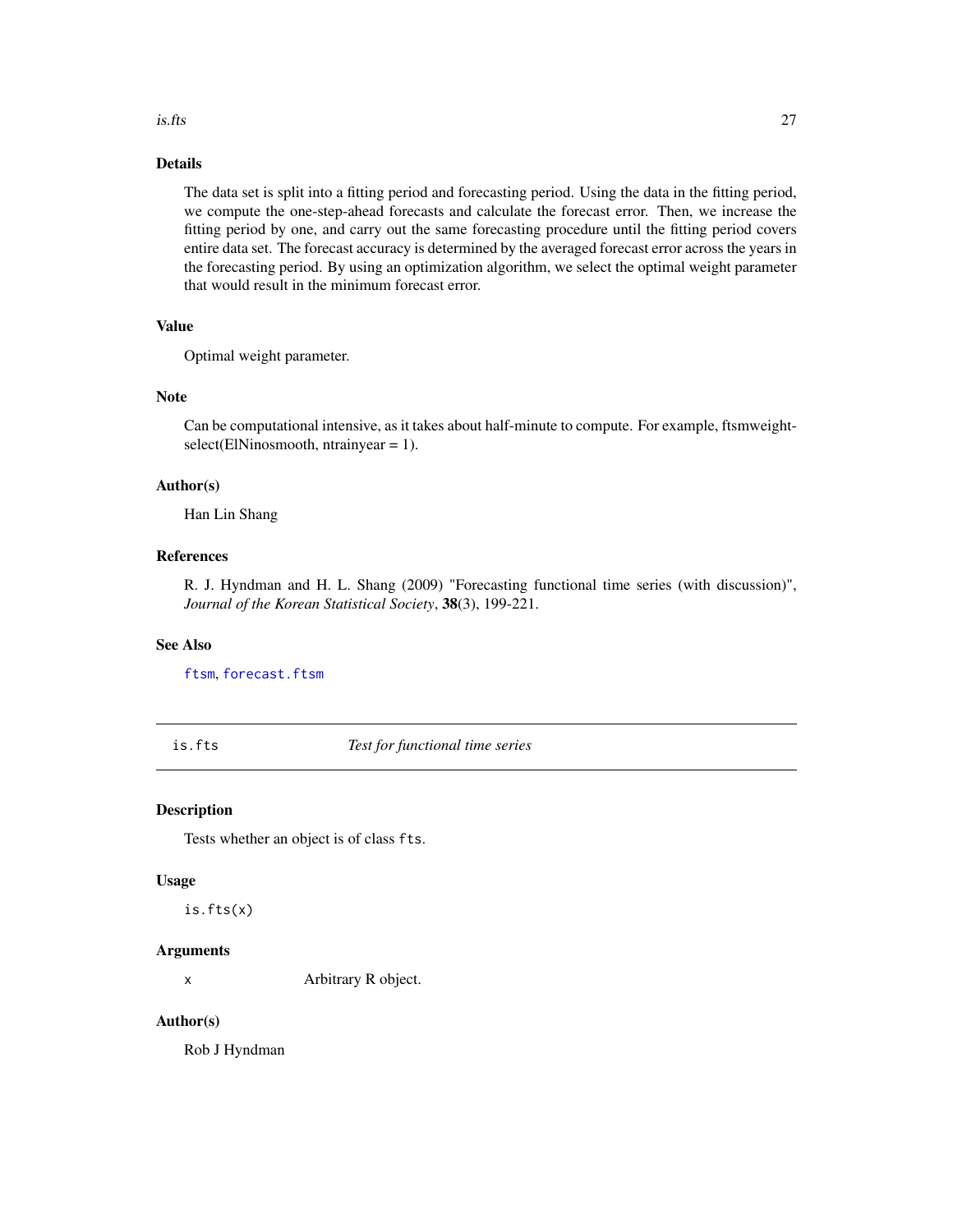### Details

The data set is split into a fitting period and forecasting period. Using the data in the fitting period, we compute the one-step-ahead forecasts and calculate the forecast error. Then, we increase the fitting period by one, and carry out the same forecasting procedure until the fitting period covers entire data set. The forecast accuracy is determined by the averaged forecast error across the years in the forecasting period. By using an optimization algorithm, we select the optimal weight parameter that would result in the minimum forecast error.

### Value

Optimal weight parameter.

### Note

Can be computational intensive, as it takes about half-minute to compute. For example, ftsmweightselect(ElNinosmooth, ntrainyear = 1).

### Author(s)

Han Lin Shang

### References

R. J. Hyndman and H. L. Shang (2009) "Forecasting functional time series (with discussion)", *Journal of the Korean Statistical Society*, **38**(3), 199-221.

### See Also

`ftsm`, `forecast.ftsm`

---

## is.fts — *Test for functional time series*

---

### Description

Tests whether an object is of class `fts`.

### Usage

```
is.fts(x)
```

### Arguments

| | |
|---|---|
| `x` | Arbitrary R object. |

### Author(s)

Rob J Hyndman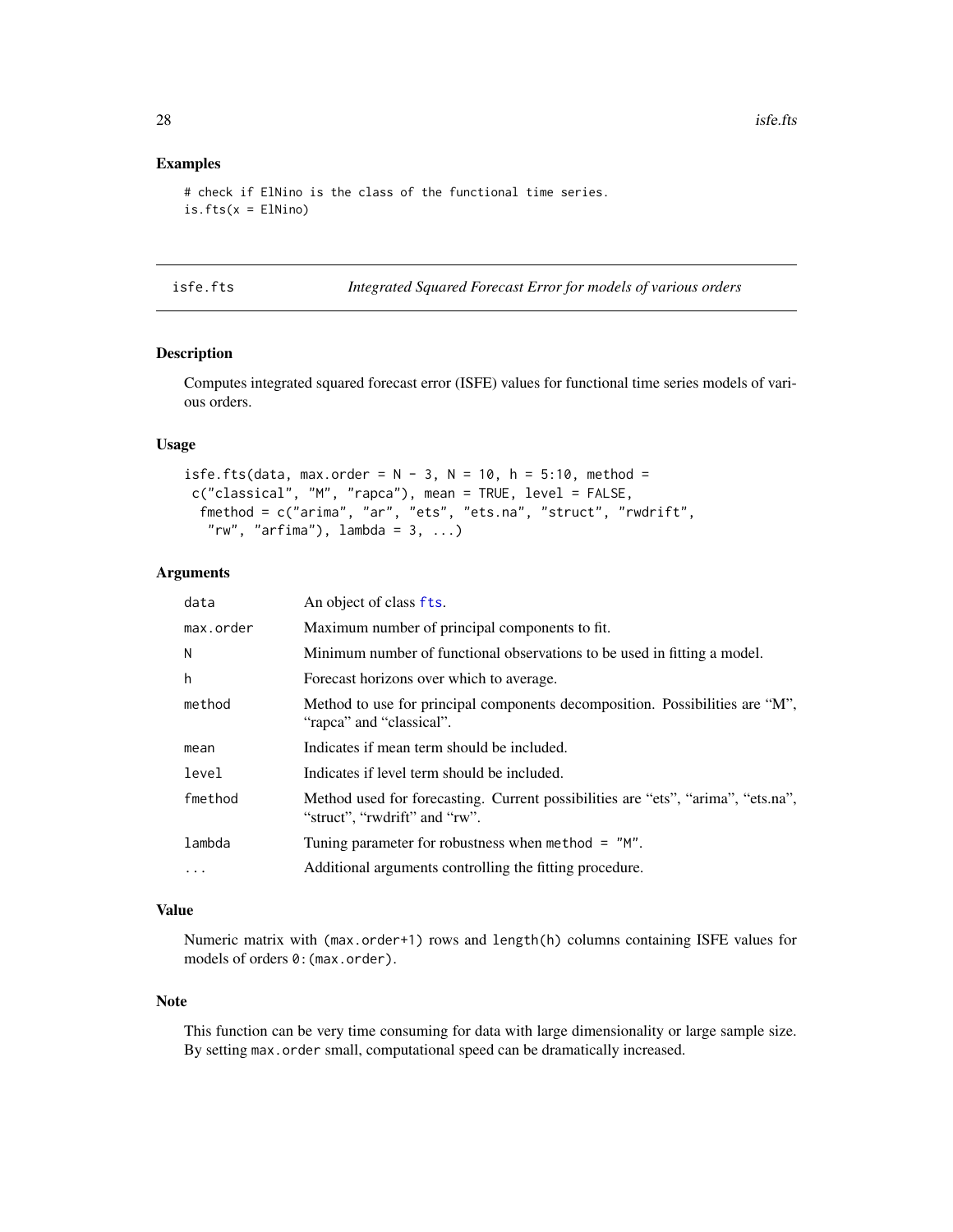### Examples

```
# check if ElNino is the class of the functional time series.
is.fts(x = ElNino)
```

---

## isfe.fts *Integrated Squared Forecast Error for models of various orders*

### Description

Computes integrated squared forecast error (ISFE) values for functional time series models of various orders.

### Usage

```
isfe.fts(data, max.order = N - 3, N = 10, h = 5:10, method =
 c("classical", "M", "rapca"), mean = TRUE, level = FALSE,
  fmethod = c("arima", "ar", "ets", "ets.na", "struct", "rwdrift",
   "rw", "arfima"), lambda = 3, ...)
```

### Arguments

| | |
|---|---|
| `data` | An object of class `fts`. |
| `max.order` | Maximum number of principal components to fit. |
| `N` | Minimum number of functional observations to be used in fitting a model. |
| `h` | Forecast horizons over which to average. |
| `method` | Method to use for principal components decomposition. Possibilities are "M", "rapca" and "classical". |
| `mean` | Indicates if mean term should be included. |
| `level` | Indicates if level term should be included. |
| `fmethod` | Method used for forecasting. Current possibilities are "ets", "arima", "ets.na", "struct", "rwdrift" and "rw". |
| `lambda` | Tuning parameter for robustness when `method = "M"`. |
| `...` | Additional arguments controlling the fitting procedure. |

### Value

Numeric matrix with `(max.order+1)` rows and `length(h)` columns containing ISFE values for models of orders `0:(max.order)`.

### Note

This function can be very time consuming for data with large dimensionality or large sample size. By setting `max.order` small, computational speed can be dramatically increased.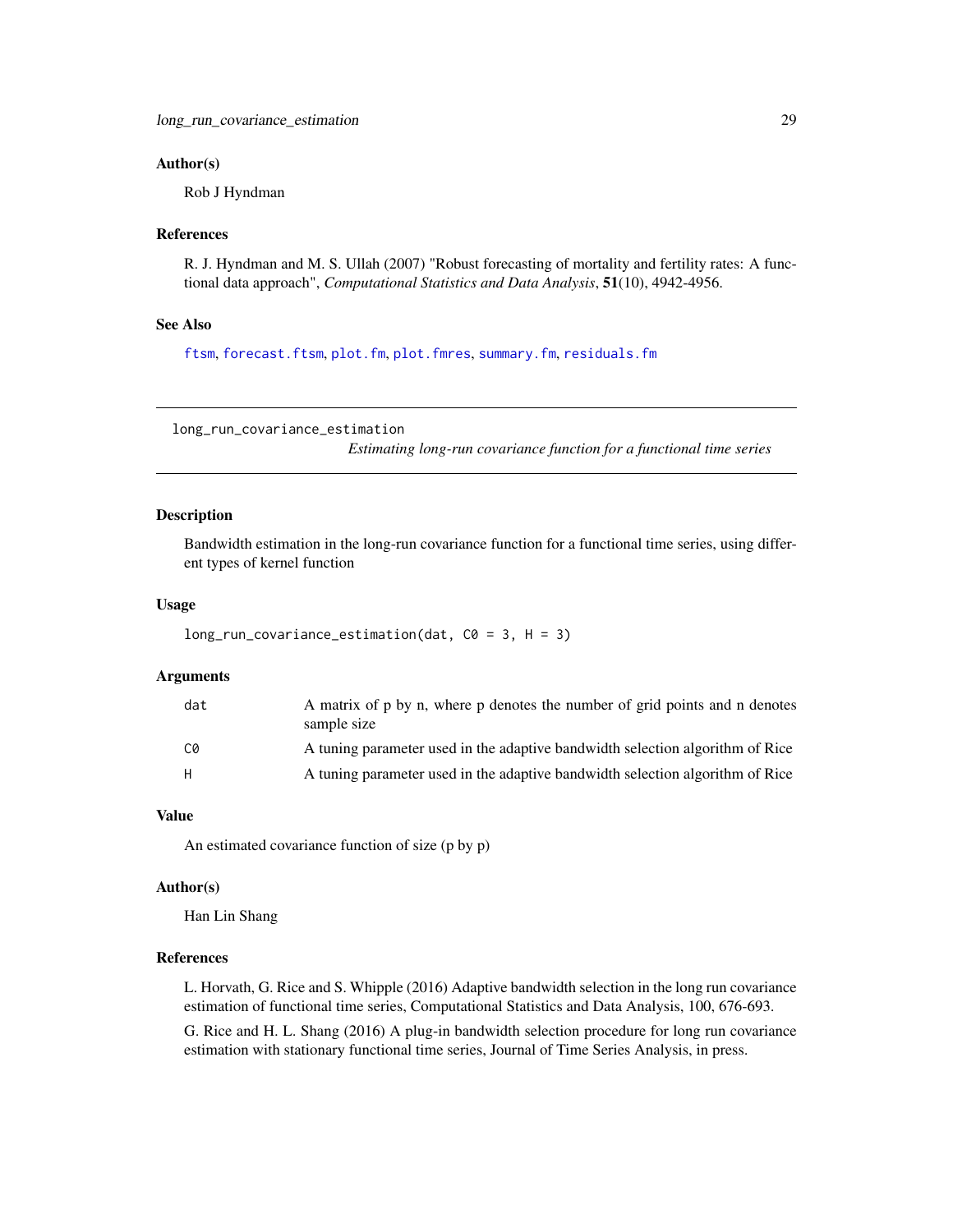### Author(s)

Rob J Hyndman

### References

R. J. Hyndman and M. S. Ullah (2007) "Robust forecasting of mortality and fertility rates: A functional data approach", *Computational Statistics and Data Analysis*, **51**(10), 4942-4956.

### See Also

ftsm, forecast.ftsm, plot.fm, plot.fmres, summary.fm, residuals.fm

---

## long_run_covariance_estimation — *Estimating long-run covariance function for a functional time series*

### Description

Bandwidth estimation in the long-run covariance function for a functional time series, using different types of kernel function

### Usage

```
long_run_covariance_estimation(dat, C0 = 3, H = 3)
```

### Arguments

| | |
|---|---|
| dat | A matrix of p by n, where p denotes the number of grid points and n denotes sample size |
| C0 | A tuning parameter used in the adaptive bandwidth selection algorithm of Rice |
| H | A tuning parameter used in the adaptive bandwidth selection algorithm of Rice |

### Value

An estimated covariance function of size (p by p)

### Author(s)

Han Lin Shang

### References

L. Horvath, G. Rice and S. Whipple (2016) Adaptive bandwidth selection in the long run covariance estimation of functional time series, Computational Statistics and Data Analysis, 100, 676-693.

G. Rice and H. L. Shang (2016) A plug-in bandwidth selection procedure for long run covariance estimation with stationary functional time series, Journal of Time Series Analysis, in press.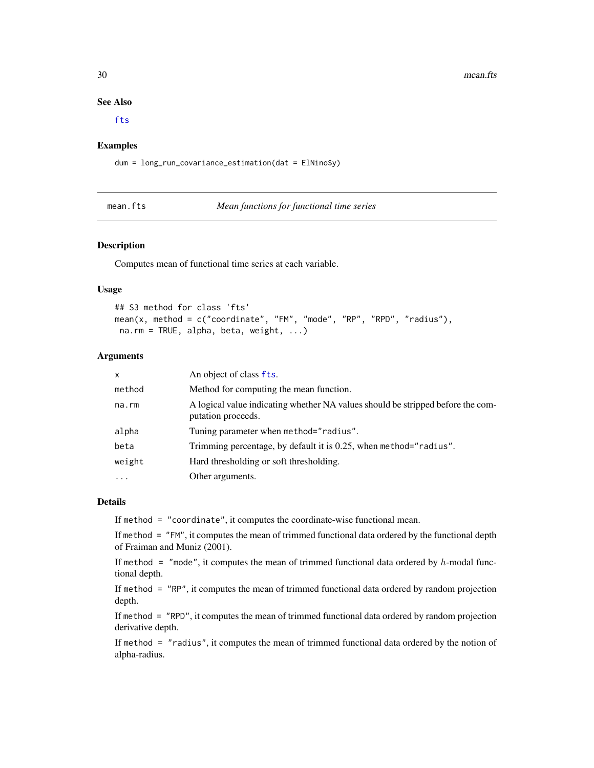### See Also

`fts`

### Examples

```
dum = long_run_covariance_estimation(dat = ElNino$y)
```

---

## mean.fts *Mean functions for functional time series*

---

### Description

Computes mean of functional time series at each variable.

### Usage

```
## S3 method for class 'fts'
mean(x, method = c("coordinate", "FM", "mode", "RP", "RPD", "radius"),
 na.rm = TRUE, alpha, beta, weight, ...)
```

### Arguments

| | |
|---|---|
| `x` | An object of class `fts`. |
| `method` | Method for computing the mean function. |
| `na.rm` | A logical value indicating whether NA values should be stripped before the computation proceeds. |
| `alpha` | Tuning parameter when `method="radius"`. |
| `beta` | Trimming percentage, by default it is 0.25, when `method="radius"`. |
| `weight` | Hard thresholding or soft thresholding. |
| `...` | Other arguments. |

### Details

If `method = "coordinate"`, it computes the coordinate-wise functional mean.

If `method = "FM"`, it computes the mean of trimmed functional data ordered by the functional depth of Fraiman and Muniz (2001).

If `method = "mode"`, it computes the mean of trimmed functional data ordered by $h$-modal functional depth.

If `method = "RP"`, it computes the mean of trimmed functional data ordered by random projection depth.

If `method = "RPD"`, it computes the mean of trimmed functional data ordered by random projection derivative depth.

If `method = "radius"`, it computes the mean of trimmed functional data ordered by the notion of alpha-radius.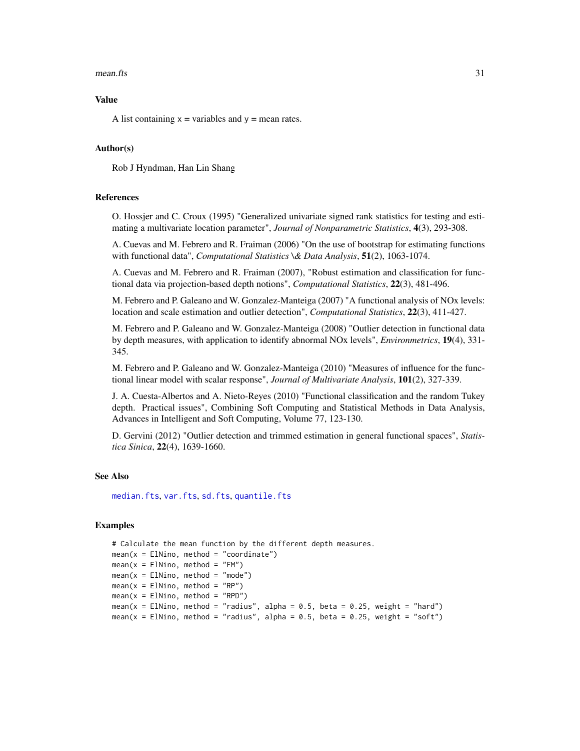## Value

A list containing x = variables and y = mean rates.

## Author(s)

Rob J Hyndman, Han Lin Shang

## References

O. Hossjer and C. Croux (1995) "Generalized univariate signed rank statistics for testing and estimating a multivariate location parameter", *Journal of Nonparametric Statistics*, **4**(3), 293-308.

A. Cuevas and M. Febrero and R. Fraiman (2006) "On the use of bootstrap for estimating functions with functional data", *Computational Statistics \& Data Analysis*, **51**(2), 1063-1074.

A. Cuevas and M. Febrero and R. Fraiman (2007), "Robust estimation and classification for functional data via projection-based depth notions", *Computational Statistics*, **22**(3), 481-496.

M. Febrero and P. Galeano and W. Gonzalez-Manteiga (2007) "A functional analysis of NOx levels: location and scale estimation and outlier detection", *Computational Statistics*, **22**(3), 411-427.

M. Febrero and P. Galeano and W. Gonzalez-Manteiga (2008) "Outlier detection in functional data by depth measures, with application to identify abnormal NOx levels", *Environmetrics*, **19**(4), 331-345.

M. Febrero and P. Galeano and W. Gonzalez-Manteiga (2010) "Measures of influence for the functional linear model with scalar response", *Journal of Multivariate Analysis*, **101**(2), 327-339.

J. A. Cuesta-Albertos and A. Nieto-Reyes (2010) "Functional classification and the random Tukey depth. Practical issues", Combining Soft Computing and Statistical Methods in Data Analysis, Advances in Intelligent and Soft Computing, Volume 77, 123-130.

D. Gervini (2012) "Outlier detection and trimmed estimation in general functional spaces", *Statistica Sinica*, **22**(4), 1639-1660.

## See Also

median.fts, var.fts, sd.fts, quantile.fts

## Examples

```
# Calculate the mean function by the different depth measures.
mean(x = ElNino, method = "coordinate")
mean(x = ElNino, method = "FM")
mean(x = ElNino, method = "mode")
mean(x = ElNino, method = "RP")
mean(x = ElNino, method = "RPD")
mean(x = ElNino, method = "radius", alpha = 0.5, beta = 0.25, weight = "hard")
mean(x = ElNino, method = "radius", alpha = 0.5, beta = 0.25, weight = "soft")
```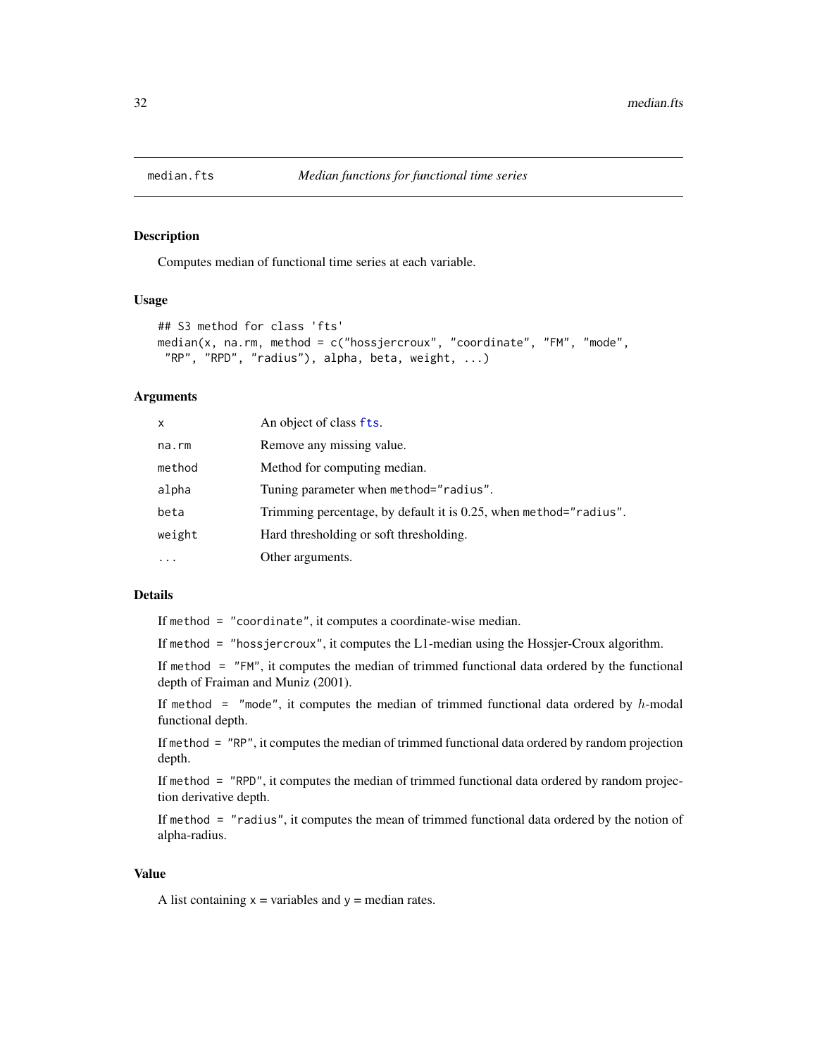# median.fts — Median functions for functional time series

## Description

Computes median of functional time series at each variable.

## Usage

```
## S3 method for class 'fts'
median(x, na.rm, method = c("hossjercroux", "coordinate", "FM", "mode",
 "RP", "RPD", "radius"), alpha, beta, weight, ...)
```

## Arguments

| | |
|---|---|
| x | An object of class fts. |
| na.rm | Remove any missing value. |
| method | Method for computing median. |
| alpha | Tuning parameter when method="radius". |
| beta | Trimming percentage, by default it is 0.25, when method="radius". |
| weight | Hard thresholding or soft thresholding. |
| ... | Other arguments. |

## Details

If method = "coordinate", it computes a coordinate-wise median.

If method = "hossjercroux", it computes the L1-median using the Hossjer-Croux algorithm.

If method = "FM", it computes the median of trimmed functional data ordered by the functional depth of Fraiman and Muniz (2001).

If method = "mode", it computes the median of trimmed functional data ordered by $h$-modal functional depth.

If method = "RP", it computes the median of trimmed functional data ordered by random projection depth.

If method = "RPD", it computes the median of trimmed functional data ordered by random projection derivative depth.

If method = "radius", it computes the mean of trimmed functional data ordered by the notion of alpha-radius.

## Value

A list containing x = variables and y = median rates.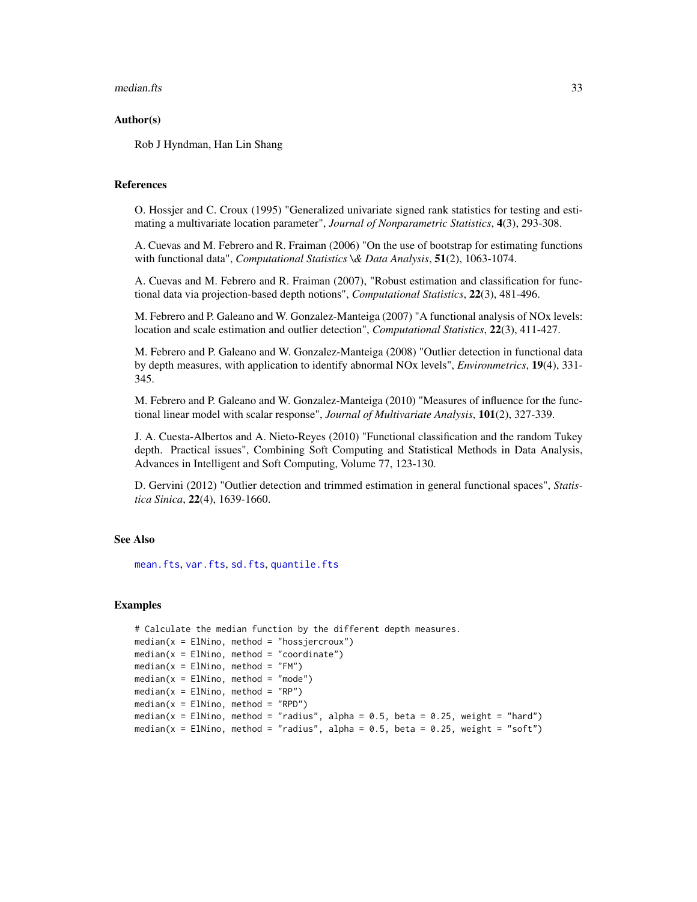## Author(s)

Rob J Hyndman, Han Lin Shang

## References

O. Hossjer and C. Croux (1995) "Generalized univariate signed rank statistics for testing and estimating a multivariate location parameter", *Journal of Nonparametric Statistics*, **4**(3), 293-308.

A. Cuevas and M. Febrero and R. Fraiman (2006) "On the use of bootstrap for estimating functions with functional data", *Computational Statistics \& Data Analysis*, **51**(2), 1063-1074.

A. Cuevas and M. Febrero and R. Fraiman (2007), "Robust estimation and classification for functional data via projection-based depth notions", *Computational Statistics*, **22**(3), 481-496.

M. Febrero and P. Galeano and W. Gonzalez-Manteiga (2007) "A functional analysis of NOx levels: location and scale estimation and outlier detection", *Computational Statistics*, **22**(3), 411-427.

M. Febrero and P. Galeano and W. Gonzalez-Manteiga (2008) "Outlier detection in functional data by depth measures, with application to identify abnormal NOx levels", *Environmetrics*, **19**(4), 331-345.

M. Febrero and P. Galeano and W. Gonzalez-Manteiga (2010) "Measures of influence for the functional linear model with scalar response", *Journal of Multivariate Analysis*, **101**(2), 327-339.

J. A. Cuesta-Albertos and A. Nieto-Reyes (2010) "Functional classification and the random Tukey depth. Practical issues", Combining Soft Computing and Statistical Methods in Data Analysis, Advances in Intelligent and Soft Computing, Volume 77, 123-130.

D. Gervini (2012) "Outlier detection and trimmed estimation in general functional spaces", *Statistica Sinica*, **22**(4), 1639-1660.

## See Also

mean.fts, var.fts, sd.fts, quantile.fts

## Examples

```
# Calculate the median function by the different depth measures.
median(x = ElNino, method = "hossjercroux")
median(x = ElNino, method = "coordinate")
median(x = ElNino, method = "FM")
median(x = ElNino, method = "mode")
median(x = ElNino, method = "RP")
median(x = ElNino, method = "RPD")
median(x = ElNino, method = "radius", alpha = 0.5, beta = 0.25, weight = "hard")
median(x = ElNino, method = "radius", alpha = 0.5, beta = 0.25, weight = "soft")
```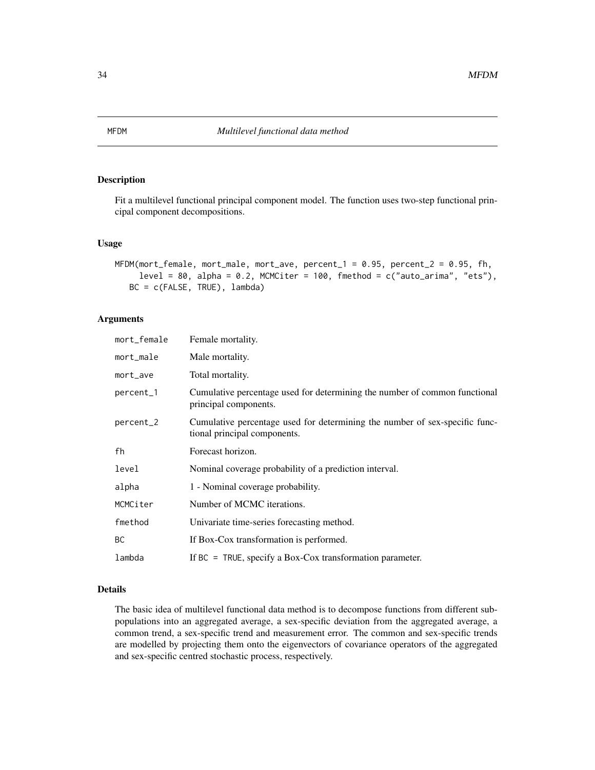# MFDM — *Multilevel functional data method*

## Description

Fit a multilevel functional principal component model. The function uses two-step functional principal component decompositions.

## Usage

```
MFDM(mort_female, mort_male, mort_ave, percent_1 = 0.95, percent_2 = 0.95, fh,
     level = 80, alpha = 0.2, MCMCiter = 100, fmethod = c("auto_arima", "ets"),
   BC = c(FALSE, TRUE), lambda)
```

## Arguments

| | |
|---|---|
| mort_female | Female mortality. |
| mort_male | Male mortality. |
| mort_ave | Total mortality. |
| percent_1 | Cumulative percentage used for determining the number of common functional principal components. |
| percent_2 | Cumulative percentage used for determining the number of sex-specific functional principal components. |
| fh | Forecast horizon. |
| level | Nominal coverage probability of a prediction interval. |
| alpha | 1 - Nominal coverage probability. |
| MCMCiter | Number of MCMC iterations. |
| fmethod | Univariate time-series forecasting method. |
| BC | If Box-Cox transformation is performed. |
| lambda | If BC = TRUE, specify a Box-Cox transformation parameter. |

## Details

The basic idea of multilevel functional data method is to decompose functions from different subpopulations into an aggregated average, a sex-specific deviation from the aggregated average, a common trend, a sex-specific trend and measurement error. The common and sex-specific trends are modelled by projecting them onto the eigenvectors of covariance operators of the aggregated and sex-specific centred stochastic process, respectively.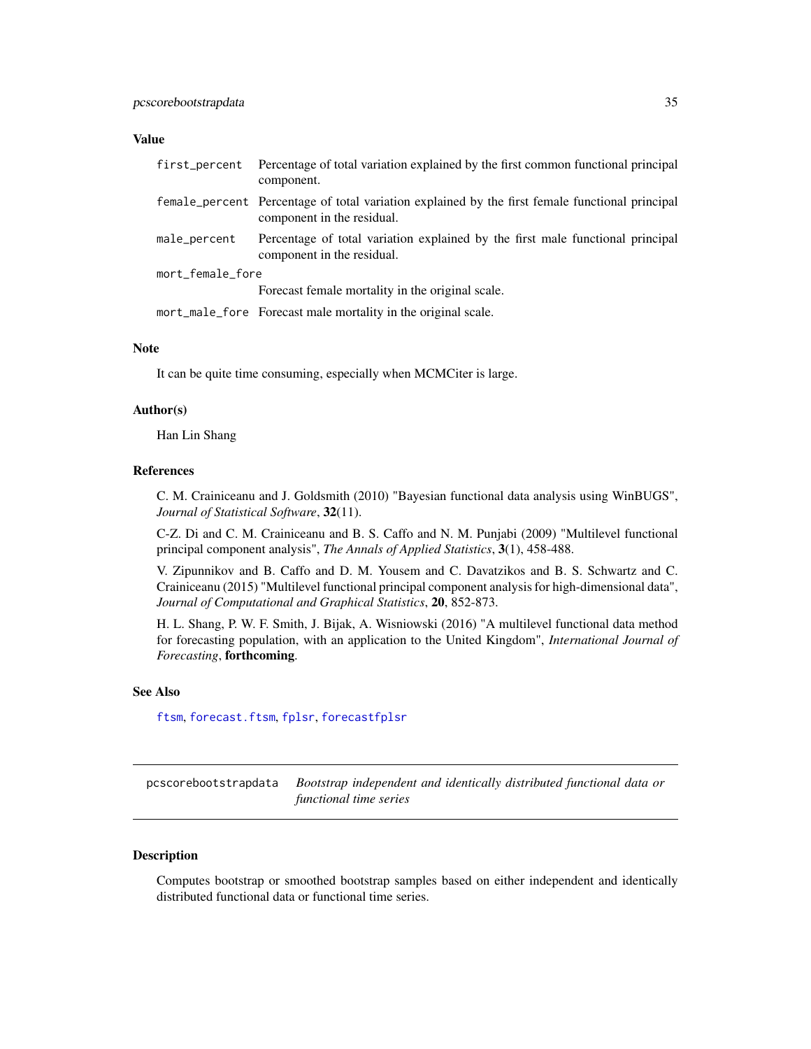### Value

| | |
|---|---|
| `first_percent` | Percentage of total variation explained by the first common functional principal component. |
| `female_percent` | Percentage of total variation explained by the first female functional principal component in the residual. |
| `male_percent` | Percentage of total variation explained by the first male functional principal component in the residual. |
| `mort_female_fore` | Forecast female mortality in the original scale. |
| `mort_male_fore` | Forecast male mortality in the original scale. |

### Note

It can be quite time consuming, especially when MCMCiter is large.

### Author(s)

Han Lin Shang

### References

C. M. Crainiceanu and J. Goldsmith (2010) "Bayesian functional data analysis using WinBUGS", *Journal of Statistical Software*, **32**(11).

C-Z. Di and C. M. Crainiceanu and B. S. Caffo and N. M. Punjabi (2009) "Multilevel functional principal component analysis", *The Annals of Applied Statistics*, **3**(1), 458-488.

V. Zipunnikov and B. Caffo and D. M. Yousem and C. Davatzikos and B. S. Schwartz and C. Crainiceanu (2015) "Multilevel functional principal component analysis for high-dimensional data", *Journal of Computational and Graphical Statistics*, **20**, 852-873.

H. L. Shang, P. W. F. Smith, J. Bijak, A. Wisniowski (2016) "A multilevel functional data method for forecasting population, with an application to the United Kingdom", *International Journal of Forecasting*, **forthcoming**.

### See Also

`ftsm`, `forecast.ftsm`, `fplsr`, `forecastfplsr`

---

## pcscorebootstrapdata — *Bootstrap independent and identically distributed functional data or functional time series*

---

### Description

Computes bootstrap or smoothed bootstrap samples based on either independent and identically distributed functional data or functional time series.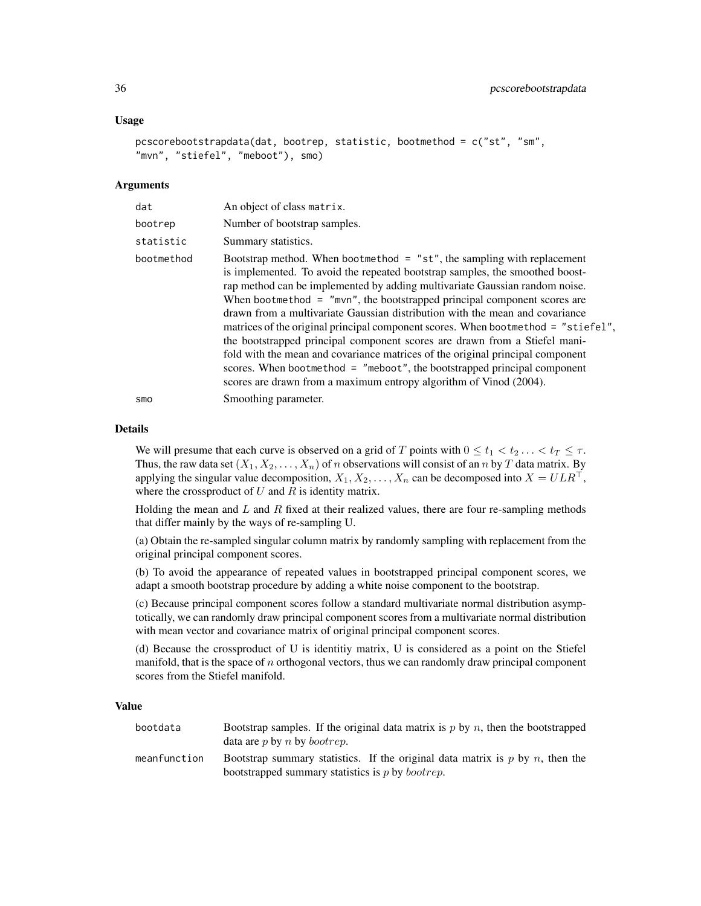### Usage

```
pcscorebootstrapdata(dat, bootrep, statistic, bootmethod = c("st", "sm",
"mvn", "stiefel", "meboot"), smo)
```

### Arguments

| | |
|---|---|
| dat | An object of class matrix. |
| bootrep | Number of bootstrap samples. |
| statistic | Summary statistics. |
| bootmethod | Bootstrap method. When bootmethod = "st", the sampling with replacement is implemented. To avoid the repeated bootstrap samples, the smoothed bootstrap method can be implemented by adding multivariate Gaussian random noise. When bootmethod = "mvn", the bootstrapped principal component scores are drawn from a multivariate Gaussian distribution with the mean and covariance matrices of the original principal component scores. When bootmethod = "stiefel", the bootstrapped principal component scores are drawn from a Stiefel manifold with the mean and covariance matrices of the original principal component scores. When bootmethod = "meboot", the bootstrapped principal component scores are drawn from a maximum entropy algorithm of Vinod (2004). |
| smo | Smoothing parameter. |

### Details

We will presume that each curve is observed on a grid of $T$ points with $0 \leq t_1 < t_2 \ldots < t_T \leq \tau$. Thus, the raw data set $(X_1, X_2, \ldots, X_n)$ of $n$ observations will consist of an $n$ by $T$ data matrix. By applying the singular value decomposition, $X_1, X_2, \ldots, X_n$ can be decomposed into $X = ULR^\top$, where the crossproduct of $U$ and $R$ is identity matrix.

Holding the mean and $L$ and $R$ fixed at their realized values, there are four re-sampling methods that differ mainly by the ways of re-sampling U.

(a) Obtain the re-sampled singular column matrix by randomly sampling with replacement from the original principal component scores.

(b) To avoid the appearance of repeated values in bootstrapped principal component scores, we adapt a smooth bootstrap procedure by adding a white noise component to the bootstrap.

(c) Because principal component scores follow a standard multivariate normal distribution asymptotically, we can randomly draw principal component scores from a multivariate normal distribution with mean vector and covariance matrix of original principal component scores.

(d) Because the crossproduct of U is identitiy matrix, U is considered as a point on the Stiefel manifold, that is the space of $n$ orthogonal vectors, thus we can randomly draw principal component scores from the Stiefel manifold.

### Value

| | |
|---|---|
| bootdata | Bootstrap samples. If the original data matrix is $p$ by $n$, then the bootstrapped data are $p$ by $n$ by $bootrep$. |
| meanfunction | Bootstrap summary statistics. If the original data matrix is $p$ by $n$, then the bootstrapped summary statistics is $p$ by $bootrep$. |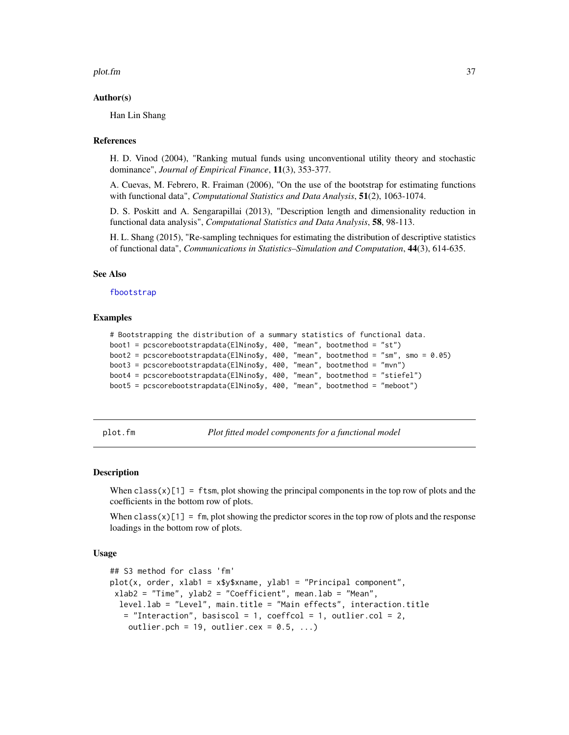### Author(s)

Han Lin Shang

### References

H. D. Vinod (2004), "Ranking mutual funds using unconventional utility theory and stochastic dominance", *Journal of Empirical Finance*, **11**(3), 353-377.

A. Cuevas, M. Febrero, R. Fraiman (2006), "On the use of the bootstrap for estimating functions with functional data", *Computational Statistics and Data Analysis*, **51**(2), 1063-1074.

D. S. Poskitt and A. Sengarapillai (2013), "Description length and dimensionality reduction in functional data analysis", *Computational Statistics and Data Analysis*, **58**, 98-113.

H. L. Shang (2015), "Re-sampling techniques for estimating the distribution of descriptive statistics of functional data", *Communications in Statistics–Simulation and Computation*, **44**(3), 614-635.

### See Also

fbootstrap

### Examples

```
# Bootstrapping the distribution of a summary statistics of functional data.
boot1 = pcscorebootstrapdata(ElNino$y, 400, "mean", bootmethod = "st")
boot2 = pcscorebootstrapdata(ElNino$y, 400, "mean", bootmethod = "sm", smo = 0.05)
boot3 = pcscorebootstrapdata(ElNino$y, 400, "mean", bootmethod = "mvn")
boot4 = pcscorebootstrapdata(ElNino$y, 400, "mean", bootmethod = "stiefel")
boot5 = pcscorebootstrapdata(ElNino$y, 400, "mean", bootmethod = "meboot")
```

---

## plot.fm — *Plot fitted model components for a functional model*

### Description

When `class(x)[1] = ftsm`, plot showing the principal components in the top row of plots and the coefficients in the bottom row of plots.

When `class(x)[1] = fm`, plot showing the predictor scores in the top row of plots and the response loadings in the bottom row of plots.

### Usage

```
## S3 method for class 'fm'
plot(x, order, xlab1 = x$y$xname, ylab1 = "Principal component",
 xlab2 = "Time", ylab2 = "Coefficient", mean.lab = "Mean",
  level.lab = "Level", main.title = "Main effects", interaction.title
   = "Interaction", basiscol = 1, coeffcol = 1, outlier.col = 2,
    outlier.pch = 19, outlier.cex = 0.5, ...)
```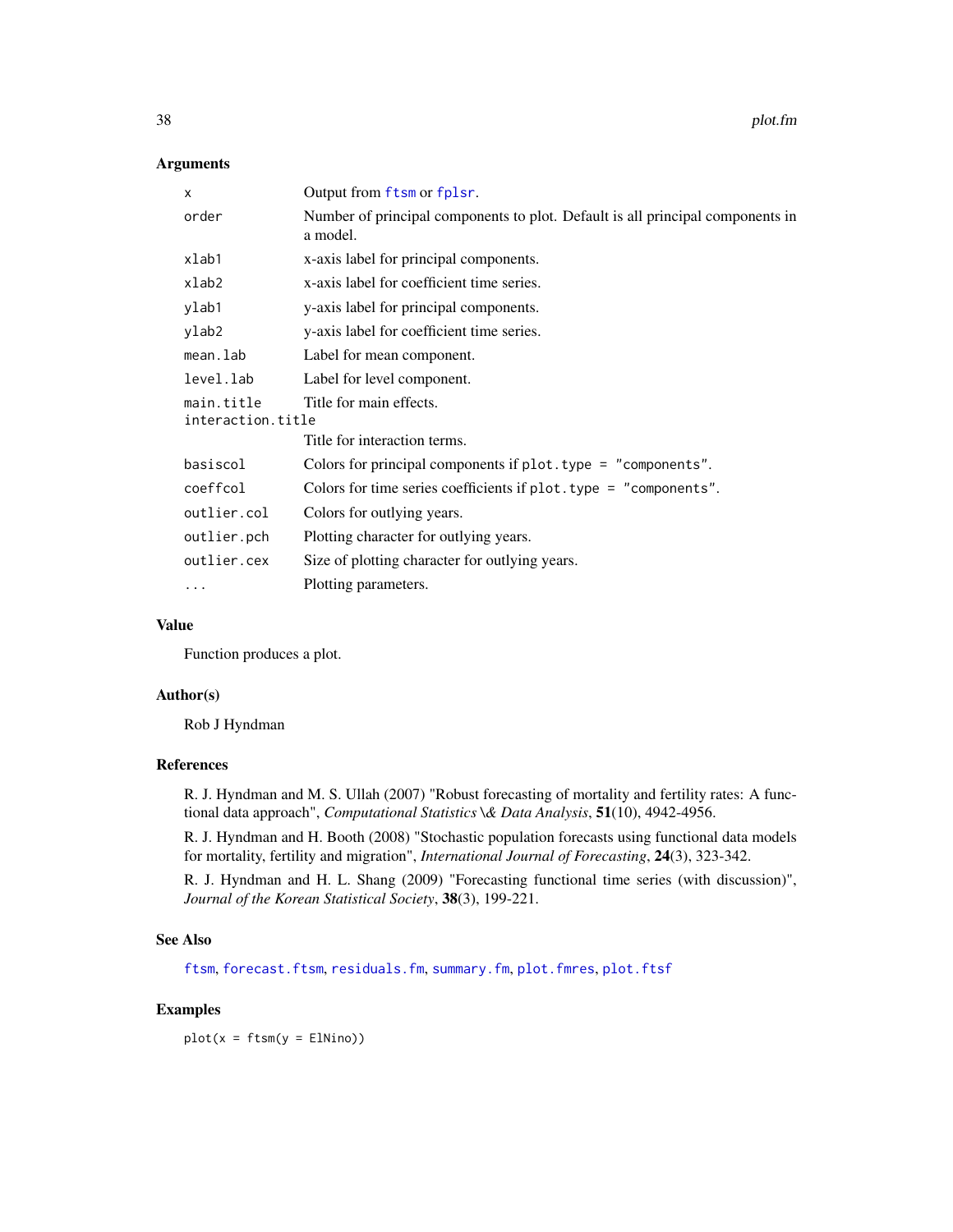## Arguments

| | |
|---|---|
| `x` | Output from `ftsm` or `fplsr`. |
| `order` | Number of principal components to plot. Default is all principal components in a model. |
| `xlab1` | x-axis label for principal components. |
| `xlab2` | x-axis label for coefficient time series. |
| `ylab1` | y-axis label for principal components. |
| `ylab2` | y-axis label for coefficient time series. |
| `mean.lab` | Label for mean component. |
| `level.lab` | Label for level component. |
| `main.title` | Title for main effects. |
| `interaction.title` | Title for interaction terms. |
| `basiscol` | Colors for principal components if `plot.type = "components"`. |
| `coeffcol` | Colors for time series coefficients if `plot.type = "components"`. |
| `outlier.col` | Colors for outlying years. |
| `outlier.pch` | Plotting character for outlying years. |
| `outlier.cex` | Size of plotting character for outlying years. |
| `...` | Plotting parameters. |

## Value

Function produces a plot.

## Author(s)

Rob J Hyndman

## References

R. J. Hyndman and M. S. Ullah (2007) "Robust forecasting of mortality and fertility rates: A functional data approach", *Computational Statistics \& Data Analysis*, **51**(10), 4942-4956.

R. J. Hyndman and H. Booth (2008) "Stochastic population forecasts using functional data models for mortality, fertility and migration", *International Journal of Forecasting*, **24**(3), 323-342.

R. J. Hyndman and H. L. Shang (2009) "Forecasting functional time series (with discussion)", *Journal of the Korean Statistical Society*, **38**(3), 199-221.

## See Also

`ftsm`, `forecast.ftsm`, `residuals.fm`, `summary.fm`, `plot.fmres`, `plot.ftsf`

## Examples

```
plot(x = ftsm(y = ElNino))
```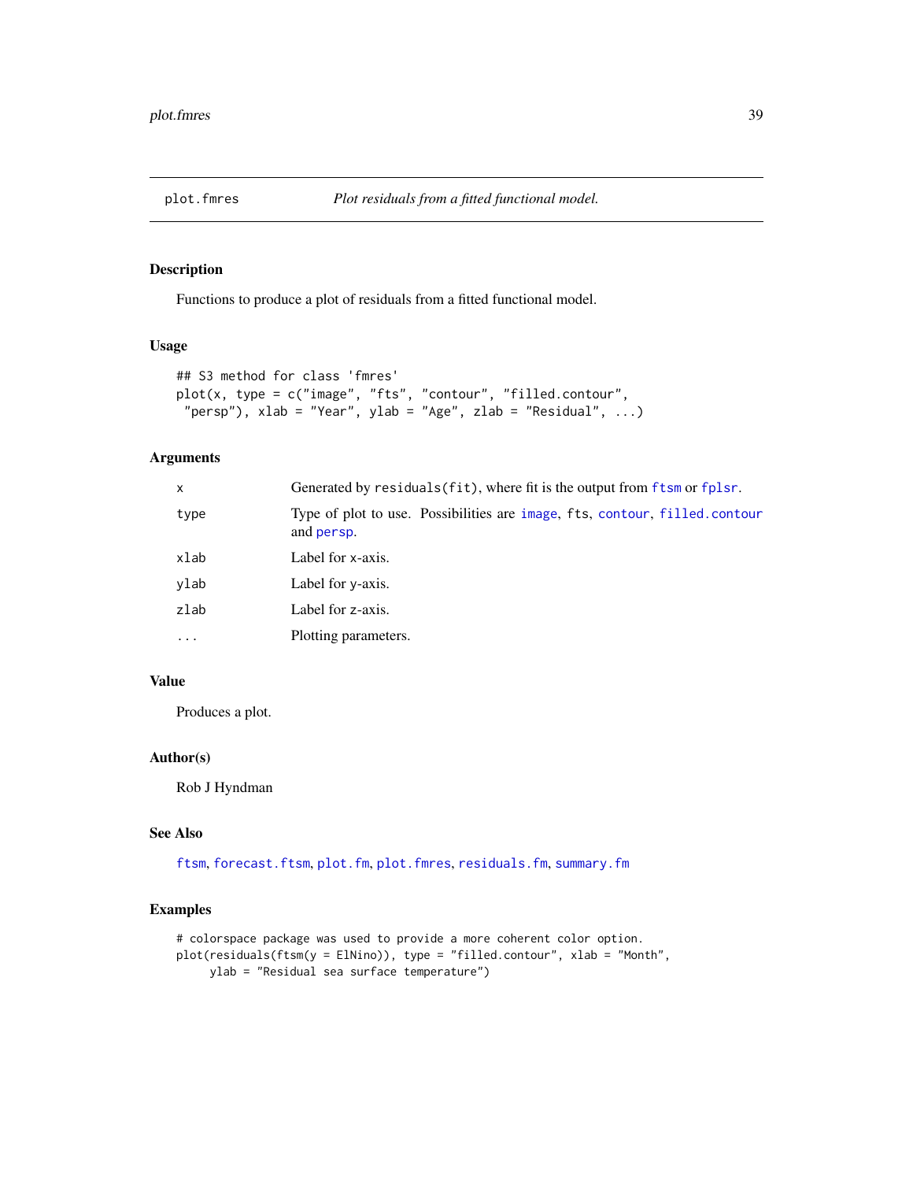plot.fmres *Plot residuals from a fitted functional model.*

## Description

Functions to produce a plot of residuals from a fitted functional model.

## Usage

```
## S3 method for class 'fmres'
plot(x, type = c("image", "fts", "contour", "filled.contour",
 "persp"), xlab = "Year", ylab = "Age", zlab = "Residual", ...)
```

## Arguments

| | |
|---|---|
| x | Generated by `residuals(fit)`, where fit is the output from `ftsm` or `fplsr`. |
| type | Type of plot to use. Possibilities are `image`, fts, `contour`, `filled.contour` and `persp`. |
| xlab | Label for x-axis. |
| ylab | Label for y-axis. |
| zlab | Label for z-axis. |
| ... | Plotting parameters. |

## Value

Produces a plot.

## Author(s)

Rob J Hyndman

## See Also

`ftsm`, `forecast.ftsm`, `plot.fm`, `plot.fmres`, `residuals.fm`, `summary.fm`

## Examples

```
# colorspace package was used to provide a more coherent color option.
plot(residuals(ftsm(y = ElNino)), type = "filled.contour", xlab = "Month",
     ylab = "Residual sea surface temperature")
```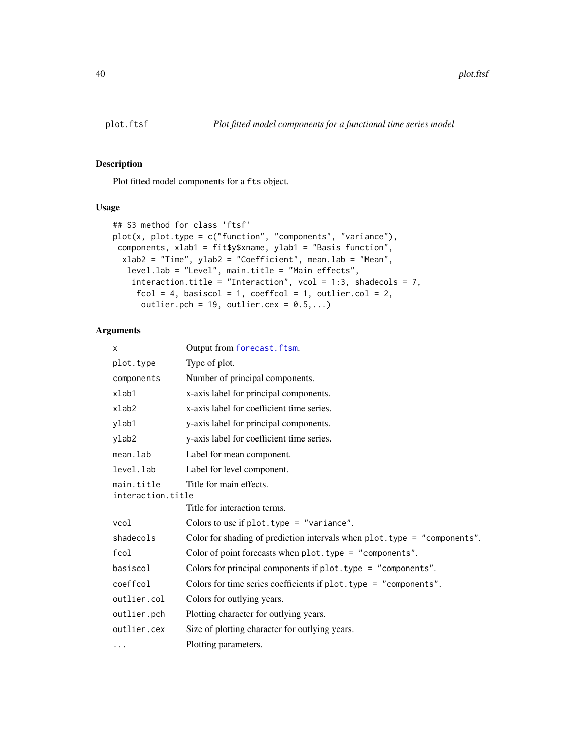## plot.ftsf — *Plot fitted model components for a functional time series model*

### Description

Plot fitted model components for a `fts` object.

### Usage

```
## S3 method for class 'ftsf'
plot(x, plot.type = c("function", "components", "variance"),
 components, xlab1 = fit$y$xname, ylab1 = "Basis function",
  xlab2 = "Time", ylab2 = "Coefficient", mean.lab = "Mean",
   level.lab = "Level", main.title = "Main effects",
    interaction.title = "Interaction", vcol = 1:3, shadecols = 7,
     fcol = 4, basiscol = 1, coeffcol = 1, outlier.col = 2,
      outlier.pch = 19, outlier.cex = 0.5,...)
```

### Arguments

| | |
|---|---|
| `x` | Output from `forecast.ftsm`. |
| `plot.type` | Type of plot. |
| `components` | Number of principal components. |
| `xlab1` | x-axis label for principal components. |
| `xlab2` | x-axis label for coefficient time series. |
| `ylab1` | y-axis label for principal components. |
| `ylab2` | y-axis label for coefficient time series. |
| `mean.lab` | Label for mean component. |
| `level.lab` | Label for level component. |
| `main.title` | Title for main effects. |
| `interaction.title` | Title for interaction terms. |
| `vcol` | Colors to use if `plot.type = "variance"`. |
| `shadecols` | Color for shading of prediction intervals when `plot.type = "components"`. |
| `fcol` | Color of point forecasts when `plot.type = "components"`. |
| `basiscol` | Colors for principal components if `plot.type = "components"`. |
| `coeffcol` | Colors for time series coefficients if `plot.type = "components"`. |
| `outlier.col` | Colors for outlying years. |
| `outlier.pch` | Plotting character for outlying years. |
| `outlier.cex` | Size of plotting character for outlying years. |
| `...` | Plotting parameters. |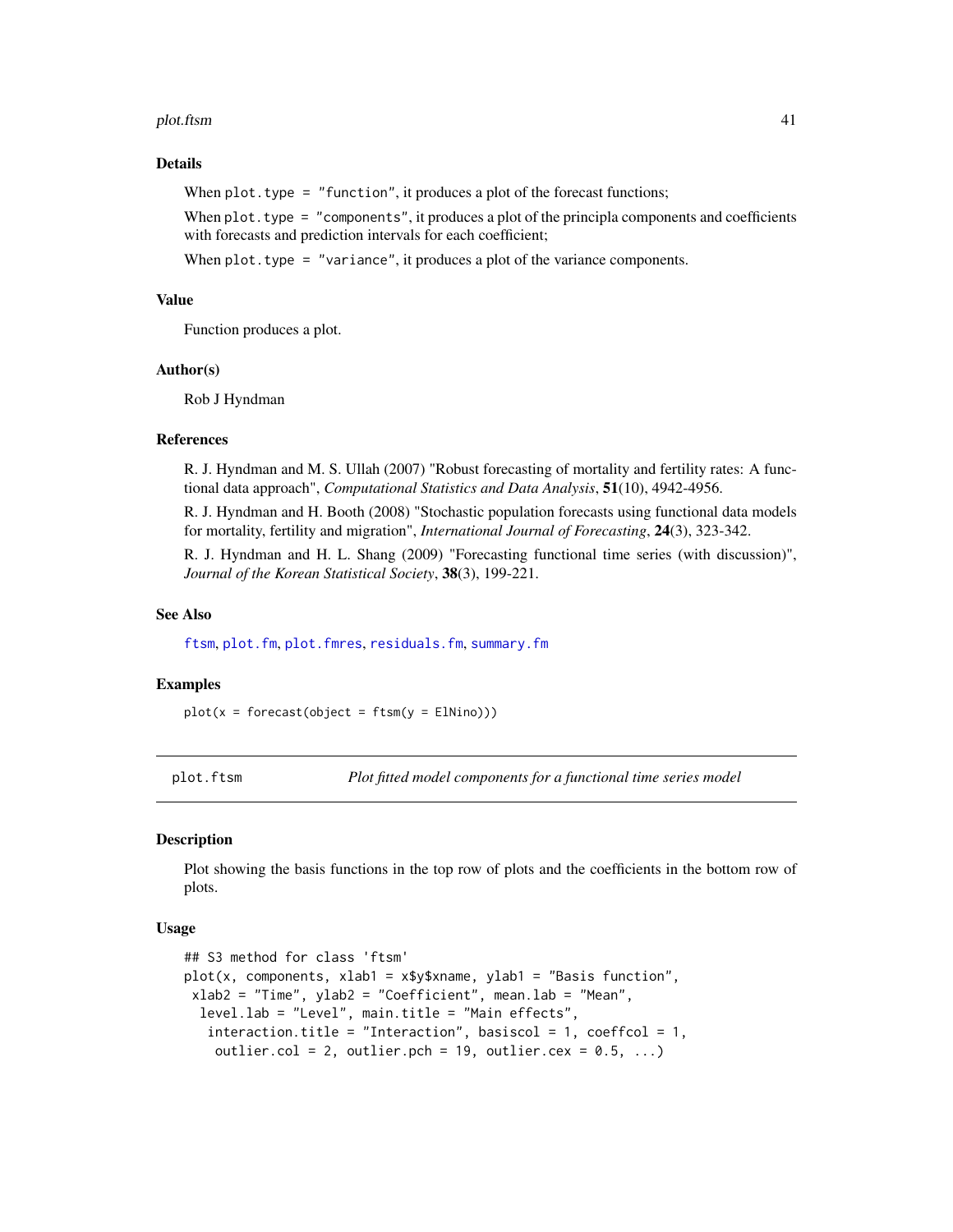### Details

When `plot.type = "function"`, it produces a plot of the forecast functions;

When `plot.type = "components"`, it produces a plot of the principla components and coefficients with forecasts and prediction intervals for each coefficient;

When `plot.type = "variance"`, it produces a plot of the variance components.

### Value

Function produces a plot.

### Author(s)

Rob J Hyndman

### References

R. J. Hyndman and M. S. Ullah (2007) "Robust forecasting of mortality and fertility rates: A functional data approach", *Computational Statistics and Data Analysis*, **51**(10), 4942-4956.

R. J. Hyndman and H. Booth (2008) "Stochastic population forecasts using functional data models for mortality, fertility and migration", *International Journal of Forecasting*, **24**(3), 323-342.

R. J. Hyndman and H. L. Shang (2009) "Forecasting functional time series (with discussion)", *Journal of the Korean Statistical Society*, **38**(3), 199-221.

### See Also

`ftsm`, `plot.fm`, `plot.fmres`, `residuals.fm`, `summary.fm`

### Examples

```
plot(x = forecast(object = ftsm(y = ElNino)))
```

---

## plot.ftsm — *Plot fitted model components for a functional time series model*

### Description

Plot showing the basis functions in the top row of plots and the coefficients in the bottom row of plots.

### Usage

```
## S3 method for class 'ftsm'
plot(x, components, xlab1 = x$y$xname, ylab1 = "Basis function",
 xlab2 = "Time", ylab2 = "Coefficient", mean.lab = "Mean",
  level.lab = "Level", main.title = "Main effects",
   interaction.title = "Interaction", basiscol = 1, coeffcol = 1,
    outlier.col = 2, outlier.pch = 19, outlier.cex = 0.5, ...)
```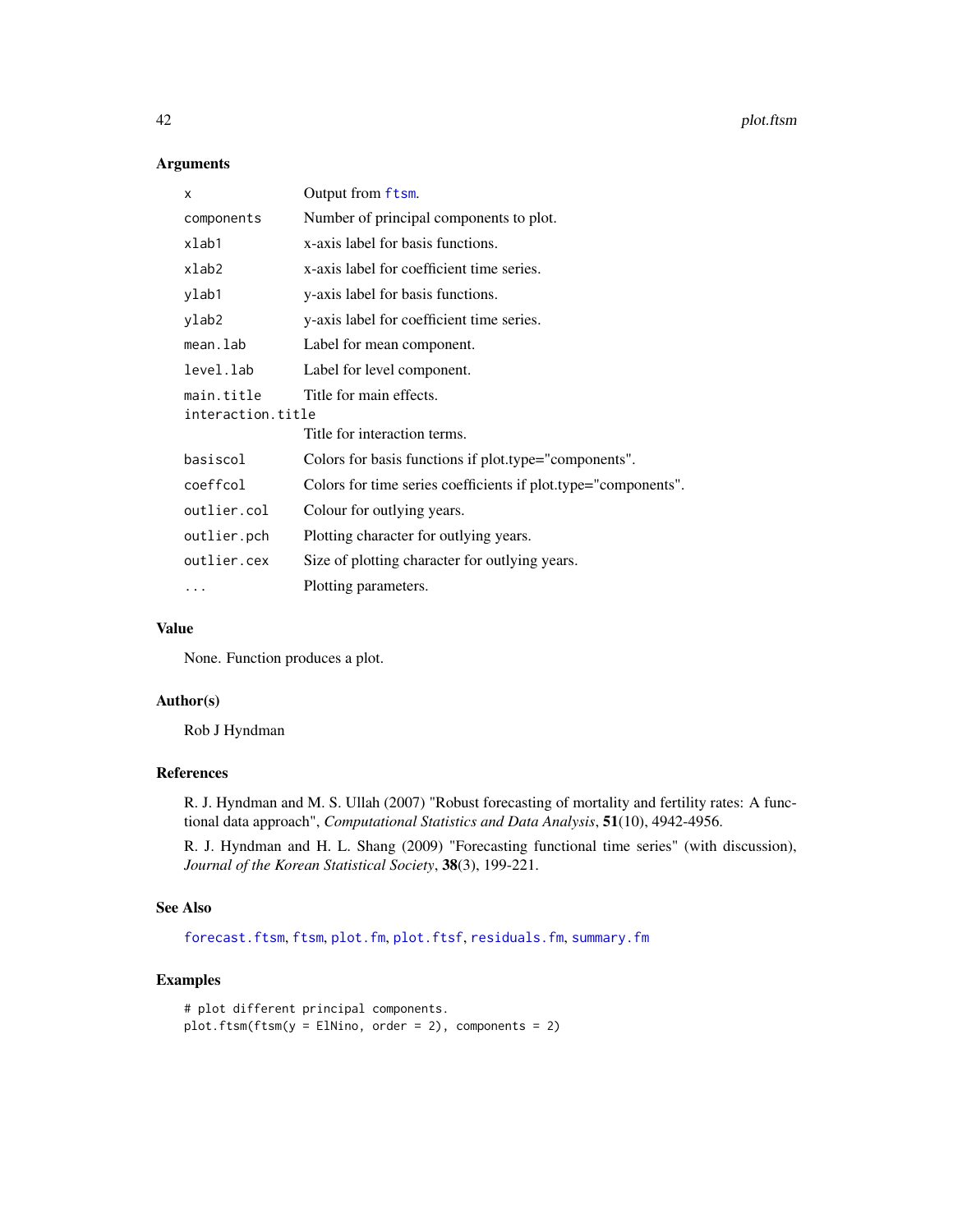## Arguments

| | |
|---|---|
| `x` | Output from `ftsm`. |
| `components` | Number of principal components to plot. |
| `xlab1` | x-axis label for basis functions. |
| `xlab2` | x-axis label for coefficient time series. |
| `ylab1` | y-axis label for basis functions. |
| `ylab2` | y-axis label for coefficient time series. |
| `mean.lab` | Label for mean component. |
| `level.lab` | Label for level component. |
| `main.title` | Title for main effects. |
| `interaction.title` | Title for interaction terms. |
| `basiscol` | Colors for basis functions if plot.type="components". |
| `coeffcol` | Colors for time series coefficients if plot.type="components". |
| `outlier.col` | Colour for outlying years. |
| `outlier.pch` | Plotting character for outlying years. |
| `outlier.cex` | Size of plotting character for outlying years. |
| `...` | Plotting parameters. |

## Value

None. Function produces a plot.

## Author(s)

Rob J Hyndman

## References

R. J. Hyndman and M. S. Ullah (2007) "Robust forecasting of mortality and fertility rates: A functional data approach", *Computational Statistics and Data Analysis*, **51**(10), 4942-4956.

R. J. Hyndman and H. L. Shang (2009) "Forecasting functional time series" (with discussion), *Journal of the Korean Statistical Society*, **38**(3), 199-221.

## See Also

`forecast.ftsm`, `ftsm`, `plot.fm`, `plot.ftsf`, `residuals.fm`, `summary.fm`

## Examples

```
# plot different principal components.
plot.ftsm(ftsm(y = ElNino, order = 2), components = 2)
```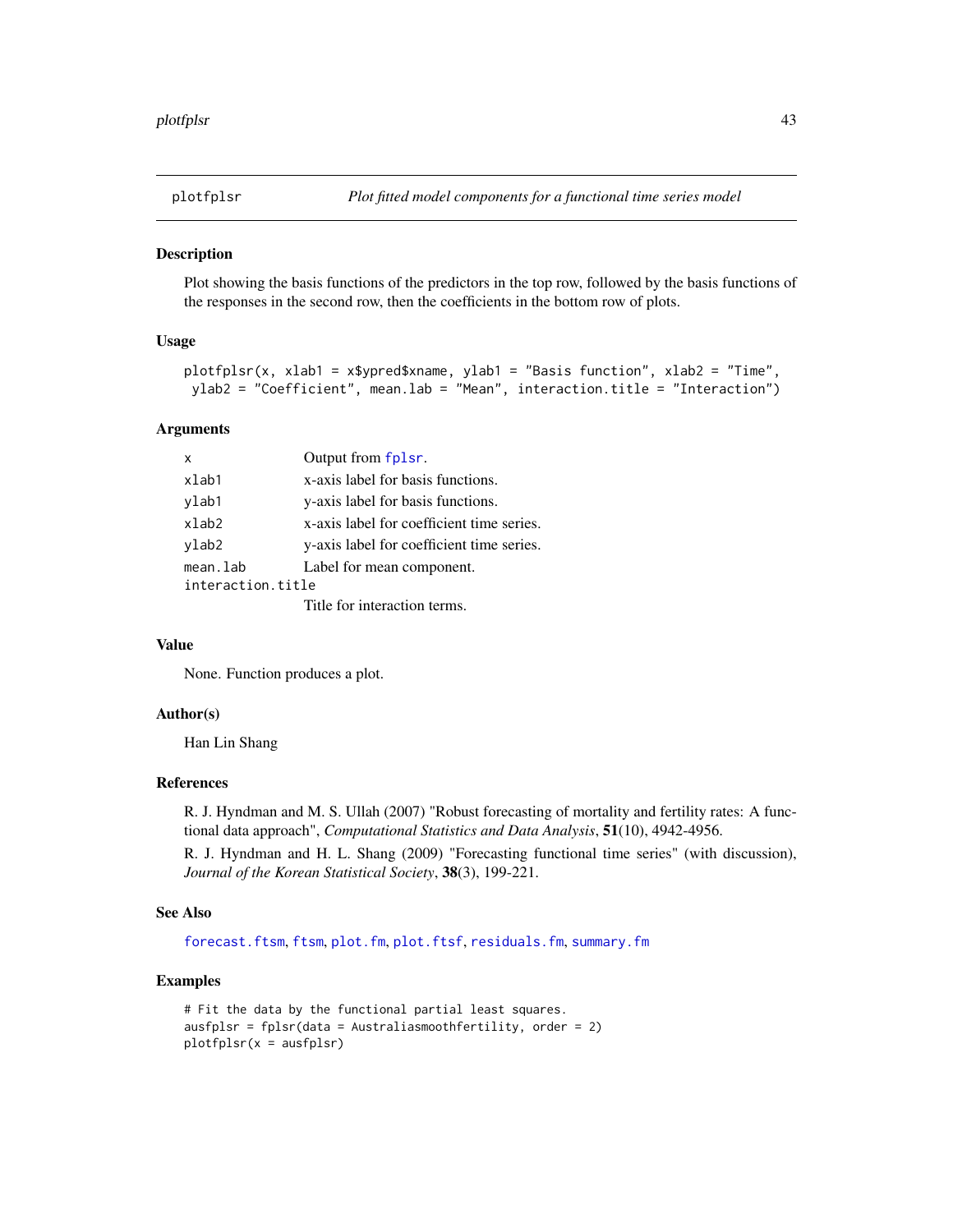## plotfplsr — *Plot fitted model components for a functional time series model*

### Description

Plot showing the basis functions of the predictors in the top row, followed by the basis functions of the responses in the second row, then the coefficients in the bottom row of plots.

### Usage

```
plotfplsr(x, xlab1 = x$ypred$xname, ylab1 = "Basis function", xlab2 = "Time",
 ylab2 = "Coefficient", mean.lab = "Mean", interaction.title = "Interaction")
```

### Arguments

| | |
|---|---|
| `x` | Output from `fplsr`. |
| `xlab1` | x-axis label for basis functions. |
| `ylab1` | y-axis label for basis functions. |
| `xlab2` | x-axis label for coefficient time series. |
| `ylab2` | y-axis label for coefficient time series. |
| `mean.lab` | Label for mean component. |
| `interaction.title` | Title for interaction terms. |

### Value

None. Function produces a plot.

### Author(s)

Han Lin Shang

### References

R. J. Hyndman and M. S. Ullah (2007) "Robust forecasting of mortality and fertility rates: A functional data approach", *Computational Statistics and Data Analysis*, **51**(10), 4942-4956.

R. J. Hyndman and H. L. Shang (2009) "Forecasting functional time series" (with discussion), *Journal of the Korean Statistical Society*, **38**(3), 199-221.

### See Also

`forecast.ftsm`, `ftsm`, `plot.fm`, `plot.ftsf`, `residuals.fm`, `summary.fm`

### Examples

```
# Fit the data by the functional partial least squares.
ausfplsr = fplsr(data = Australiasmoothfertility, order = 2)
plotfplsr(x = ausfplsr)
```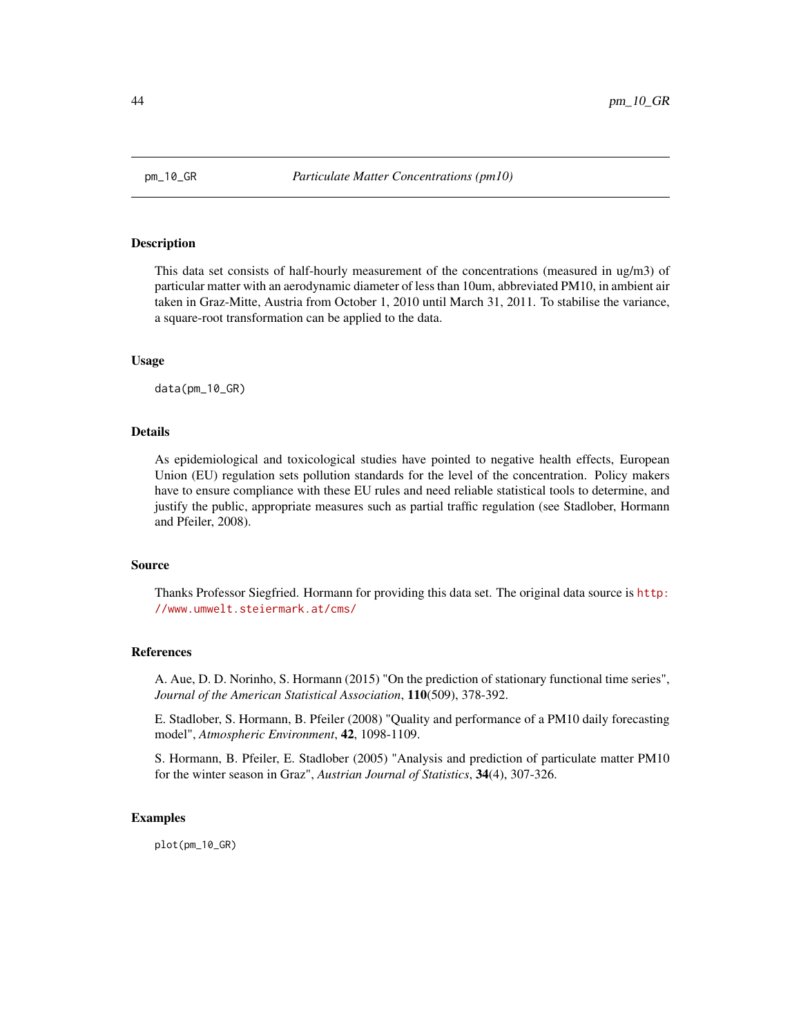pm_10_GR *Particulate Matter Concentrations (pm10)*

## Description

This data set consists of half-hourly measurement of the concentrations (measured in ug/m3) of particular matter with an aerodynamic diameter of less than 10um, abbreviated PM10, in ambient air taken in Graz-Mitte, Austria from October 1, 2010 until March 31, 2011. To stabilise the variance, a square-root transformation can be applied to the data.

## Usage

```
data(pm_10_GR)
```

## Details

As epidemiological and toxicological studies have pointed to negative health effects, European Union (EU) regulation sets pollution standards for the level of the concentration. Policy makers have to ensure compliance with these EU rules and need reliable statistical tools to determine, and justify the public, appropriate measures such as partial traffic regulation (see Stadlober, Hormann and Pfeiler, 2008).

## Source

Thanks Professor Siegfried. Hormann for providing this data set. The original data source is http://www.umwelt.steiermark.at/cms/

## References

A. Aue, D. D. Norinho, S. Hormann (2015) "On the prediction of stationary functional time series", *Journal of the American Statistical Association*, **110**(509), 378-392.

E. Stadlober, S. Hormann, B. Pfeiler (2008) "Quality and performance of a PM10 daily forecasting model", *Atmospheric Environment*, **42**, 1098-1109.

S. Hormann, B. Pfeiler, E. Stadlober (2005) "Analysis and prediction of particulate matter PM10 for the winter season in Graz", *Austrian Journal of Statistics*, **34**(4), 307-326.

## Examples

```
plot(pm_10_GR)
```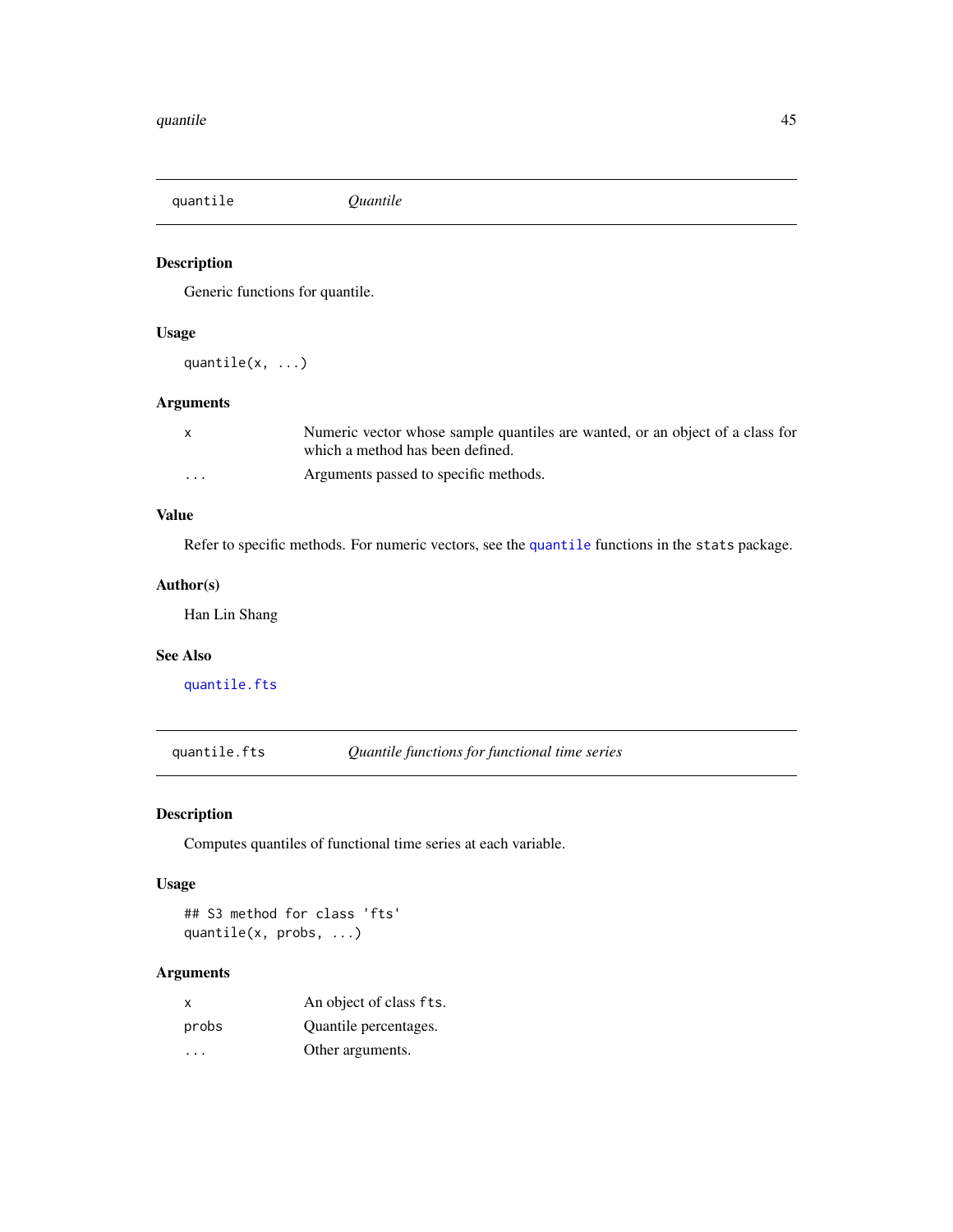## quantile — *Quantile*

### Description

Generic functions for quantile.

### Usage

```
quantile(x, ...)
```

### Arguments

| | |
|---|---|
| x | Numeric vector whose sample quantiles are wanted, or an object of a class for which a method has been defined. |
| ... | Arguments passed to specific methods. |

### Value

Refer to specific methods. For numeric vectors, see the `quantile` functions in the `stats` package.

### Author(s)

Han Lin Shang

### See Also

`quantile.fts`

## quantile.fts — *Quantile functions for functional time series*

### Description

Computes quantiles of functional time series at each variable.

### Usage

```
## S3 method for class 'fts'
quantile(x, probs, ...)
```

### Arguments

| | |
|---|---|
| x | An object of class `fts`. |
| probs | Quantile percentages. |
| ... | Other arguments. |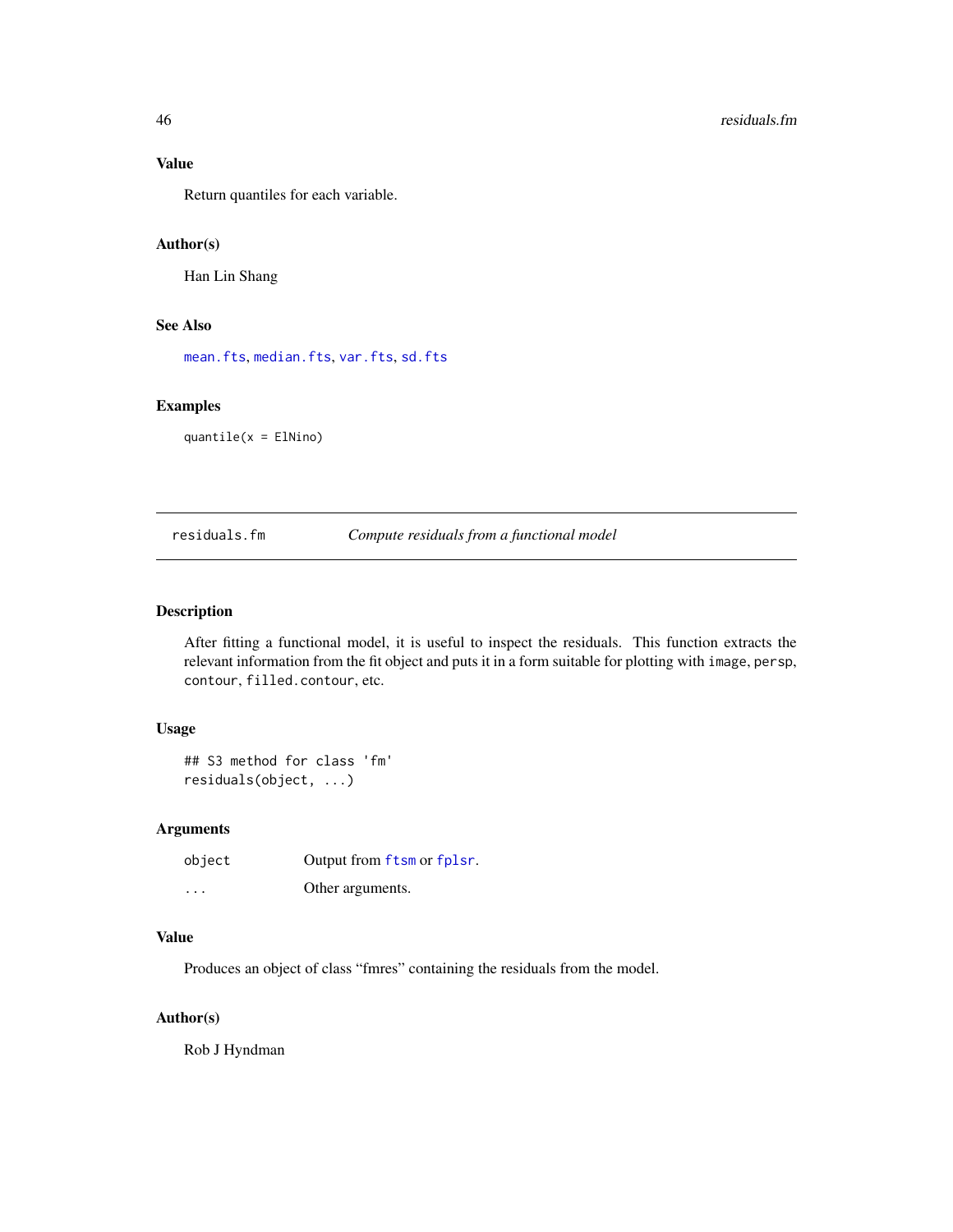### Value

Return quantiles for each variable.

### Author(s)

Han Lin Shang

### See Also

mean.fts, median.fts, var.fts, sd.fts

### Examples

```
quantile(x = ElNino)
```

---

## residuals.fm — *Compute residuals from a functional model*

---

### Description

After fitting a functional model, it is useful to inspect the residuals. This function extracts the relevant information from the fit object and puts it in a form suitable for plotting with `image`, `persp`, `contour`, `filled.contour`, etc.

### Usage

```
## S3 method for class 'fm'
residuals(object, ...)
```

### Arguments

| | |
|---|---|
| object | Output from ftsm or fplsr. |
| ... | Other arguments. |

### Value

Produces an object of class “fmres” containing the residuals from the model.

### Author(s)

Rob J Hyndman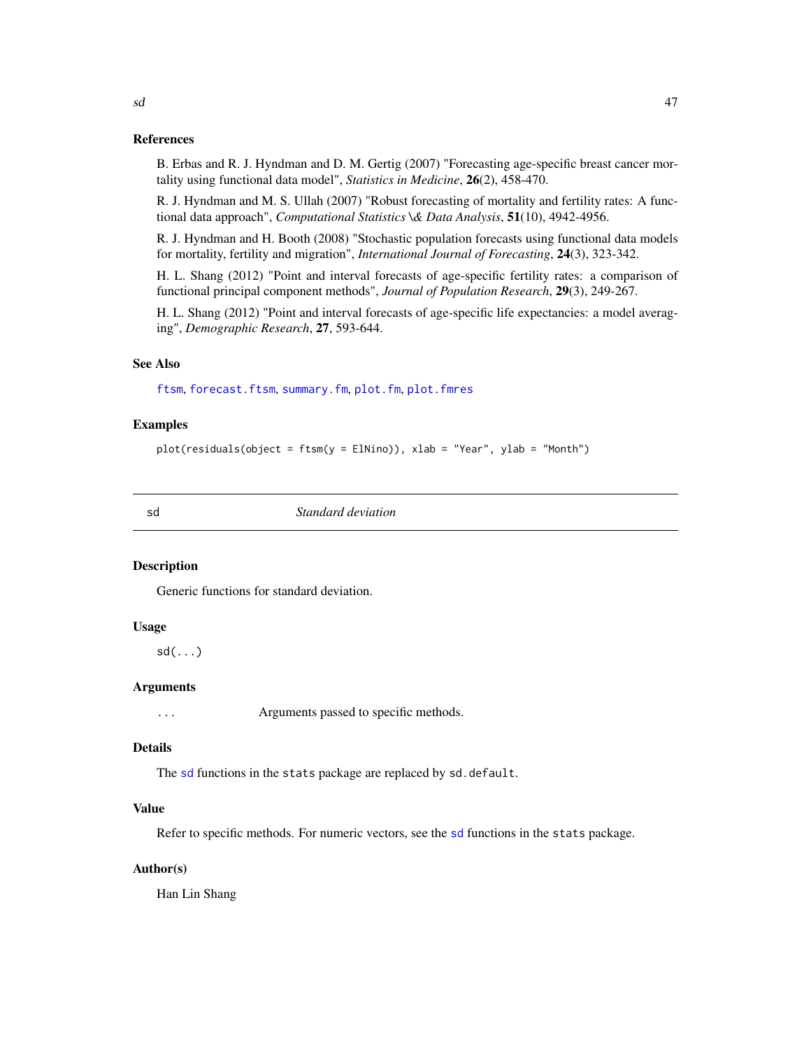### References

B. Erbas and R. J. Hyndman and D. M. Gertig (2007) "Forecasting age-specific breast cancer mortality using functional data model", *Statistics in Medicine*, **26**(2), 458-470.

R. J. Hyndman and M. S. Ullah (2007) "Robust forecasting of mortality and fertility rates: A functional data approach", *Computational Statistics \& Data Analysis*, **51**(10), 4942-4956.

R. J. Hyndman and H. Booth (2008) "Stochastic population forecasts using functional data models for mortality, fertility and migration", *International Journal of Forecasting*, **24**(3), 323-342.

H. L. Shang (2012) "Point and interval forecasts of age-specific fertility rates: a comparison of functional principal component methods", *Journal of Population Research*, **29**(3), 249-267.

H. L. Shang (2012) "Point and interval forecasts of age-specific life expectancies: a model averaging", *Demographic Research*, **27**, 593-644.

### See Also

`ftsm`, `forecast.ftsm`, `summary.fm`, `plot.fm`, `plot.fmres`

### Examples

```
plot(residuals(object = ftsm(y = ElNino)), xlab = "Year", ylab = "Month")
```

---

## sd — *Standard deviation*

### Description

Generic functions for standard deviation.

### Usage

```
sd(...)
```

### Arguments

| | |
|---|---|
| `...` | Arguments passed to specific methods. |

### Details

The `sd` functions in the `stats` package are replaced by `sd.default`.

### Value

Refer to specific methods. For numeric vectors, see the `sd` functions in the `stats` package.

### Author(s)

Han Lin Shang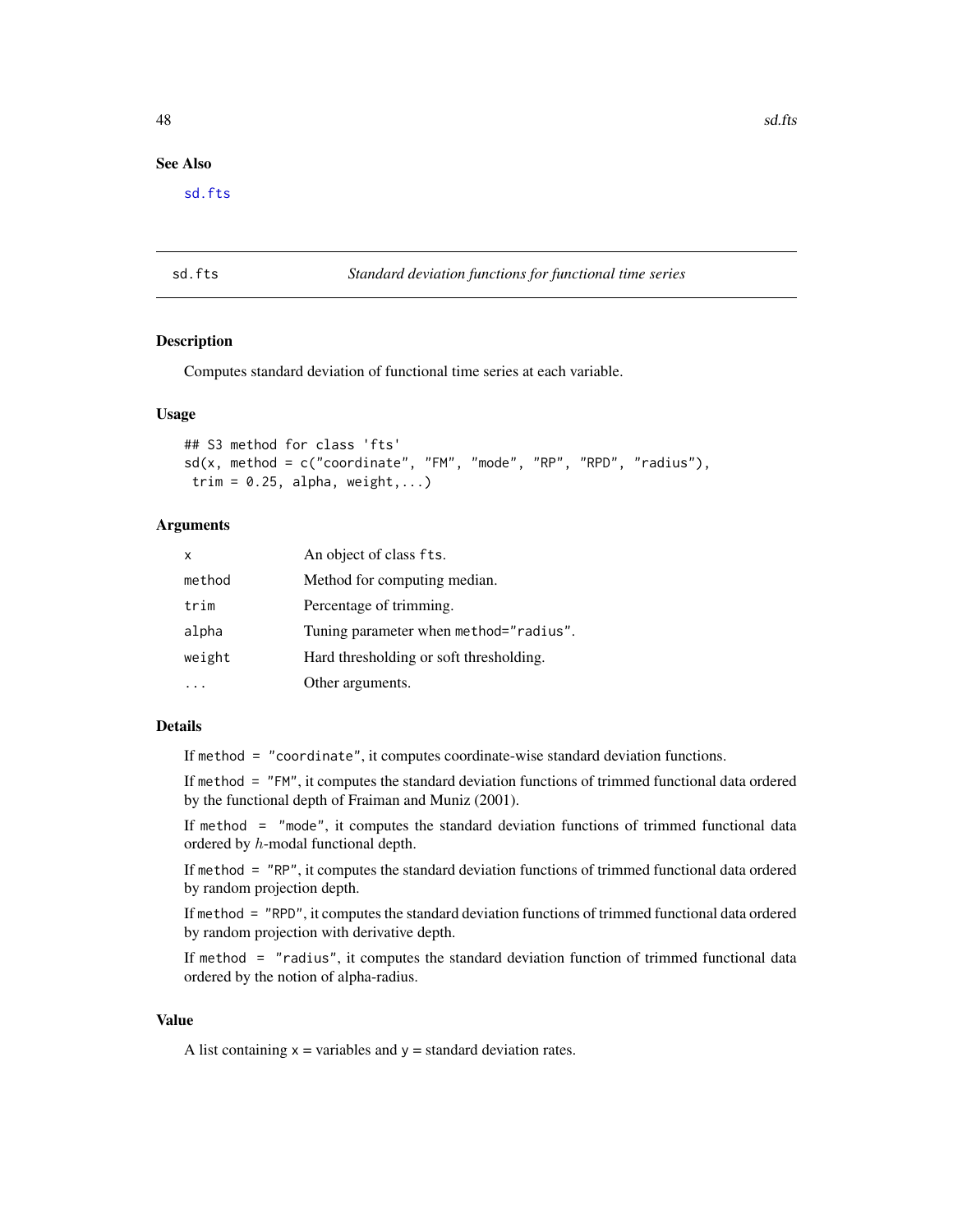## See Also

sd.fts

---

## sd.fts — *Standard deviation functions for functional time series*

### Description

Computes standard deviation of functional time series at each variable.

### Usage

```
## S3 method for class 'fts'
sd(x, method = c("coordinate", "FM", "mode", "RP", "RPD", "radius"),
 trim = 0.25, alpha, weight,...)
```

### Arguments

| | |
|---|---|
| `x` | An object of class `fts`. |
| `method` | Method for computing median. |
| `trim` | Percentage of trimming. |
| `alpha` | Tuning parameter when `method="radius"`. |
| `weight` | Hard thresholding or soft thresholding. |
| `...` | Other arguments. |

### Details

If `method = "coordinate"`, it computes coordinate-wise standard deviation functions.

If `method = "FM"`, it computes the standard deviation functions of trimmed functional data ordered by the functional depth of Fraiman and Muniz (2001).

If `method = "mode"`, it computes the standard deviation functions of trimmed functional data ordered by $h$-modal functional depth.

If `method = "RP"`, it computes the standard deviation functions of trimmed functional data ordered by random projection depth.

If `method = "RPD"`, it computes the standard deviation functions of trimmed functional data ordered by random projection with derivative depth.

If `method = "radius"`, it computes the standard deviation function of trimmed functional data ordered by the notion of alpha-radius.

### Value

A list containing `x` = variables and `y` = standard deviation rates.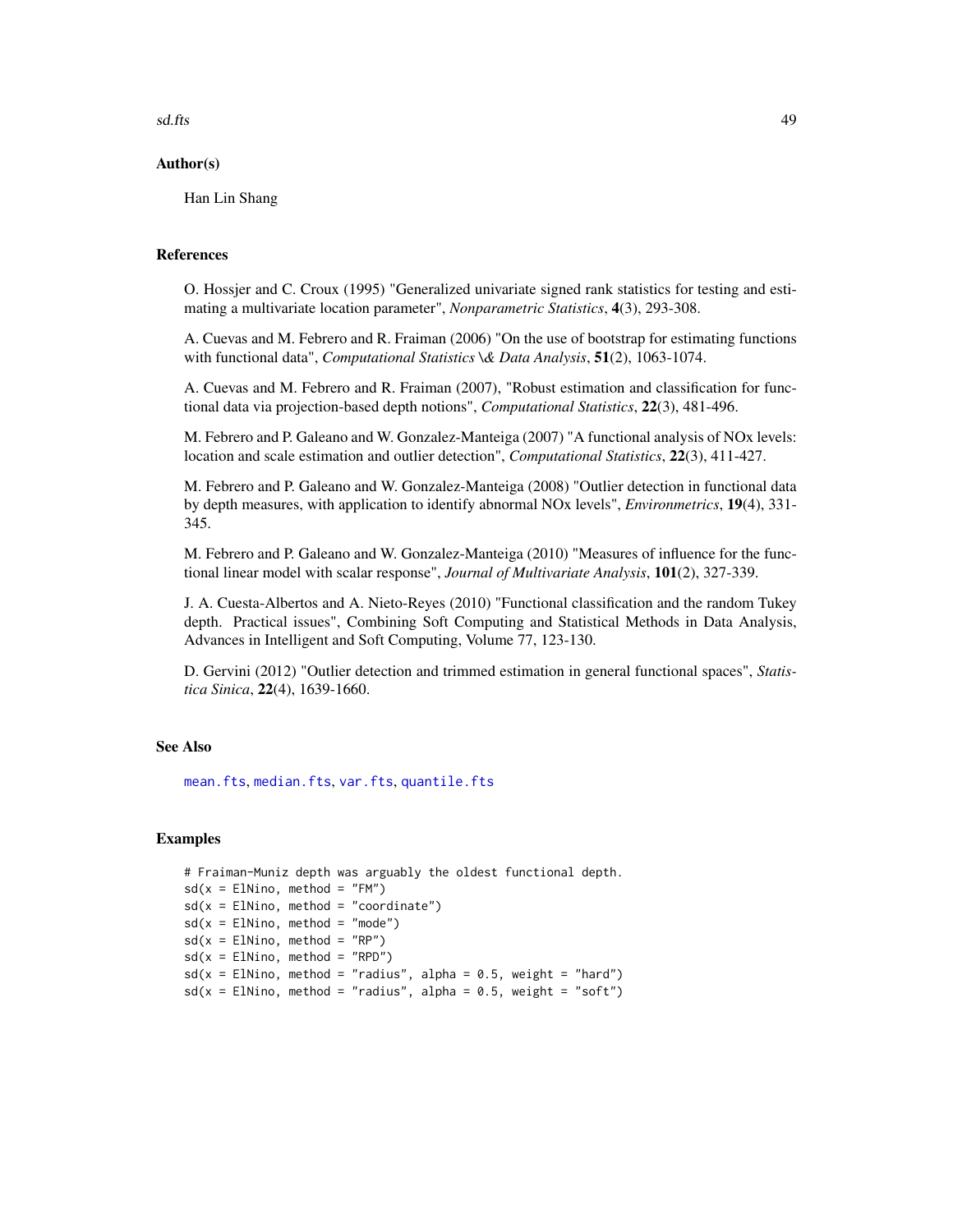### Author(s)

Han Lin Shang

### References

O. Hossjer and C. Croux (1995) "Generalized univariate signed rank statistics for testing and estimating a multivariate location parameter", *Nonparametric Statistics*, **4**(3), 293-308.

A. Cuevas and M. Febrero and R. Fraiman (2006) "On the use of bootstrap for estimating functions with functional data", *Computational Statistics \& Data Analysis*, **51**(2), 1063-1074.

A. Cuevas and M. Febrero and R. Fraiman (2007), "Robust estimation and classification for functional data via projection-based depth notions", *Computational Statistics*, **22**(3), 481-496.

M. Febrero and P. Galeano and W. Gonzalez-Manteiga (2007) "A functional analysis of NOx levels: location and scale estimation and outlier detection", *Computational Statistics*, **22**(3), 411-427.

M. Febrero and P. Galeano and W. Gonzalez-Manteiga (2008) "Outlier detection in functional data by depth measures, with application to identify abnormal NOx levels", *Environmetrics*, **19**(4), 331-345.

M. Febrero and P. Galeano and W. Gonzalez-Manteiga (2010) "Measures of influence for the functional linear model with scalar response", *Journal of Multivariate Analysis*, **101**(2), 327-339.

J. A. Cuesta-Albertos and A. Nieto-Reyes (2010) "Functional classification and the random Tukey depth. Practical issues", Combining Soft Computing and Statistical Methods in Data Analysis, Advances in Intelligent and Soft Computing, Volume 77, 123-130.

D. Gervini (2012) "Outlier detection and trimmed estimation in general functional spaces", *Statistica Sinica*, **22**(4), 1639-1660.

### See Also

mean.fts, median.fts, var.fts, quantile.fts

### Examples

```
# Fraiman-Muniz depth was arguably the oldest functional depth.
sd(x = ElNino, method = "FM")
sd(x = ElNino, method = "coordinate")
sd(x = ElNino, method = "mode")
sd(x = ElNino, method = "RP")
sd(x = ElNino, method = "RPD")
sd(x = ElNino, method = "radius", alpha = 0.5, weight = "hard")
sd(x = ElNino, method = "radius", alpha = 0.5, weight = "soft")
```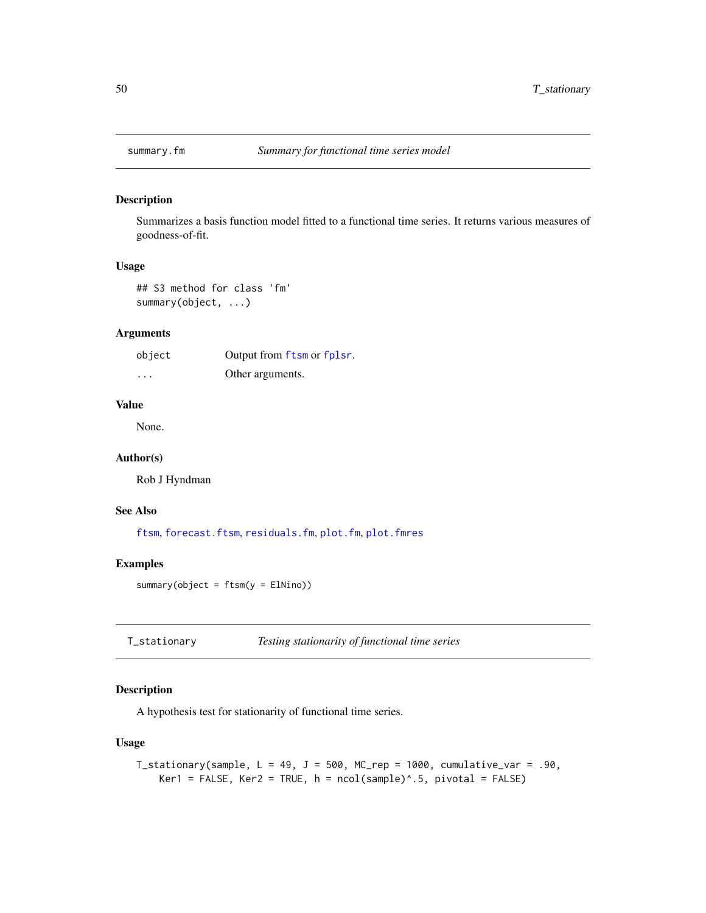## summary.fm *Summary for functional time series model*

### Description

Summarizes a basis function model fitted to a functional time series. It returns various measures of goodness-of-fit.

### Usage

```
## S3 method for class 'fm'
summary(object, ...)
```

### Arguments

| | |
|---|---|
| object | Output from ftsm or fplsr. |
| ... | Other arguments. |

### Value

None.

### Author(s)

Rob J Hyndman

### See Also

ftsm, forecast.ftsm, residuals.fm, plot.fm, plot.fmres

### Examples

```
summary(object = ftsm(y = ElNino))
```

## T_stationary *Testing stationarity of functional time series*

### Description

A hypothesis test for stationarity of functional time series.

### Usage

```
T_stationary(sample, L = 49, J = 500, MC_rep = 1000, cumulative_var = .90,
    Ker1 = FALSE, Ker2 = TRUE, h = ncol(sample)^.5, pivotal = FALSE)
```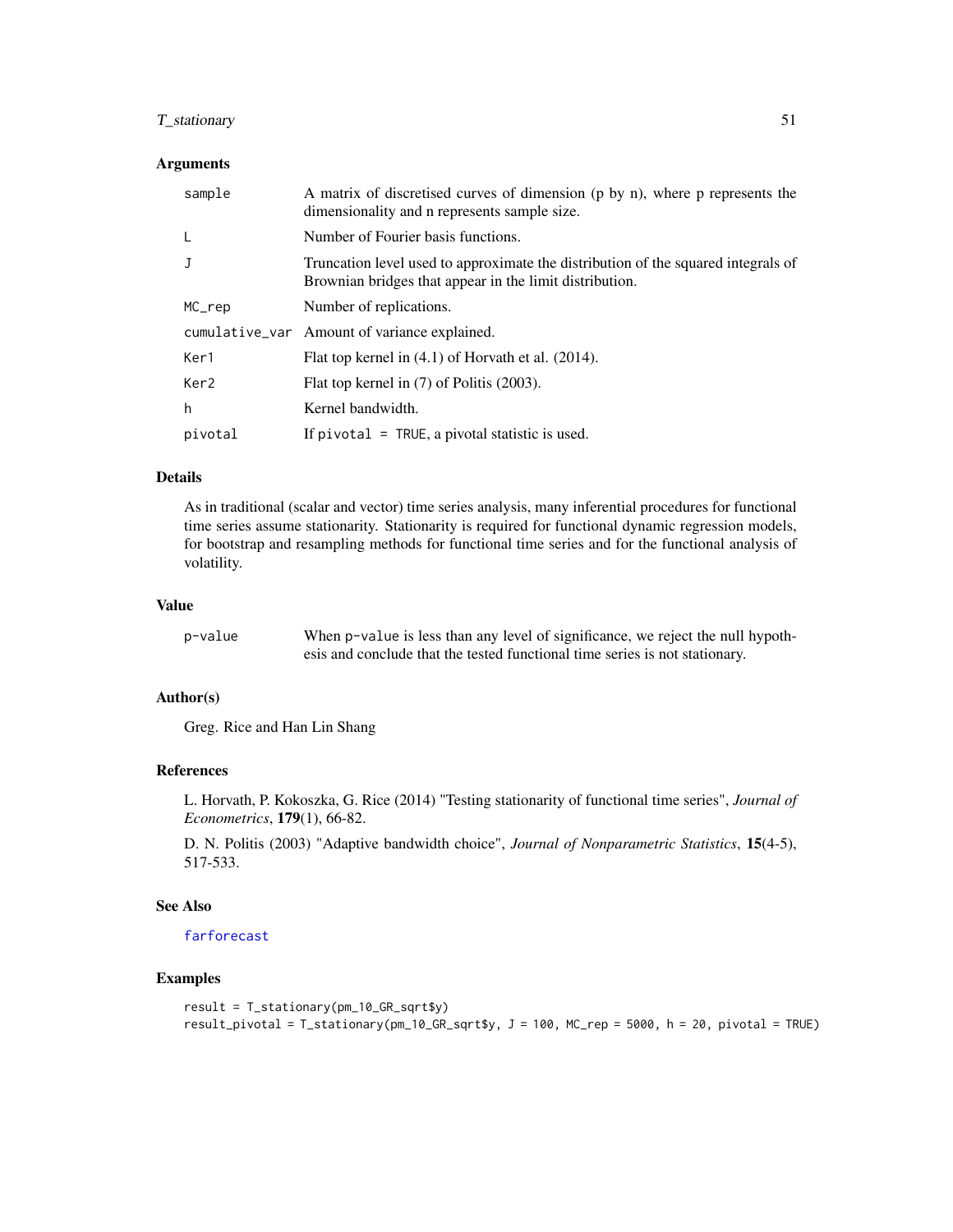## Arguments

| | |
|---|---|
| sample | A matrix of discretised curves of dimension (p by n), where p represents the dimensionality and n represents sample size. |
| L | Number of Fourier basis functions. |
| J | Truncation level used to approximate the distribution of the squared integrals of Brownian bridges that appear in the limit distribution. |
| MC_rep | Number of replications. |
| cumulative_var | Amount of variance explained. |
| Ker1 | Flat top kernel in (4.1) of Horvath et al. (2014). |
| Ker2 | Flat top kernel in (7) of Politis (2003). |
| h | Kernel bandwidth. |
| pivotal | If `pivotal = TRUE`, a pivotal statistic is used. |

## Details

As in traditional (scalar and vector) time series analysis, many inferential procedures for functional time series assume stationarity. Stationarity is required for functional dynamic regression models, for bootstrap and resampling methods for functional time series and for the functional analysis of volatility.

## Value

| | |
|---|---|
| p-value | When `p-value` is less than any level of significance, we reject the null hypothesis and conclude that the tested functional time series is not stationary. |

## Author(s)

Greg. Rice and Han Lin Shang

## References

L. Horvath, P. Kokoszka, G. Rice (2014) "Testing stationarity of functional time series", *Journal of Econometrics*, **179**(1), 66-82.

D. N. Politis (2003) "Adaptive bandwidth choice", *Journal of Nonparametric Statistics*, **15**(4-5), 517-533.

## See Also

farforecast

## Examples

```
result = T_stationary(pm_10_GR_sqrt$y)
result_pivotal = T_stationary(pm_10_GR_sqrt$y, J = 100, MC_rep = 5000, h = 20, pivotal = TRUE)
```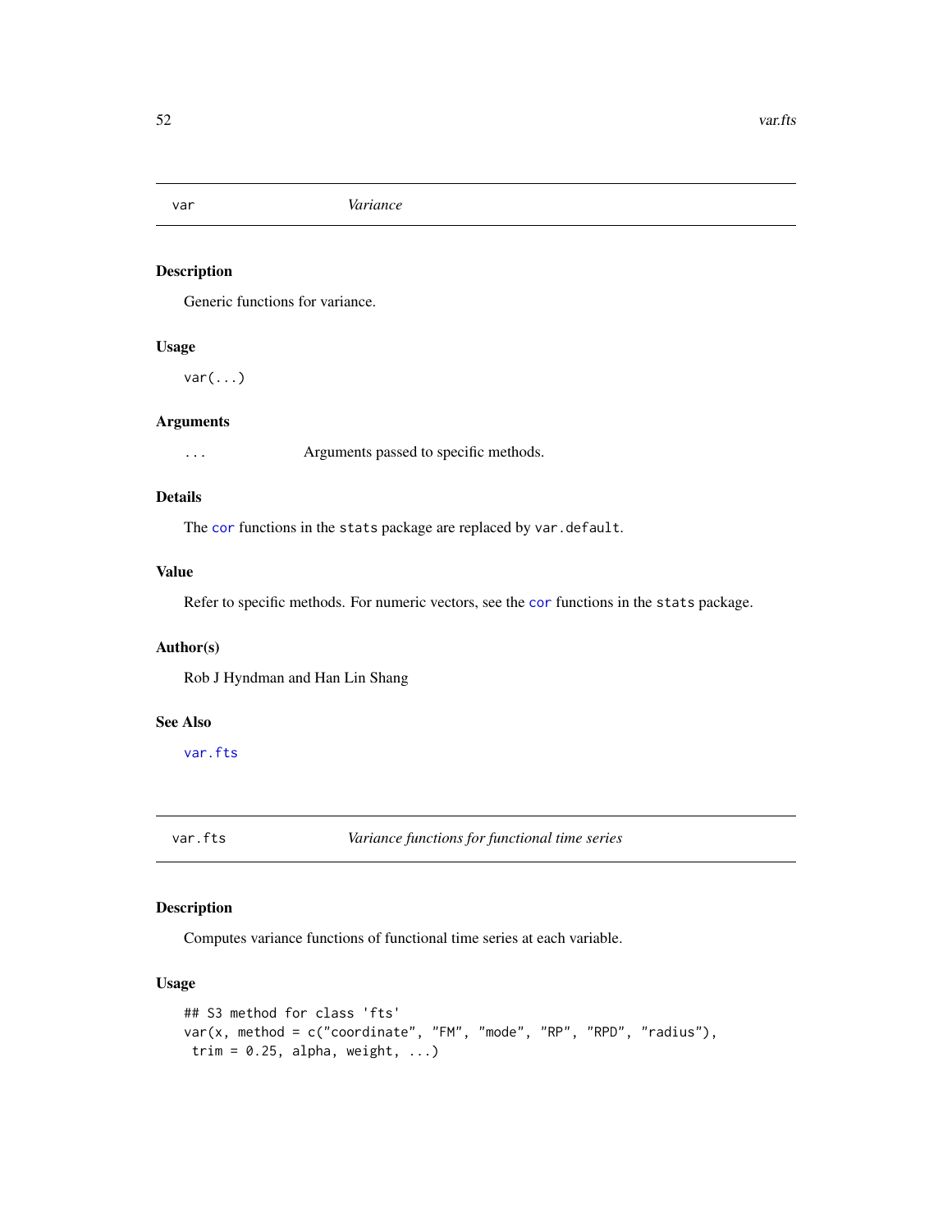## var — *Variance*

### Description

Generic functions for variance.

### Usage

```
var(...)
```

### Arguments

`...` Arguments passed to specific methods.

### Details

The `cor` functions in the `stats` package are replaced by `var.default`.

### Value

Refer to specific methods. For numeric vectors, see the `cor` functions in the `stats` package.

### Author(s)

Rob J Hyndman and Han Lin Shang

### See Also

`var.fts`

## var.fts — *Variance functions for functional time series*

### Description

Computes variance functions of functional time series at each variable.

### Usage

```
## S3 method for class 'fts'
var(x, method = c("coordinate", "FM", "mode", "RP", "RPD", "radius"),
 trim = 0.25, alpha, weight, ...)
```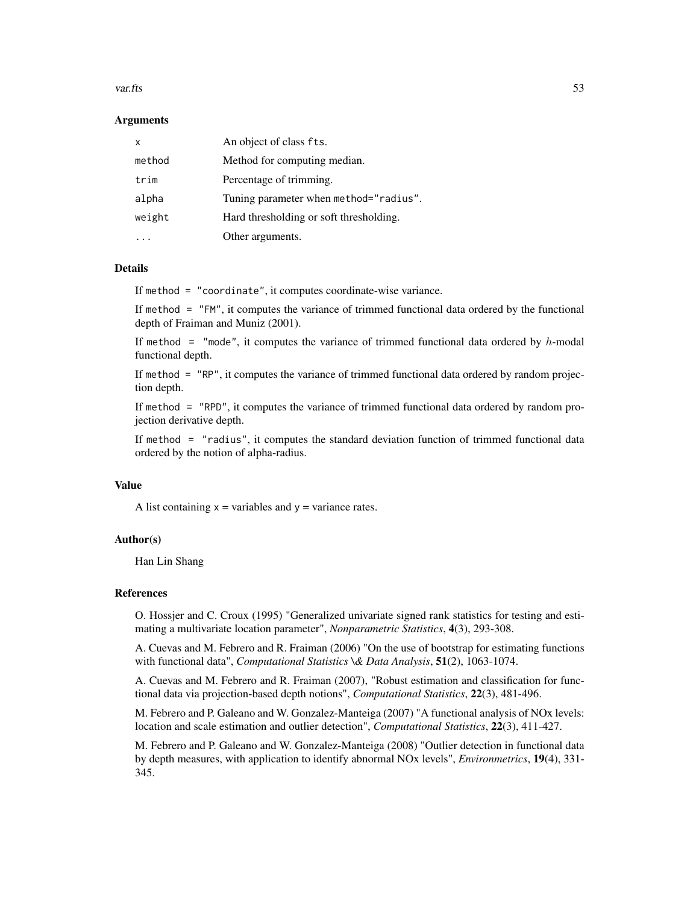### Arguments

| | |
|---|---|
| x | An object of class fts. |
| method | Method for computing median. |
| trim | Percentage of trimming. |
| alpha | Tuning parameter when method="radius". |
| weight | Hard thresholding or soft thresholding. |
| ... | Other arguments. |

### Details

If method = "coordinate", it computes coordinate-wise variance.

If method = "FM", it computes the variance of trimmed functional data ordered by the functional depth of Fraiman and Muniz (2001).

If method = "mode", it computes the variance of trimmed functional data ordered by $h$-modal functional depth.

If method = "RP", it computes the variance of trimmed functional data ordered by random projection depth.

If method = "RPD", it computes the variance of trimmed functional data ordered by random projection derivative depth.

If method = "radius", it computes the standard deviation function of trimmed functional data ordered by the notion of alpha-radius.

### Value

A list containing x = variables and y = variance rates.

### Author(s)

Han Lin Shang

### References

O. Hossjer and C. Croux (1995) "Generalized univariate signed rank statistics for testing and estimating a multivariate location parameter", *Nonparametric Statistics*, **4**(3), 293-308.

A. Cuevas and M. Febrero and R. Fraiman (2006) "On the use of bootstrap for estimating functions with functional data", *Computational Statistics \& Data Analysis*, **51**(2), 1063-1074.

A. Cuevas and M. Febrero and R. Fraiman (2007), "Robust estimation and classification for functional data via projection-based depth notions", *Computational Statistics*, **22**(3), 481-496.

M. Febrero and P. Galeano and W. Gonzalez-Manteiga (2007) "A functional analysis of NOx levels: location and scale estimation and outlier detection", *Computational Statistics*, **22**(3), 411-427.

M. Febrero and P. Galeano and W. Gonzalez-Manteiga (2008) "Outlier detection in functional data by depth measures, with application to identify abnormal NOx levels", *Environmetrics*, **19**(4), 331-345.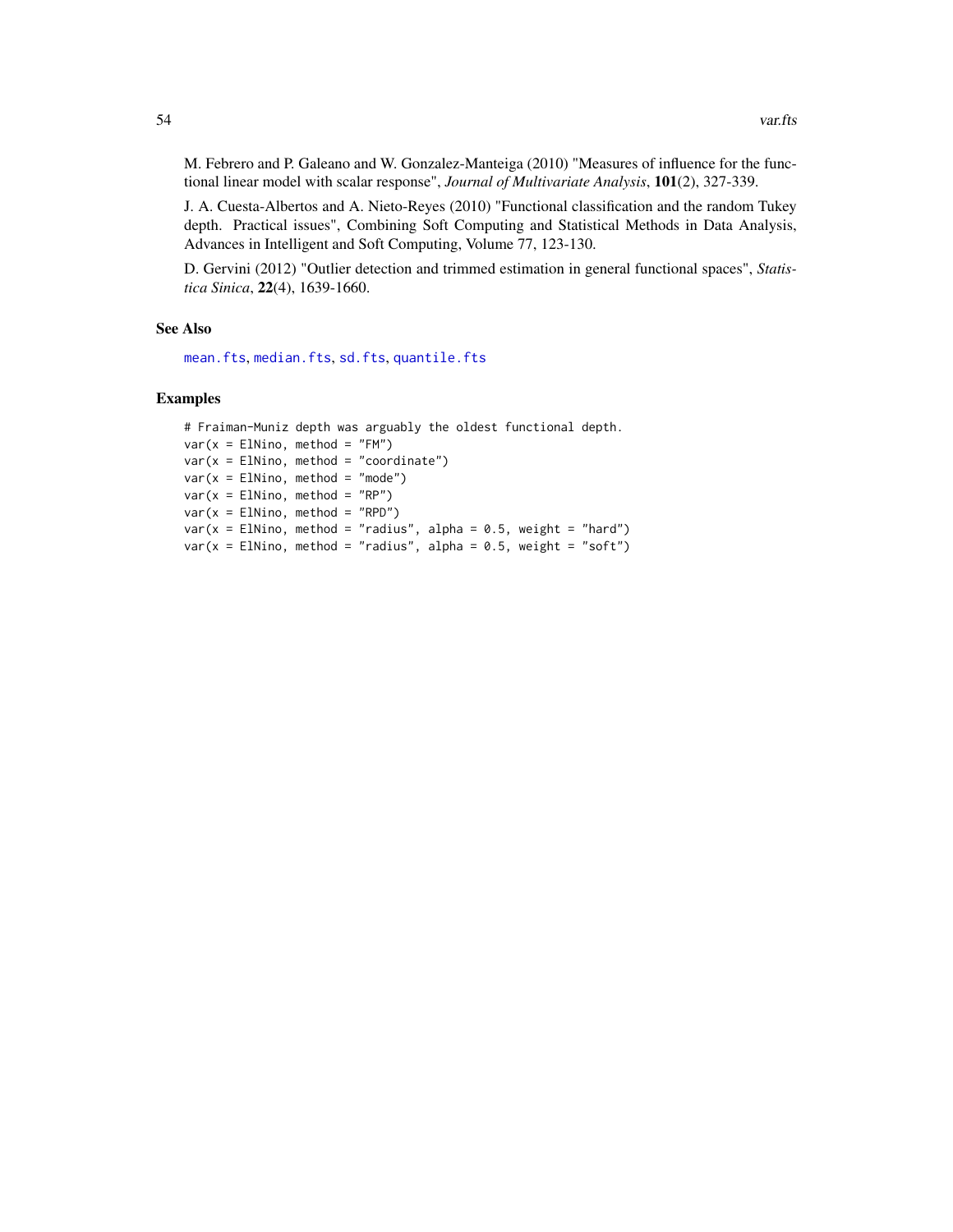M. Febrero and P. Galeano and W. Gonzalez-Manteiga (2010) "Measures of influence for the functional linear model with scalar response", *Journal of Multivariate Analysis*, **101**(2), 327-339.

J. A. Cuesta-Albertos and A. Nieto-Reyes (2010) "Functional classification and the random Tukey depth. Practical issues", Combining Soft Computing and Statistical Methods in Data Analysis, Advances in Intelligent and Soft Computing, Volume 77, 123-130.

D. Gervini (2012) "Outlier detection and trimmed estimation in general functional spaces", *Statistica Sinica*, **22**(4), 1639-1660.

## See Also

mean.fts, median.fts, sd.fts, quantile.fts

## Examples

```
# Fraiman-Muniz depth was arguably the oldest functional depth.
var(x = ElNino, method = "FM")
var(x = ElNino, method = "coordinate")
var(x = ElNino, method = "mode")
var(x = ElNino, method = "RP")
var(x = ElNino, method = "RPD")
var(x = ElNino, method = "radius", alpha = 0.5, weight = "hard")
var(x = ElNino, method = "radius", alpha = 0.5, weight = "soft")
```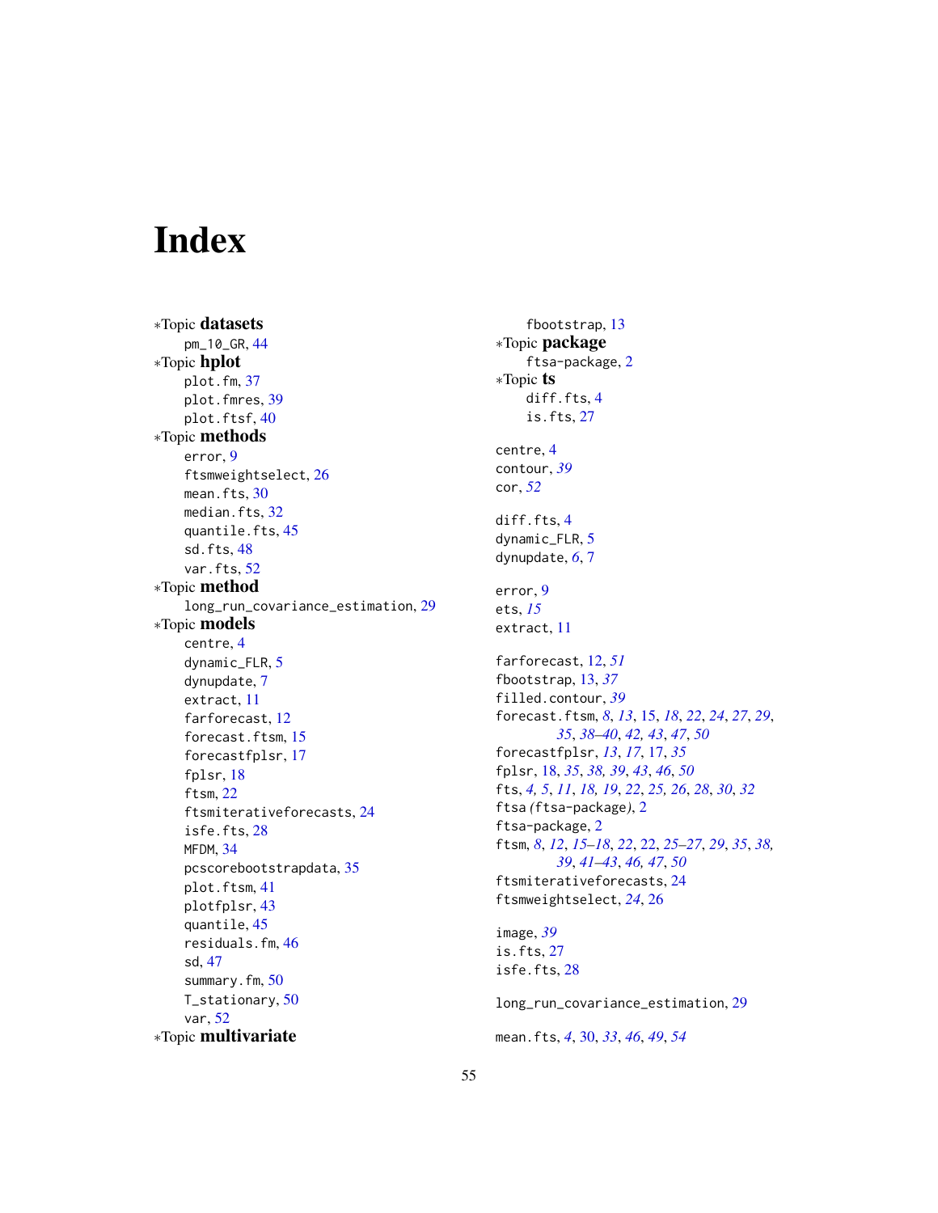# Index

∗Topic **datasets**
- pm_10_GR, 44

∗Topic **hplot**
- plot.fm, 37
- plot.fmres, 39
- plot.ftsf, 40

∗Topic **methods**
- error, 9
- ftsmweightselect, 26
- mean.fts, 30
- median.fts, 32
- quantile.fts, 45
- sd.fts, 48
- var.fts, 52

∗Topic **method**
- long_run_covariance_estimation, 29

∗Topic **models**
- centre, 4
- dynamic_FLR, 5
- dynupdate, 7
- extract, 11
- farforecast, 12
- forecast.ftsm, 15
- forecastfplsr, 17
- fplsr, 18
- ftsm, 22
- ftsmiterativeforecasts, 24
- isfe.fts, 28
- MFDM, 34
- pcscorebootstrapdata, 35
- plot.ftsm, 41
- plotfplsr, 43
- quantile, 45
- residuals.fm, 46
- sd, 47
- summary.fm, 50
- T_stationary, 50
- var, 52

∗Topic **multivariate**
- fbootstrap, 13

∗Topic **package**
- ftsa-package, 2

∗Topic **ts**
- diff.fts, 4
- is.fts, 27

centre, 4
contour, *39*
cor, *52*

diff.fts, 4
dynamic_FLR, 5
dynupdate, *6*, 7

error, 9
ets, *15*
extract, 11

farforecast, 12, *51*
fbootstrap, 13, *37*
filled.contour, *39*
forecast.ftsm, *8*, *13*, 15, *18*, *22*, *24*, *27*, *29*, *35*, *38–40*, *42*, *43*, *47*, *50*
forecastfplsr, *13*, *17*, 17, *35*
fplsr, 18, *35*, *38*, *39*, *43*, *46*, *50*
fts, *4*, *5*, *11*, *18*, *19*, *22*, *25*, *26*, *28*, *30*, *32*
ftsa *(*ftsa-package*)*, 2
ftsa-package, 2
ftsm, *8*, *12*, *15–18*, *22*, 22, *25–27*, *29*, *35*, *38*, *39*, *41–43*, *46*, *47*, *50*
ftsmiterativeforecasts, 24
ftsmweightselect, *24*, 26

image, *39*
is.fts, 27
isfe.fts, 28

long_run_covariance_estimation, 29

mean.fts, *4*, 30, *33*, *46*, *49*, *54*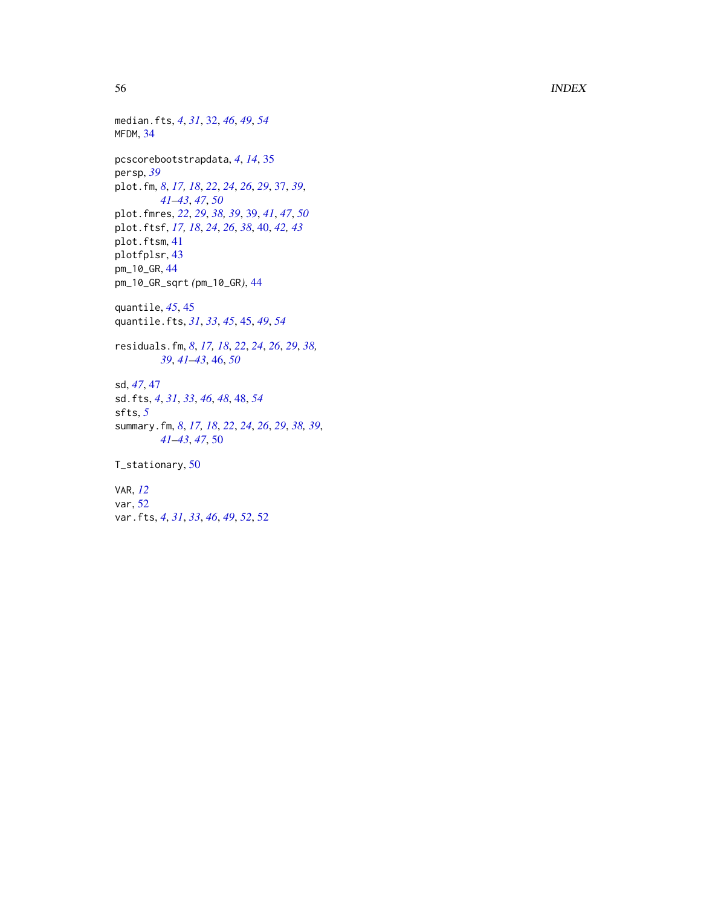median.fts, *4*, *31*, 32, *46*, *49*, *54*
MFDM, 34

pcscorebootstrapdata, *4*, *14*, 35
persp, *39*
plot.fm, *8*, *17, 18*, *22*, *24*, *26*, *29*, 37, *39*, *41–43*, *47*, *50*
plot.fmres, *22*, *29*, *38, 39*, 39, *41*, *47*, *50*
plot.ftsf, *17, 18*, *24*, *26*, *38*, 40, *42, 43*
plot.ftsm, 41
plotfplsr, 43
pm_10_GR, 44
pm_10_GR_sqrt *(*pm_10_GR*)*, 44

quantile, *45*, 45
quantile.fts, *31*, *33*, *45*, 45, *49*, *54*

residuals.fm, *8*, *17, 18*, *22*, *24*, *26*, *29*, *38, 39*, *41–43*, 46, *50*

sd, *47*, 47
sd.fts, *4*, *31*, *33*, *46*, *48*, 48, *54*
sfts, *5*
summary.fm, *8*, *17, 18*, *22*, *24*, *26*, *29*, *38, 39*, *41–43*, *47*, 50

T_stationary, 50

VAR, *12*
var, 52
var.fts, *4*, *31*, *33*, *46*, *49*, *52*, 52